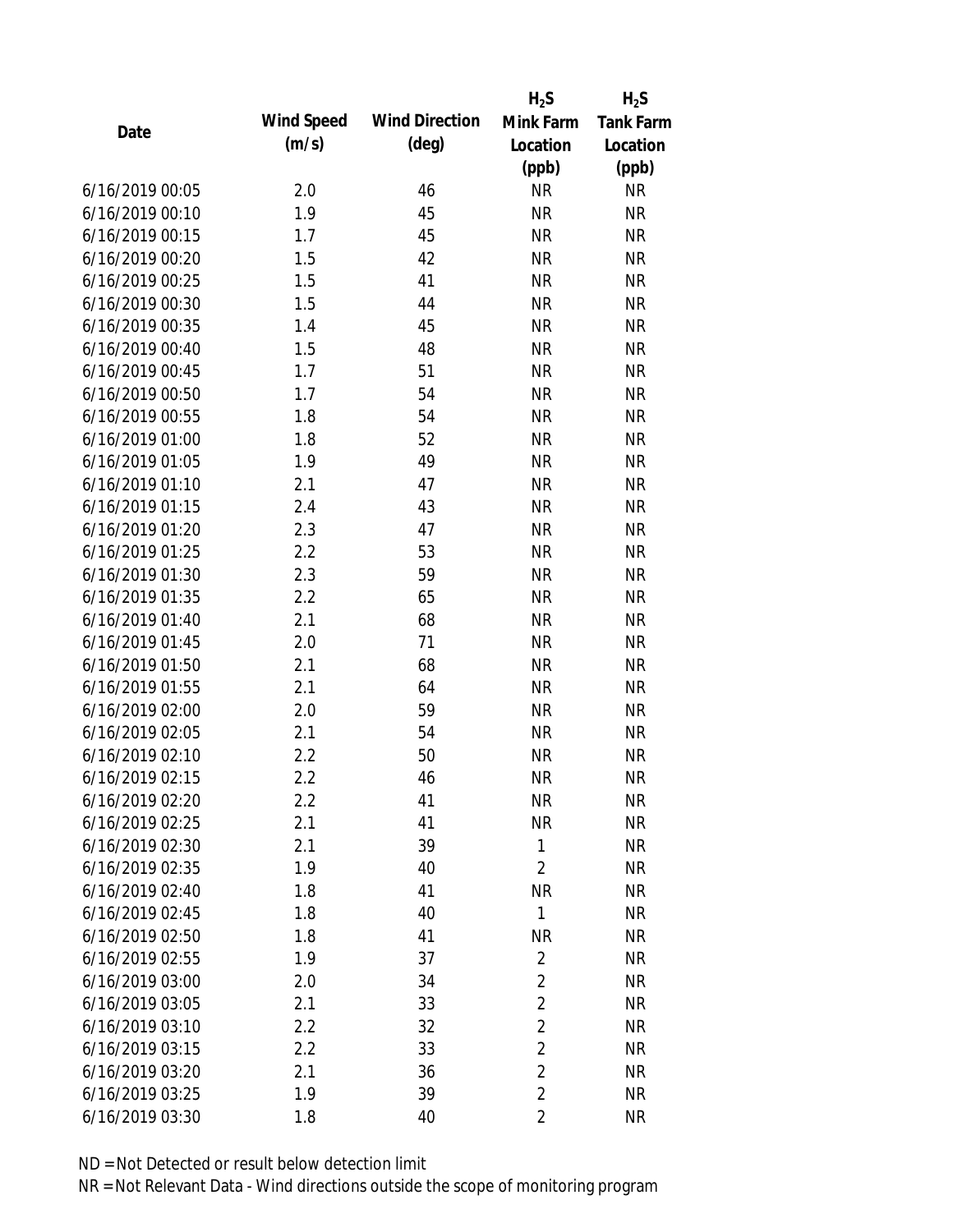| Date | Wind Speed (m/s) | Wind Direction (deg) | $H_2S$ Mink Farm Location (ppb) | $H_2S$ Tank Farm Location (ppb) |
|---|---|---|---|---|
| 6/16/2019 00:05 | 2.0 | 46 | NR | NR |
| 6/16/2019 00:10 | 1.9 | 45 | NR | NR |
| 6/16/2019 00:15 | 1.7 | 45 | NR | NR |
| 6/16/2019 00:20 | 1.5 | 42 | NR | NR |
| 6/16/2019 00:25 | 1.5 | 41 | NR | NR |
| 6/16/2019 00:30 | 1.5 | 44 | NR | NR |
| 6/16/2019 00:35 | 1.4 | 45 | NR | NR |
| 6/16/2019 00:40 | 1.5 | 48 | NR | NR |
| 6/16/2019 00:45 | 1.7 | 51 | NR | NR |
| 6/16/2019 00:50 | 1.7 | 54 | NR | NR |
| 6/16/2019 00:55 | 1.8 | 54 | NR | NR |
| 6/16/2019 01:00 | 1.8 | 52 | NR | NR |
| 6/16/2019 01:05 | 1.9 | 49 | NR | NR |
| 6/16/2019 01:10 | 2.1 | 47 | NR | NR |
| 6/16/2019 01:15 | 2.4 | 43 | NR | NR |
| 6/16/2019 01:20 | 2.3 | 47 | NR | NR |
| 6/16/2019 01:25 | 2.2 | 53 | NR | NR |
| 6/16/2019 01:30 | 2.3 | 59 | NR | NR |
| 6/16/2019 01:35 | 2.2 | 65 | NR | NR |
| 6/16/2019 01:40 | 2.1 | 68 | NR | NR |
| 6/16/2019 01:45 | 2.0 | 71 | NR | NR |
| 6/16/2019 01:50 | 2.1 | 68 | NR | NR |
| 6/16/2019 01:55 | 2.1 | 64 | NR | NR |
| 6/16/2019 02:00 | 2.0 | 59 | NR | NR |
| 6/16/2019 02:05 | 2.1 | 54 | NR | NR |
| 6/16/2019 02:10 | 2.2 | 50 | NR | NR |
| 6/16/2019 02:15 | 2.2 | 46 | NR | NR |
| 6/16/2019 02:20 | 2.2 | 41 | NR | NR |
| 6/16/2019 02:25 | 2.1 | 41 | NR | NR |
| 6/16/2019 02:30 | 2.1 | 39 | 1 | NR |
| 6/16/2019 02:35 | 1.9 | 40 | 2 | NR |
| 6/16/2019 02:40 | 1.8 | 41 | NR | NR |
| 6/16/2019 02:45 | 1.8 | 40 | 1 | NR |
| 6/16/2019 02:50 | 1.8 | 41 | NR | NR |
| 6/16/2019 02:55 | 1.9 | 37 | 2 | NR |
| 6/16/2019 03:00 | 2.0 | 34 | 2 | NR |
| 6/16/2019 03:05 | 2.1 | 33 | 2 | NR |
| 6/16/2019 03:10 | 2.2 | 32 | 2 | NR |
| 6/16/2019 03:15 | 2.2 | 33 | 2 | NR |
| 6/16/2019 03:20 | 2.1 | 36 | 2 | NR |
| 6/16/2019 03:25 | 1.9 | 39 | 2 | NR |
| 6/16/2019 03:30 | 1.8 | 40 | 2 | NR |

ND = Not Detected or result below detection limit

NR = Not Relevant Data - Wind directions outside the scope of monitoring program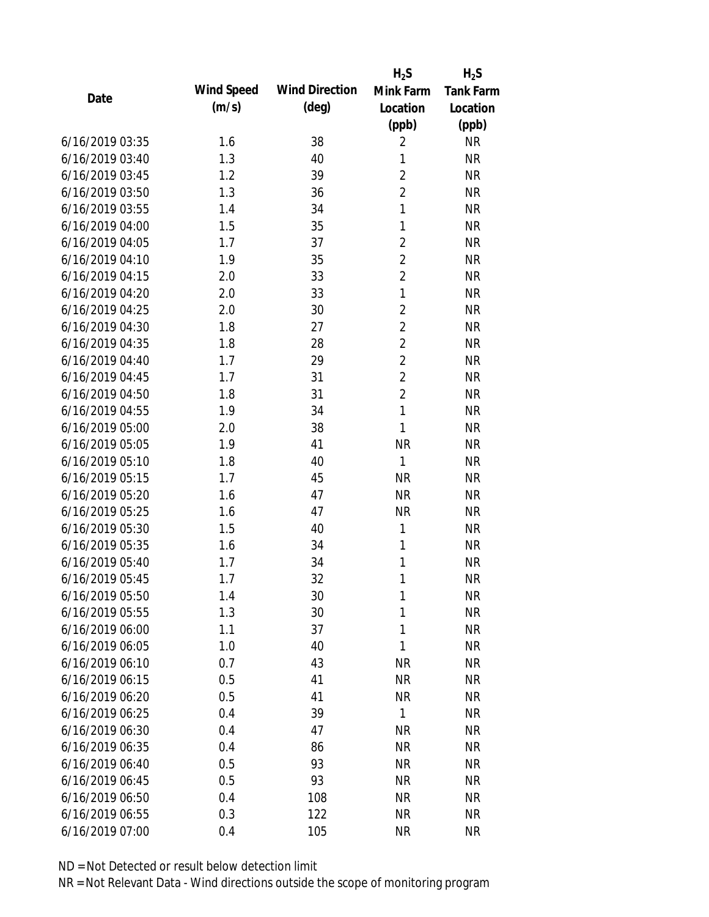| Date | Wind Speed (m/s) | Wind Direction (deg) | $H_2S$ Mink Farm Location (ppb) | $H_2S$ Tank Farm Location (ppb) |
|---|---|---|---|---|
| 6/16/2019 03:35 | 1.6 | 38 | 2 | NR |
| 6/16/2019 03:40 | 1.3 | 40 | 1 | NR |
| 6/16/2019 03:45 | 1.2 | 39 | 2 | NR |
| 6/16/2019 03:50 | 1.3 | 36 | 2 | NR |
| 6/16/2019 03:55 | 1.4 | 34 | 1 | NR |
| 6/16/2019 04:00 | 1.5 | 35 | 1 | NR |
| 6/16/2019 04:05 | 1.7 | 37 | 2 | NR |
| 6/16/2019 04:10 | 1.9 | 35 | 2 | NR |
| 6/16/2019 04:15 | 2.0 | 33 | 2 | NR |
| 6/16/2019 04:20 | 2.0 | 33 | 1 | NR |
| 6/16/2019 04:25 | 2.0 | 30 | 2 | NR |
| 6/16/2019 04:30 | 1.8 | 27 | 2 | NR |
| 6/16/2019 04:35 | 1.8 | 28 | 2 | NR |
| 6/16/2019 04:40 | 1.7 | 29 | 2 | NR |
| 6/16/2019 04:45 | 1.7 | 31 | 2 | NR |
| 6/16/2019 04:50 | 1.8 | 31 | 2 | NR |
| 6/16/2019 04:55 | 1.9 | 34 | 1 | NR |
| 6/16/2019 05:00 | 2.0 | 38 | 1 | NR |
| 6/16/2019 05:05 | 1.9 | 41 | NR | NR |
| 6/16/2019 05:10 | 1.8 | 40 | 1 | NR |
| 6/16/2019 05:15 | 1.7 | 45 | NR | NR |
| 6/16/2019 05:20 | 1.6 | 47 | NR | NR |
| 6/16/2019 05:25 | 1.6 | 47 | NR | NR |
| 6/16/2019 05:30 | 1.5 | 40 | 1 | NR |
| 6/16/2019 05:35 | 1.6 | 34 | 1 | NR |
| 6/16/2019 05:40 | 1.7 | 34 | 1 | NR |
| 6/16/2019 05:45 | 1.7 | 32 | 1 | NR |
| 6/16/2019 05:50 | 1.4 | 30 | 1 | NR |
| 6/16/2019 05:55 | 1.3 | 30 | 1 | NR |
| 6/16/2019 06:00 | 1.1 | 37 | 1 | NR |
| 6/16/2019 06:05 | 1.0 | 40 | 1 | NR |
| 6/16/2019 06:10 | 0.7 | 43 | NR | NR |
| 6/16/2019 06:15 | 0.5 | 41 | NR | NR |
| 6/16/2019 06:20 | 0.5 | 41 | NR | NR |
| 6/16/2019 06:25 | 0.4 | 39 | 1 | NR |
| 6/16/2019 06:30 | 0.4 | 47 | NR | NR |
| 6/16/2019 06:35 | 0.4 | 86 | NR | NR |
| 6/16/2019 06:40 | 0.5 | 93 | NR | NR |
| 6/16/2019 06:45 | 0.5 | 93 | NR | NR |
| 6/16/2019 06:50 | 0.4 | 108 | NR | NR |
| 6/16/2019 06:55 | 0.3 | 122 | NR | NR |
| 6/16/2019 07:00 | 0.4 | 105 | NR | NR |

ND = Not Detected or result below detection limit

NR = Not Relevant Data - Wind directions outside the scope of monitoring program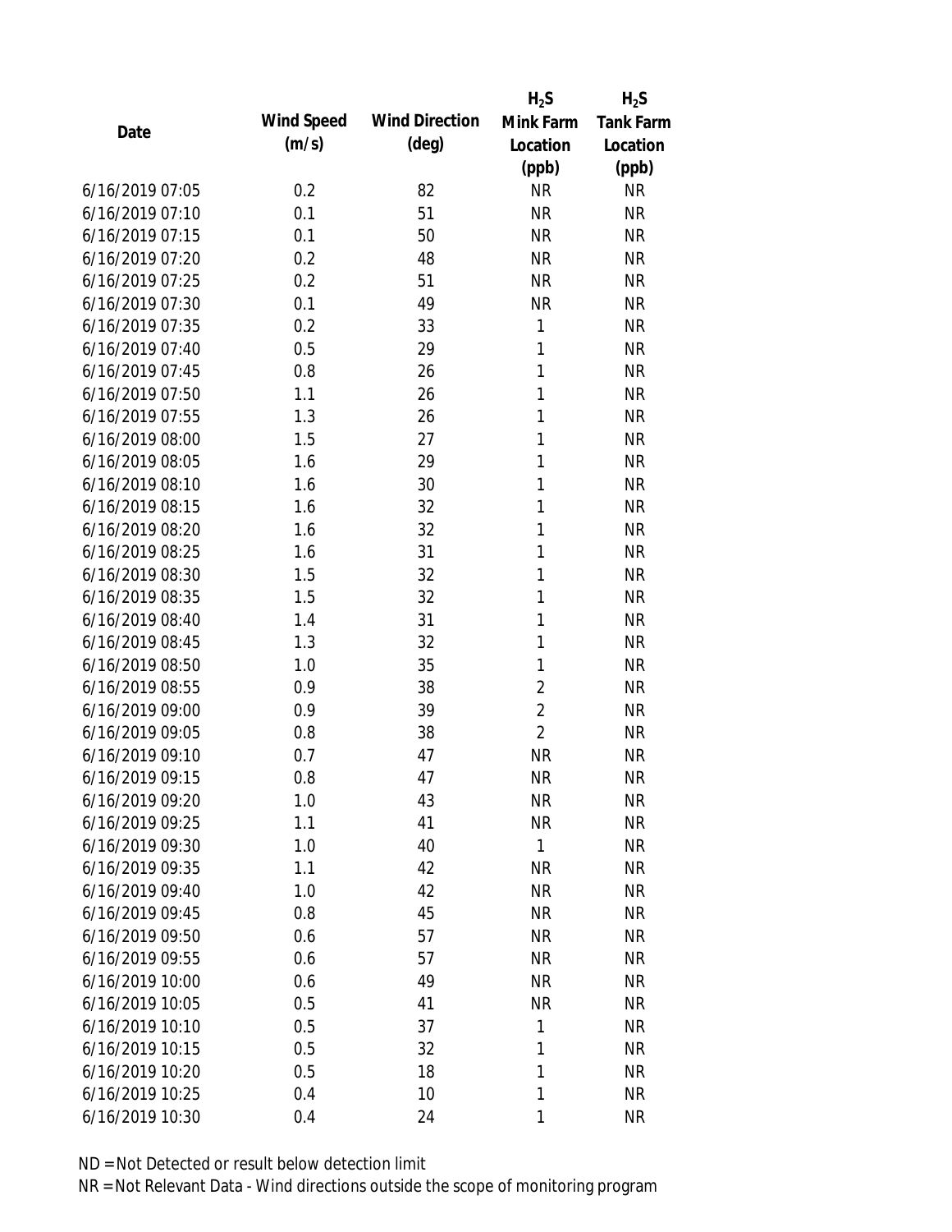| Date | Wind Speed (m/s) | Wind Direction (deg) | $H_2S$ Mink Farm Location (ppb) | $H_2S$ Tank Farm Location (ppb) |
|---|---|---|---|---|
| 6/16/2019 07:05 | 0.2 | 82 | NR | NR |
| 6/16/2019 07:10 | 0.1 | 51 | NR | NR |
| 6/16/2019 07:15 | 0.1 | 50 | NR | NR |
| 6/16/2019 07:20 | 0.2 | 48 | NR | NR |
| 6/16/2019 07:25 | 0.2 | 51 | NR | NR |
| 6/16/2019 07:30 | 0.1 | 49 | NR | NR |
| 6/16/2019 07:35 | 0.2 | 33 | 1 | NR |
| 6/16/2019 07:40 | 0.5 | 29 | 1 | NR |
| 6/16/2019 07:45 | 0.8 | 26 | 1 | NR |
| 6/16/2019 07:50 | 1.1 | 26 | 1 | NR |
| 6/16/2019 07:55 | 1.3 | 26 | 1 | NR |
| 6/16/2019 08:00 | 1.5 | 27 | 1 | NR |
| 6/16/2019 08:05 | 1.6 | 29 | 1 | NR |
| 6/16/2019 08:10 | 1.6 | 30 | 1 | NR |
| 6/16/2019 08:15 | 1.6 | 32 | 1 | NR |
| 6/16/2019 08:20 | 1.6 | 32 | 1 | NR |
| 6/16/2019 08:25 | 1.6 | 31 | 1 | NR |
| 6/16/2019 08:30 | 1.5 | 32 | 1 | NR |
| 6/16/2019 08:35 | 1.5 | 32 | 1 | NR |
| 6/16/2019 08:40 | 1.4 | 31 | 1 | NR |
| 6/16/2019 08:45 | 1.3 | 32 | 1 | NR |
| 6/16/2019 08:50 | 1.0 | 35 | 1 | NR |
| 6/16/2019 08:55 | 0.9 | 38 | 2 | NR |
| 6/16/2019 09:00 | 0.9 | 39 | 2 | NR |
| 6/16/2019 09:05 | 0.8 | 38 | 2 | NR |
| 6/16/2019 09:10 | 0.7 | 47 | NR | NR |
| 6/16/2019 09:15 | 0.8 | 47 | NR | NR |
| 6/16/2019 09:20 | 1.0 | 43 | NR | NR |
| 6/16/2019 09:25 | 1.1 | 41 | NR | NR |
| 6/16/2019 09:30 | 1.0 | 40 | 1 | NR |
| 6/16/2019 09:35 | 1.1 | 42 | NR | NR |
| 6/16/2019 09:40 | 1.0 | 42 | NR | NR |
| 6/16/2019 09:45 | 0.8 | 45 | NR | NR |
| 6/16/2019 09:50 | 0.6 | 57 | NR | NR |
| 6/16/2019 09:55 | 0.6 | 57 | NR | NR |
| 6/16/2019 10:00 | 0.6 | 49 | NR | NR |
| 6/16/2019 10:05 | 0.5 | 41 | NR | NR |
| 6/16/2019 10:10 | 0.5 | 37 | 1 | NR |
| 6/16/2019 10:15 | 0.5 | 32 | 1 | NR |
| 6/16/2019 10:20 | 0.5 | 18 | 1 | NR |
| 6/16/2019 10:25 | 0.4 | 10 | 1 | NR |
| 6/16/2019 10:30 | 0.4 | 24 | 1 | NR |

ND = Not Detected or result below detection limit

NR = Not Relevant Data - Wind directions outside the scope of monitoring program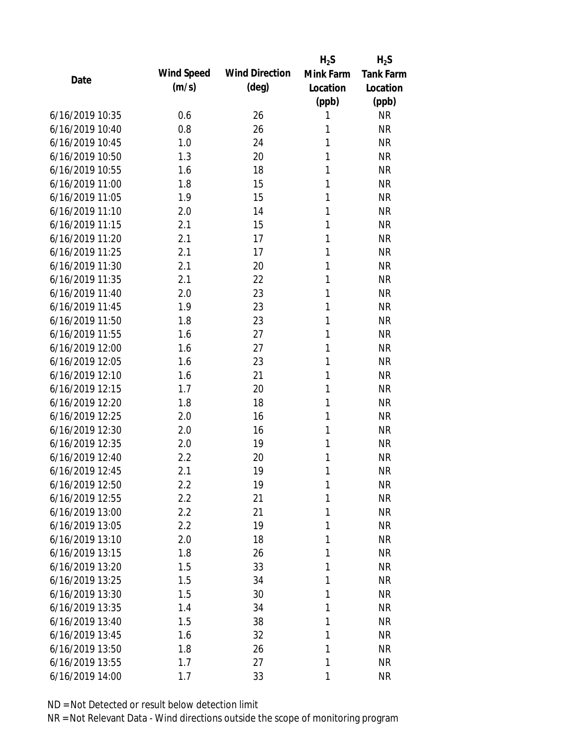| Date | Wind Speed (m/s) | Wind Direction (deg) | $H_2S$ Mink Farm Location (ppb) | $H_2S$ Tank Farm Location (ppb) |
|---|---|---|---|---|
| 6/16/2019 10:35 | 0.6 | 26 | 1 | NR |
| 6/16/2019 10:40 | 0.8 | 26 | 1 | NR |
| 6/16/2019 10:45 | 1.0 | 24 | 1 | NR |
| 6/16/2019 10:50 | 1.3 | 20 | 1 | NR |
| 6/16/2019 10:55 | 1.6 | 18 | 1 | NR |
| 6/16/2019 11:00 | 1.8 | 15 | 1 | NR |
| 6/16/2019 11:05 | 1.9 | 15 | 1 | NR |
| 6/16/2019 11:10 | 2.0 | 14 | 1 | NR |
| 6/16/2019 11:15 | 2.1 | 15 | 1 | NR |
| 6/16/2019 11:20 | 2.1 | 17 | 1 | NR |
| 6/16/2019 11:25 | 2.1 | 17 | 1 | NR |
| 6/16/2019 11:30 | 2.1 | 20 | 1 | NR |
| 6/16/2019 11:35 | 2.1 | 22 | 1 | NR |
| 6/16/2019 11:40 | 2.0 | 23 | 1 | NR |
| 6/16/2019 11:45 | 1.9 | 23 | 1 | NR |
| 6/16/2019 11:50 | 1.8 | 23 | 1 | NR |
| 6/16/2019 11:55 | 1.6 | 27 | 1 | NR |
| 6/16/2019 12:00 | 1.6 | 27 | 1 | NR |
| 6/16/2019 12:05 | 1.6 | 23 | 1 | NR |
| 6/16/2019 12:10 | 1.6 | 21 | 1 | NR |
| 6/16/2019 12:15 | 1.7 | 20 | 1 | NR |
| 6/16/2019 12:20 | 1.8 | 18 | 1 | NR |
| 6/16/2019 12:25 | 2.0 | 16 | 1 | NR |
| 6/16/2019 12:30 | 2.0 | 16 | 1 | NR |
| 6/16/2019 12:35 | 2.0 | 19 | 1 | NR |
| 6/16/2019 12:40 | 2.2 | 20 | 1 | NR |
| 6/16/2019 12:45 | 2.1 | 19 | 1 | NR |
| 6/16/2019 12:50 | 2.2 | 19 | 1 | NR |
| 6/16/2019 12:55 | 2.2 | 21 | 1 | NR |
| 6/16/2019 13:00 | 2.2 | 21 | 1 | NR |
| 6/16/2019 13:05 | 2.2 | 19 | 1 | NR |
| 6/16/2019 13:10 | 2.0 | 18 | 1 | NR |
| 6/16/2019 13:15 | 1.8 | 26 | 1 | NR |
| 6/16/2019 13:20 | 1.5 | 33 | 1 | NR |
| 6/16/2019 13:25 | 1.5 | 34 | 1 | NR |
| 6/16/2019 13:30 | 1.5 | 30 | 1 | NR |
| 6/16/2019 13:35 | 1.4 | 34 | 1 | NR |
| 6/16/2019 13:40 | 1.5 | 38 | 1 | NR |
| 6/16/2019 13:45 | 1.6 | 32 | 1 | NR |
| 6/16/2019 13:50 | 1.8 | 26 | 1 | NR |
| 6/16/2019 13:55 | 1.7 | 27 | 1 | NR |
| 6/16/2019 14:00 | 1.7 | 33 | 1 | NR |

ND = Not Detected or result below detection limit

NR = Not Relevant Data - Wind directions outside the scope of monitoring program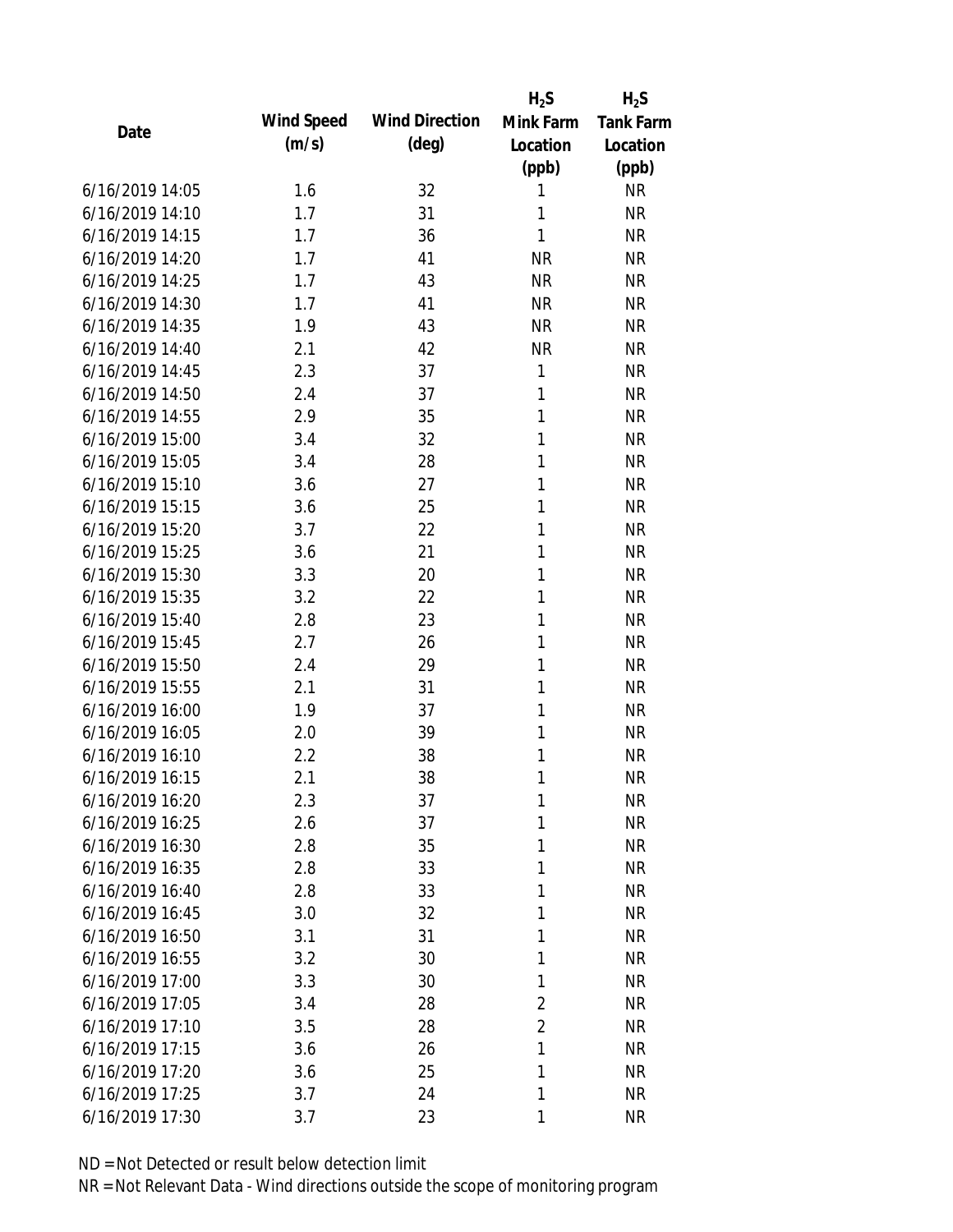| Date | Wind Speed (m/s) | Wind Direction (deg) | $H_2S$ Mink Farm Location (ppb) | $H_2S$ Tank Farm Location (ppb) |
|---|---|---|---|---|
| 6/16/2019 14:05 | 1.6 | 32 | 1 | NR |
| 6/16/2019 14:10 | 1.7 | 31 | 1 | NR |
| 6/16/2019 14:15 | 1.7 | 36 | 1 | NR |
| 6/16/2019 14:20 | 1.7 | 41 | NR | NR |
| 6/16/2019 14:25 | 1.7 | 43 | NR | NR |
| 6/16/2019 14:30 | 1.7 | 41 | NR | NR |
| 6/16/2019 14:35 | 1.9 | 43 | NR | NR |
| 6/16/2019 14:40 | 2.1 | 42 | NR | NR |
| 6/16/2019 14:45 | 2.3 | 37 | 1 | NR |
| 6/16/2019 14:50 | 2.4 | 37 | 1 | NR |
| 6/16/2019 14:55 | 2.9 | 35 | 1 | NR |
| 6/16/2019 15:00 | 3.4 | 32 | 1 | NR |
| 6/16/2019 15:05 | 3.4 | 28 | 1 | NR |
| 6/16/2019 15:10 | 3.6 | 27 | 1 | NR |
| 6/16/2019 15:15 | 3.6 | 25 | 1 | NR |
| 6/16/2019 15:20 | 3.7 | 22 | 1 | NR |
| 6/16/2019 15:25 | 3.6 | 21 | 1 | NR |
| 6/16/2019 15:30 | 3.3 | 20 | 1 | NR |
| 6/16/2019 15:35 | 3.2 | 22 | 1 | NR |
| 6/16/2019 15:40 | 2.8 | 23 | 1 | NR |
| 6/16/2019 15:45 | 2.7 | 26 | 1 | NR |
| 6/16/2019 15:50 | 2.4 | 29 | 1 | NR |
| 6/16/2019 15:55 | 2.1 | 31 | 1 | NR |
| 6/16/2019 16:00 | 1.9 | 37 | 1 | NR |
| 6/16/2019 16:05 | 2.0 | 39 | 1 | NR |
| 6/16/2019 16:10 | 2.2 | 38 | 1 | NR |
| 6/16/2019 16:15 | 2.1 | 38 | 1 | NR |
| 6/16/2019 16:20 | 2.3 | 37 | 1 | NR |
| 6/16/2019 16:25 | 2.6 | 37 | 1 | NR |
| 6/16/2019 16:30 | 2.8 | 35 | 1 | NR |
| 6/16/2019 16:35 | 2.8 | 33 | 1 | NR |
| 6/16/2019 16:40 | 2.8 | 33 | 1 | NR |
| 6/16/2019 16:45 | 3.0 | 32 | 1 | NR |
| 6/16/2019 16:50 | 3.1 | 31 | 1 | NR |
| 6/16/2019 16:55 | 3.2 | 30 | 1 | NR |
| 6/16/2019 17:00 | 3.3 | 30 | 1 | NR |
| 6/16/2019 17:05 | 3.4 | 28 | 2 | NR |
| 6/16/2019 17:10 | 3.5 | 28 | 2 | NR |
| 6/16/2019 17:15 | 3.6 | 26 | 1 | NR |
| 6/16/2019 17:20 | 3.6 | 25 | 1 | NR |
| 6/16/2019 17:25 | 3.7 | 24 | 1 | NR |
| 6/16/2019 17:30 | 3.7 | 23 | 1 | NR |

ND = Not Detected or result below detection limit

NR = Not Relevant Data - Wind directions outside the scope of monitoring program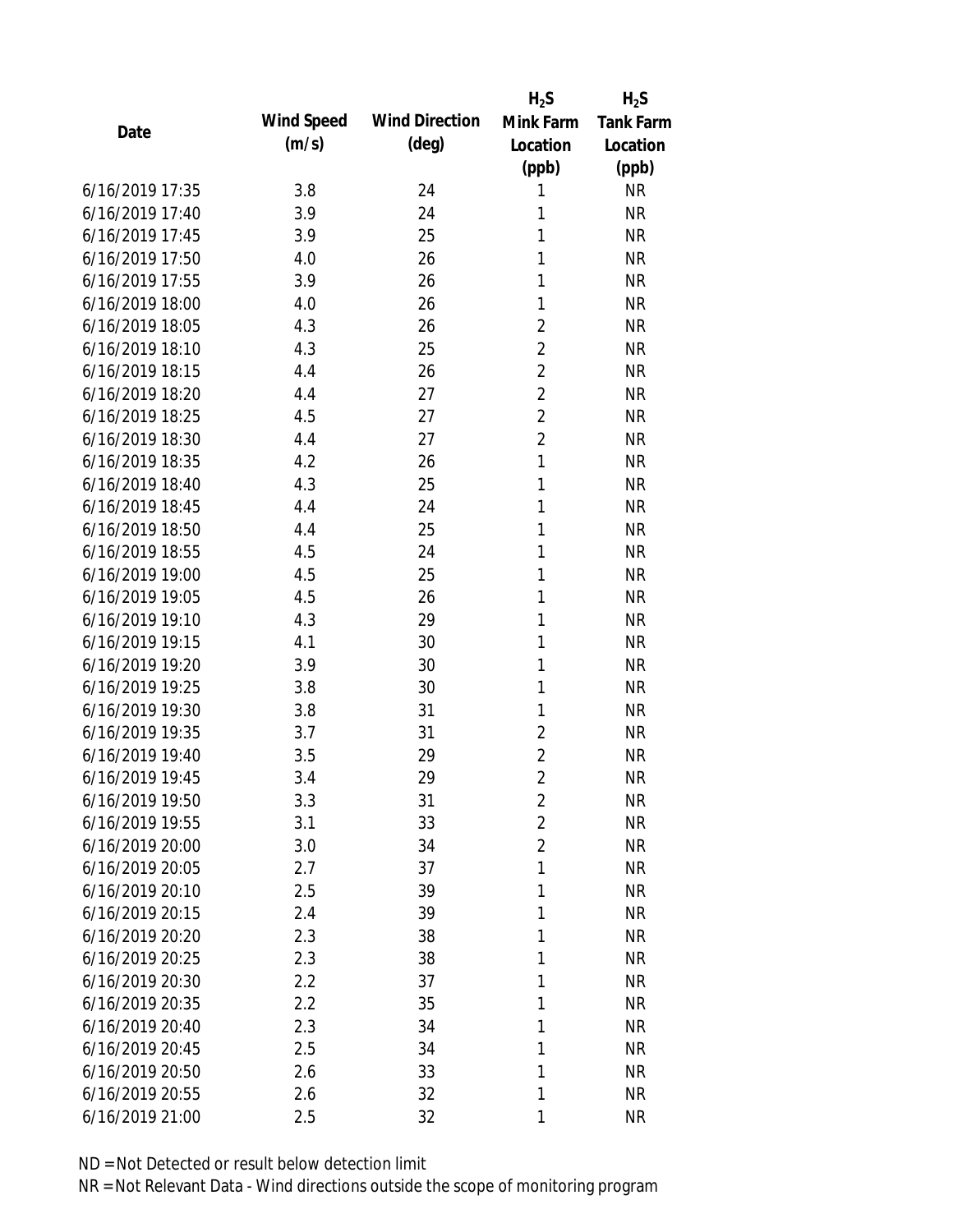| Date | Wind Speed (m/s) | Wind Direction (deg) | $H_2S$ Mink Farm Location (ppb) | $H_2S$ Tank Farm Location (ppb) |
|---|---|---|---|---|
| 6/16/2019 17:35 | 3.8 | 24 | 1 | NR |
| 6/16/2019 17:40 | 3.9 | 24 | 1 | NR |
| 6/16/2019 17:45 | 3.9 | 25 | 1 | NR |
| 6/16/2019 17:50 | 4.0 | 26 | 1 | NR |
| 6/16/2019 17:55 | 3.9 | 26 | 1 | NR |
| 6/16/2019 18:00 | 4.0 | 26 | 1 | NR |
| 6/16/2019 18:05 | 4.3 | 26 | 2 | NR |
| 6/16/2019 18:10 | 4.3 | 25 | 2 | NR |
| 6/16/2019 18:15 | 4.4 | 26 | 2 | NR |
| 6/16/2019 18:20 | 4.4 | 27 | 2 | NR |
| 6/16/2019 18:25 | 4.5 | 27 | 2 | NR |
| 6/16/2019 18:30 | 4.4 | 27 | 2 | NR |
| 6/16/2019 18:35 | 4.2 | 26 | 1 | NR |
| 6/16/2019 18:40 | 4.3 | 25 | 1 | NR |
| 6/16/2019 18:45 | 4.4 | 24 | 1 | NR |
| 6/16/2019 18:50 | 4.4 | 25 | 1 | NR |
| 6/16/2019 18:55 | 4.5 | 24 | 1 | NR |
| 6/16/2019 19:00 | 4.5 | 25 | 1 | NR |
| 6/16/2019 19:05 | 4.5 | 26 | 1 | NR |
| 6/16/2019 19:10 | 4.3 | 29 | 1 | NR |
| 6/16/2019 19:15 | 4.1 | 30 | 1 | NR |
| 6/16/2019 19:20 | 3.9 | 30 | 1 | NR |
| 6/16/2019 19:25 | 3.8 | 30 | 1 | NR |
| 6/16/2019 19:30 | 3.8 | 31 | 1 | NR |
| 6/16/2019 19:35 | 3.7 | 31 | 2 | NR |
| 6/16/2019 19:40 | 3.5 | 29 | 2 | NR |
| 6/16/2019 19:45 | 3.4 | 29 | 2 | NR |
| 6/16/2019 19:50 | 3.3 | 31 | 2 | NR |
| 6/16/2019 19:55 | 3.1 | 33 | 2 | NR |
| 6/16/2019 20:00 | 3.0 | 34 | 2 | NR |
| 6/16/2019 20:05 | 2.7 | 37 | 1 | NR |
| 6/16/2019 20:10 | 2.5 | 39 | 1 | NR |
| 6/16/2019 20:15 | 2.4 | 39 | 1 | NR |
| 6/16/2019 20:20 | 2.3 | 38 | 1 | NR |
| 6/16/2019 20:25 | 2.3 | 38 | 1 | NR |
| 6/16/2019 20:30 | 2.2 | 37 | 1 | NR |
| 6/16/2019 20:35 | 2.2 | 35 | 1 | NR |
| 6/16/2019 20:40 | 2.3 | 34 | 1 | NR |
| 6/16/2019 20:45 | 2.5 | 34 | 1 | NR |
| 6/16/2019 20:50 | 2.6 | 33 | 1 | NR |
| 6/16/2019 20:55 | 2.6 | 32 | 1 | NR |
| 6/16/2019 21:00 | 2.5 | 32 | 1 | NR |

ND = Not Detected or result below detection limit

NR = Not Relevant Data - Wind directions outside the scope of monitoring program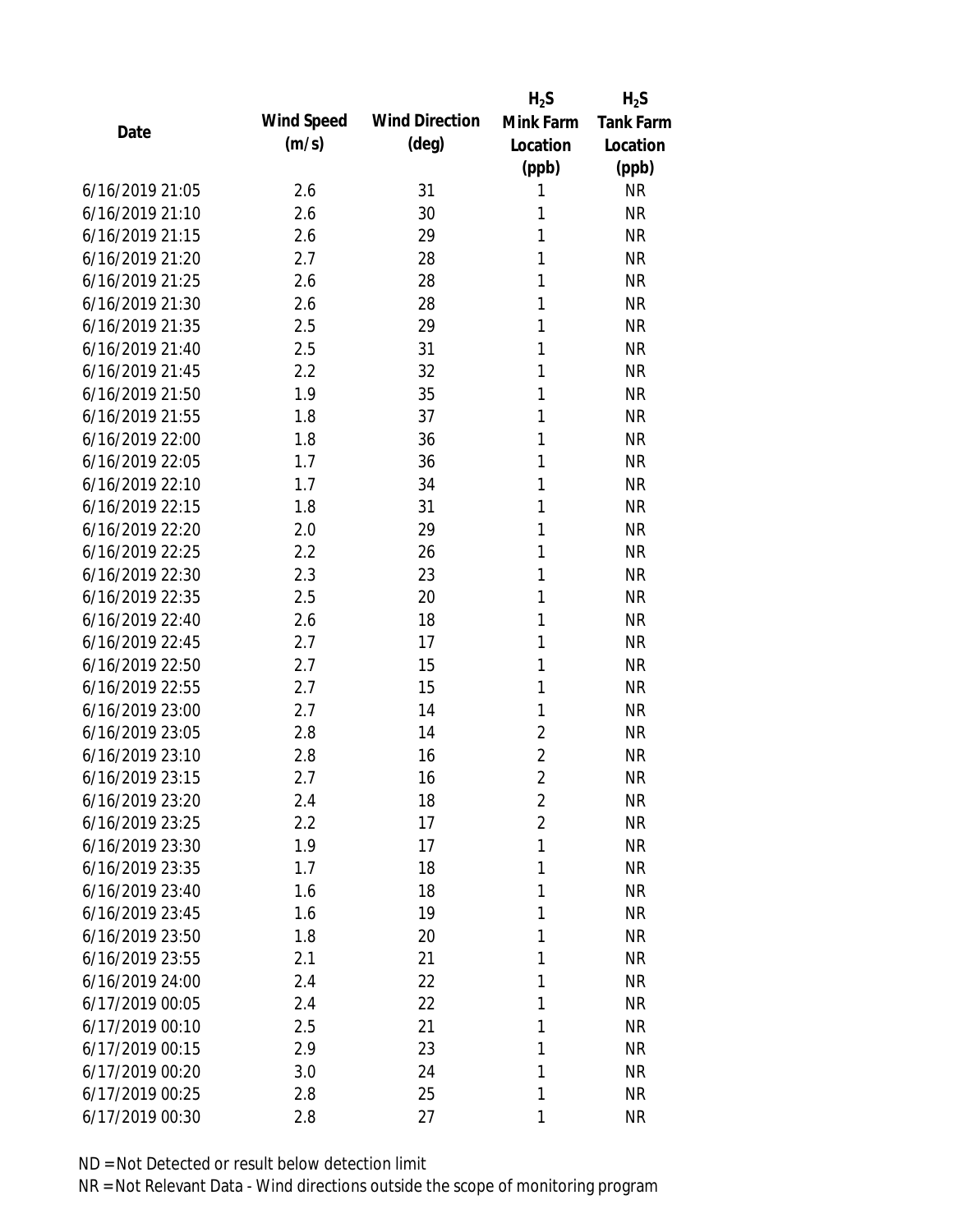| Date | Wind Speed (m/s) | Wind Direction (deg) | $H_2S$ Mink Farm Location (ppb) | $H_2S$ Tank Farm Location (ppb) |
|---|---|---|---|---|
| 6/16/2019 21:05 | 2.6 | 31 | 1 | NR |
| 6/16/2019 21:10 | 2.6 | 30 | 1 | NR |
| 6/16/2019 21:15 | 2.6 | 29 | 1 | NR |
| 6/16/2019 21:20 | 2.7 | 28 | 1 | NR |
| 6/16/2019 21:25 | 2.6 | 28 | 1 | NR |
| 6/16/2019 21:30 | 2.6 | 28 | 1 | NR |
| 6/16/2019 21:35 | 2.5 | 29 | 1 | NR |
| 6/16/2019 21:40 | 2.5 | 31 | 1 | NR |
| 6/16/2019 21:45 | 2.2 | 32 | 1 | NR |
| 6/16/2019 21:50 | 1.9 | 35 | 1 | NR |
| 6/16/2019 21:55 | 1.8 | 37 | 1 | NR |
| 6/16/2019 22:00 | 1.8 | 36 | 1 | NR |
| 6/16/2019 22:05 | 1.7 | 36 | 1 | NR |
| 6/16/2019 22:10 | 1.7 | 34 | 1 | NR |
| 6/16/2019 22:15 | 1.8 | 31 | 1 | NR |
| 6/16/2019 22:20 | 2.0 | 29 | 1 | NR |
| 6/16/2019 22:25 | 2.2 | 26 | 1 | NR |
| 6/16/2019 22:30 | 2.3 | 23 | 1 | NR |
| 6/16/2019 22:35 | 2.5 | 20 | 1 | NR |
| 6/16/2019 22:40 | 2.6 | 18 | 1 | NR |
| 6/16/2019 22:45 | 2.7 | 17 | 1 | NR |
| 6/16/2019 22:50 | 2.7 | 15 | 1 | NR |
| 6/16/2019 22:55 | 2.7 | 15 | 1 | NR |
| 6/16/2019 23:00 | 2.7 | 14 | 1 | NR |
| 6/16/2019 23:05 | 2.8 | 14 | 2 | NR |
| 6/16/2019 23:10 | 2.8 | 16 | 2 | NR |
| 6/16/2019 23:15 | 2.7 | 16 | 2 | NR |
| 6/16/2019 23:20 | 2.4 | 18 | 2 | NR |
| 6/16/2019 23:25 | 2.2 | 17 | 2 | NR |
| 6/16/2019 23:30 | 1.9 | 17 | 1 | NR |
| 6/16/2019 23:35 | 1.7 | 18 | 1 | NR |
| 6/16/2019 23:40 | 1.6 | 18 | 1 | NR |
| 6/16/2019 23:45 | 1.6 | 19 | 1 | NR |
| 6/16/2019 23:50 | 1.8 | 20 | 1 | NR |
| 6/16/2019 23:55 | 2.1 | 21 | 1 | NR |
| 6/16/2019 24:00 | 2.4 | 22 | 1 | NR |
| 6/17/2019 00:05 | 2.4 | 22 | 1 | NR |
| 6/17/2019 00:10 | 2.5 | 21 | 1 | NR |
| 6/17/2019 00:15 | 2.9 | 23 | 1 | NR |
| 6/17/2019 00:20 | 3.0 | 24 | 1 | NR |
| 6/17/2019 00:25 | 2.8 | 25 | 1 | NR |
| 6/17/2019 00:30 | 2.8 | 27 | 1 | NR |

ND = Not Detected or result below detection limit

NR = Not Relevant Data - Wind directions outside the scope of monitoring program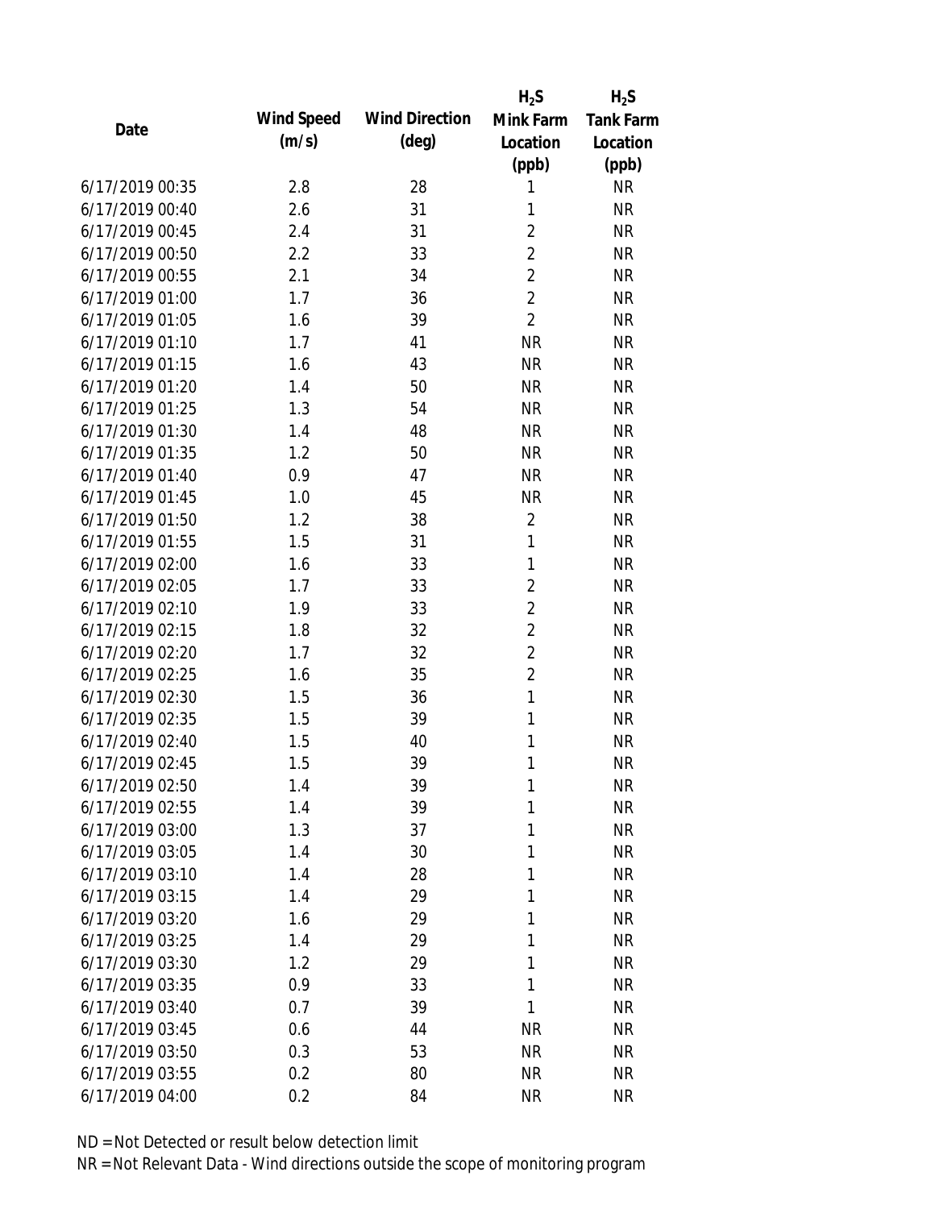| Date | Wind Speed (m/s) | Wind Direction (deg) | $H_2S$ Mink Farm Location (ppb) | $H_2S$ Tank Farm Location (ppb) |
| --- | --- | --- | --- | --- |
| 6/17/2019 00:35 | 2.8 | 28 | 1 | NR |
| 6/17/2019 00:40 | 2.6 | 31 | 1 | NR |
| 6/17/2019 00:45 | 2.4 | 31 | 2 | NR |
| 6/17/2019 00:50 | 2.2 | 33 | 2 | NR |
| 6/17/2019 00:55 | 2.1 | 34 | 2 | NR |
| 6/17/2019 01:00 | 1.7 | 36 | 2 | NR |
| 6/17/2019 01:05 | 1.6 | 39 | 2 | NR |
| 6/17/2019 01:10 | 1.7 | 41 | NR | NR |
| 6/17/2019 01:15 | 1.6 | 43 | NR | NR |
| 6/17/2019 01:20 | 1.4 | 50 | NR | NR |
| 6/17/2019 01:25 | 1.3 | 54 | NR | NR |
| 6/17/2019 01:30 | 1.4 | 48 | NR | NR |
| 6/17/2019 01:35 | 1.2 | 50 | NR | NR |
| 6/17/2019 01:40 | 0.9 | 47 | NR | NR |
| 6/17/2019 01:45 | 1.0 | 45 | NR | NR |
| 6/17/2019 01:50 | 1.2 | 38 | 2 | NR |
| 6/17/2019 01:55 | 1.5 | 31 | 1 | NR |
| 6/17/2019 02:00 | 1.6 | 33 | 1 | NR |
| 6/17/2019 02:05 | 1.7 | 33 | 2 | NR |
| 6/17/2019 02:10 | 1.9 | 33 | 2 | NR |
| 6/17/2019 02:15 | 1.8 | 32 | 2 | NR |
| 6/17/2019 02:20 | 1.7 | 32 | 2 | NR |
| 6/17/2019 02:25 | 1.6 | 35 | 2 | NR |
| 6/17/2019 02:30 | 1.5 | 36 | 1 | NR |
| 6/17/2019 02:35 | 1.5 | 39 | 1 | NR |
| 6/17/2019 02:40 | 1.5 | 40 | 1 | NR |
| 6/17/2019 02:45 | 1.5 | 39 | 1 | NR |
| 6/17/2019 02:50 | 1.4 | 39 | 1 | NR |
| 6/17/2019 02:55 | 1.4 | 39 | 1 | NR |
| 6/17/2019 03:00 | 1.3 | 37 | 1 | NR |
| 6/17/2019 03:05 | 1.4 | 30 | 1 | NR |
| 6/17/2019 03:10 | 1.4 | 28 | 1 | NR |
| 6/17/2019 03:15 | 1.4 | 29 | 1 | NR |
| 6/17/2019 03:20 | 1.6 | 29 | 1 | NR |
| 6/17/2019 03:25 | 1.4 | 29 | 1 | NR |
| 6/17/2019 03:30 | 1.2 | 29 | 1 | NR |
| 6/17/2019 03:35 | 0.9 | 33 | 1 | NR |
| 6/17/2019 03:40 | 0.7 | 39 | 1 | NR |
| 6/17/2019 03:45 | 0.6 | 44 | NR | NR |
| 6/17/2019 03:50 | 0.3 | 53 | NR | NR |
| 6/17/2019 03:55 | 0.2 | 80 | NR | NR |
| 6/17/2019 04:00 | 0.2 | 84 | NR | NR |

ND = Not Detected or result below detection limit

NR = Not Relevant Data - Wind directions outside the scope of monitoring program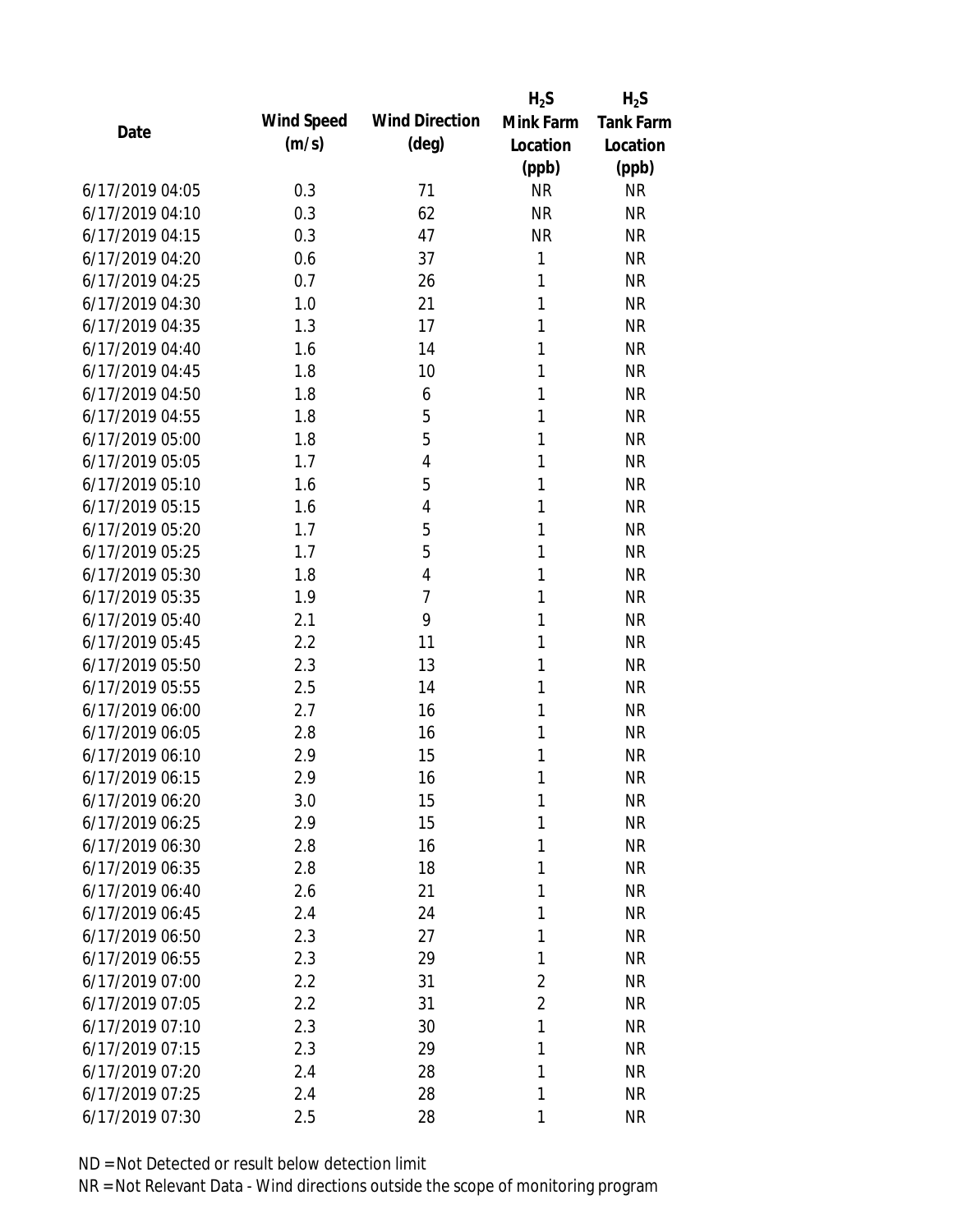| Date | Wind Speed (m/s) | Wind Direction (deg) | $H_2S$ Mink Farm Location (ppb) | $H_2S$ Tank Farm Location (ppb) |
|---|---|---|---|---|
| 6/17/2019 04:05 | 0.3 | 71 | NR | NR |
| 6/17/2019 04:10 | 0.3 | 62 | NR | NR |
| 6/17/2019 04:15 | 0.3 | 47 | NR | NR |
| 6/17/2019 04:20 | 0.6 | 37 | 1 | NR |
| 6/17/2019 04:25 | 0.7 | 26 | 1 | NR |
| 6/17/2019 04:30 | 1.0 | 21 | 1 | NR |
| 6/17/2019 04:35 | 1.3 | 17 | 1 | NR |
| 6/17/2019 04:40 | 1.6 | 14 | 1 | NR |
| 6/17/2019 04:45 | 1.8 | 10 | 1 | NR |
| 6/17/2019 04:50 | 1.8 | 6 | 1 | NR |
| 6/17/2019 04:55 | 1.8 | 5 | 1 | NR |
| 6/17/2019 05:00 | 1.8 | 5 | 1 | NR |
| 6/17/2019 05:05 | 1.7 | 4 | 1 | NR |
| 6/17/2019 05:10 | 1.6 | 5 | 1 | NR |
| 6/17/2019 05:15 | 1.6 | 4 | 1 | NR |
| 6/17/2019 05:20 | 1.7 | 5 | 1 | NR |
| 6/17/2019 05:25 | 1.7 | 5 | 1 | NR |
| 6/17/2019 05:30 | 1.8 | 4 | 1 | NR |
| 6/17/2019 05:35 | 1.9 | 7 | 1 | NR |
| 6/17/2019 05:40 | 2.1 | 9 | 1 | NR |
| 6/17/2019 05:45 | 2.2 | 11 | 1 | NR |
| 6/17/2019 05:50 | 2.3 | 13 | 1 | NR |
| 6/17/2019 05:55 | 2.5 | 14 | 1 | NR |
| 6/17/2019 06:00 | 2.7 | 16 | 1 | NR |
| 6/17/2019 06:05 | 2.8 | 16 | 1 | NR |
| 6/17/2019 06:10 | 2.9 | 15 | 1 | NR |
| 6/17/2019 06:15 | 2.9 | 16 | 1 | NR |
| 6/17/2019 06:20 | 3.0 | 15 | 1 | NR |
| 6/17/2019 06:25 | 2.9 | 15 | 1 | NR |
| 6/17/2019 06:30 | 2.8 | 16 | 1 | NR |
| 6/17/2019 06:35 | 2.8 | 18 | 1 | NR |
| 6/17/2019 06:40 | 2.6 | 21 | 1 | NR |
| 6/17/2019 06:45 | 2.4 | 24 | 1 | NR |
| 6/17/2019 06:50 | 2.3 | 27 | 1 | NR |
| 6/17/2019 06:55 | 2.3 | 29 | 1 | NR |
| 6/17/2019 07:00 | 2.2 | 31 | 2 | NR |
| 6/17/2019 07:05 | 2.2 | 31 | 2 | NR |
| 6/17/2019 07:10 | 2.3 | 30 | 1 | NR |
| 6/17/2019 07:15 | 2.3 | 29 | 1 | NR |
| 6/17/2019 07:20 | 2.4 | 28 | 1 | NR |
| 6/17/2019 07:25 | 2.4 | 28 | 1 | NR |
| 6/17/2019 07:30 | 2.5 | 28 | 1 | NR |

ND = Not Detected or result below detection limit

NR = Not Relevant Data - Wind directions outside the scope of monitoring program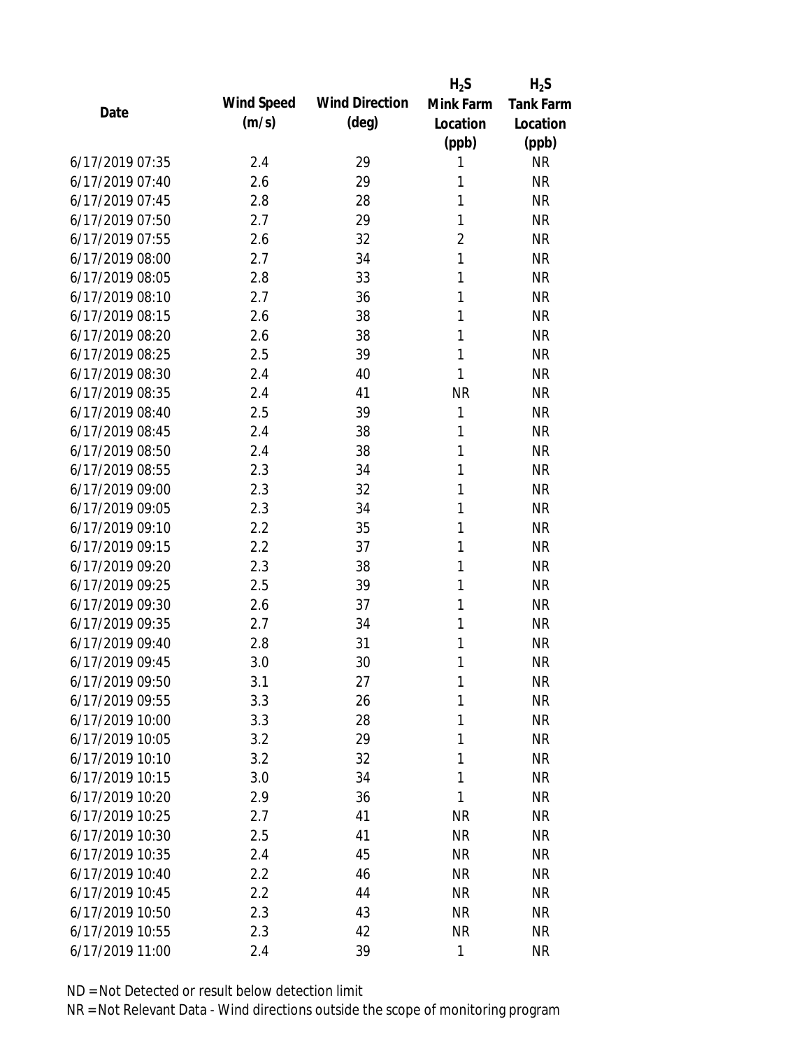| Date | Wind Speed (m/s) | Wind Direction (deg) | $H_2S$ Mink Farm Location (ppb) | $H_2S$ Tank Farm Location (ppb) |
|---|---|---|---|---|
| 6/17/2019 07:35 | 2.4 | 29 | 1 | NR |
| 6/17/2019 07:40 | 2.6 | 29 | 1 | NR |
| 6/17/2019 07:45 | 2.8 | 28 | 1 | NR |
| 6/17/2019 07:50 | 2.7 | 29 | 1 | NR |
| 6/17/2019 07:55 | 2.6 | 32 | 2 | NR |
| 6/17/2019 08:00 | 2.7 | 34 | 1 | NR |
| 6/17/2019 08:05 | 2.8 | 33 | 1 | NR |
| 6/17/2019 08:10 | 2.7 | 36 | 1 | NR |
| 6/17/2019 08:15 | 2.6 | 38 | 1 | NR |
| 6/17/2019 08:20 | 2.6 | 38 | 1 | NR |
| 6/17/2019 08:25 | 2.5 | 39 | 1 | NR |
| 6/17/2019 08:30 | 2.4 | 40 | 1 | NR |
| 6/17/2019 08:35 | 2.4 | 41 | NR | NR |
| 6/17/2019 08:40 | 2.5 | 39 | 1 | NR |
| 6/17/2019 08:45 | 2.4 | 38 | 1 | NR |
| 6/17/2019 08:50 | 2.4 | 38 | 1 | NR |
| 6/17/2019 08:55 | 2.3 | 34 | 1 | NR |
| 6/17/2019 09:00 | 2.3 | 32 | 1 | NR |
| 6/17/2019 09:05 | 2.3 | 34 | 1 | NR |
| 6/17/2019 09:10 | 2.2 | 35 | 1 | NR |
| 6/17/2019 09:15 | 2.2 | 37 | 1 | NR |
| 6/17/2019 09:20 | 2.3 | 38 | 1 | NR |
| 6/17/2019 09:25 | 2.5 | 39 | 1 | NR |
| 6/17/2019 09:30 | 2.6 | 37 | 1 | NR |
| 6/17/2019 09:35 | 2.7 | 34 | 1 | NR |
| 6/17/2019 09:40 | 2.8 | 31 | 1 | NR |
| 6/17/2019 09:45 | 3.0 | 30 | 1 | NR |
| 6/17/2019 09:50 | 3.1 | 27 | 1 | NR |
| 6/17/2019 09:55 | 3.3 | 26 | 1 | NR |
| 6/17/2019 10:00 | 3.3 | 28 | 1 | NR |
| 6/17/2019 10:05 | 3.2 | 29 | 1 | NR |
| 6/17/2019 10:10 | 3.2 | 32 | 1 | NR |
| 6/17/2019 10:15 | 3.0 | 34 | 1 | NR |
| 6/17/2019 10:20 | 2.9 | 36 | 1 | NR |
| 6/17/2019 10:25 | 2.7 | 41 | NR | NR |
| 6/17/2019 10:30 | 2.5 | 41 | NR | NR |
| 6/17/2019 10:35 | 2.4 | 45 | NR | NR |
| 6/17/2019 10:40 | 2.2 | 46 | NR | NR |
| 6/17/2019 10:45 | 2.2 | 44 | NR | NR |
| 6/17/2019 10:50 | 2.3 | 43 | NR | NR |
| 6/17/2019 10:55 | 2.3 | 42 | NR | NR |
| 6/17/2019 11:00 | 2.4 | 39 | 1 | NR |

ND = Not Detected or result below detection limit

NR = Not Relevant Data - Wind directions outside the scope of monitoring program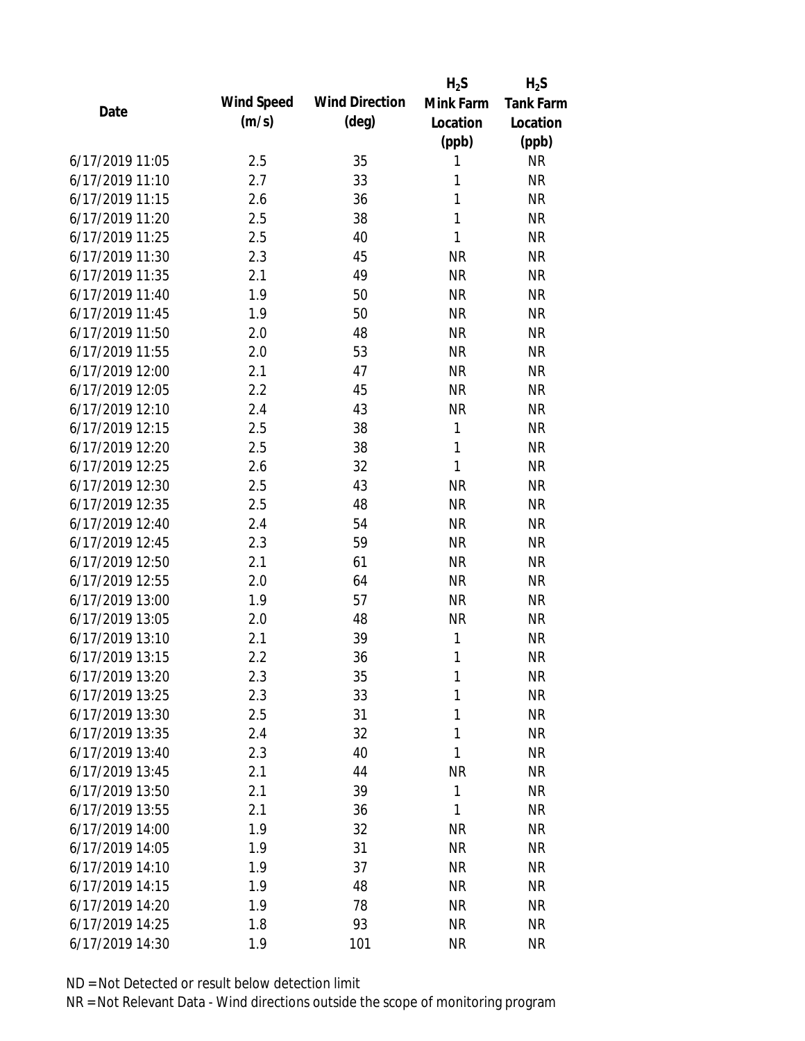| Date | Wind Speed (m/s) | Wind Direction (deg) | $H_2S$ Mink Farm Location (ppb) | $H_2S$ Tank Farm Location (ppb) |
|---|---|---|---|---|
| 6/17/2019 11:05 | 2.5 | 35 | 1 | NR |
| 6/17/2019 11:10 | 2.7 | 33 | 1 | NR |
| 6/17/2019 11:15 | 2.6 | 36 | 1 | NR |
| 6/17/2019 11:20 | 2.5 | 38 | 1 | NR |
| 6/17/2019 11:25 | 2.5 | 40 | 1 | NR |
| 6/17/2019 11:30 | 2.3 | 45 | NR | NR |
| 6/17/2019 11:35 | 2.1 | 49 | NR | NR |
| 6/17/2019 11:40 | 1.9 | 50 | NR | NR |
| 6/17/2019 11:45 | 1.9 | 50 | NR | NR |
| 6/17/2019 11:50 | 2.0 | 48 | NR | NR |
| 6/17/2019 11:55 | 2.0 | 53 | NR | NR |
| 6/17/2019 12:00 | 2.1 | 47 | NR | NR |
| 6/17/2019 12:05 | 2.2 | 45 | NR | NR |
| 6/17/2019 12:10 | 2.4 | 43 | NR | NR |
| 6/17/2019 12:15 | 2.5 | 38 | 1 | NR |
| 6/17/2019 12:20 | 2.5 | 38 | 1 | NR |
| 6/17/2019 12:25 | 2.6 | 32 | 1 | NR |
| 6/17/2019 12:30 | 2.5 | 43 | NR | NR |
| 6/17/2019 12:35 | 2.5 | 48 | NR | NR |
| 6/17/2019 12:40 | 2.4 | 54 | NR | NR |
| 6/17/2019 12:45 | 2.3 | 59 | NR | NR |
| 6/17/2019 12:50 | 2.1 | 61 | NR | NR |
| 6/17/2019 12:55 | 2.0 | 64 | NR | NR |
| 6/17/2019 13:00 | 1.9 | 57 | NR | NR |
| 6/17/2019 13:05 | 2.0 | 48 | NR | NR |
| 6/17/2019 13:10 | 2.1 | 39 | 1 | NR |
| 6/17/2019 13:15 | 2.2 | 36 | 1 | NR |
| 6/17/2019 13:20 | 2.3 | 35 | 1 | NR |
| 6/17/2019 13:25 | 2.3 | 33 | 1 | NR |
| 6/17/2019 13:30 | 2.5 | 31 | 1 | NR |
| 6/17/2019 13:35 | 2.4 | 32 | 1 | NR |
| 6/17/2019 13:40 | 2.3 | 40 | 1 | NR |
| 6/17/2019 13:45 | 2.1 | 44 | NR | NR |
| 6/17/2019 13:50 | 2.1 | 39 | 1 | NR |
| 6/17/2019 13:55 | 2.1 | 36 | 1 | NR |
| 6/17/2019 14:00 | 1.9 | 32 | NR | NR |
| 6/17/2019 14:05 | 1.9 | 31 | NR | NR |
| 6/17/2019 14:10 | 1.9 | 37 | NR | NR |
| 6/17/2019 14:15 | 1.9 | 48 | NR | NR |
| 6/17/2019 14:20 | 1.9 | 78 | NR | NR |
| 6/17/2019 14:25 | 1.8 | 93 | NR | NR |
| 6/17/2019 14:30 | 1.9 | 101 | NR | NR |

ND = Not Detected or result below detection limit

NR = Not Relevant Data - Wind directions outside the scope of monitoring program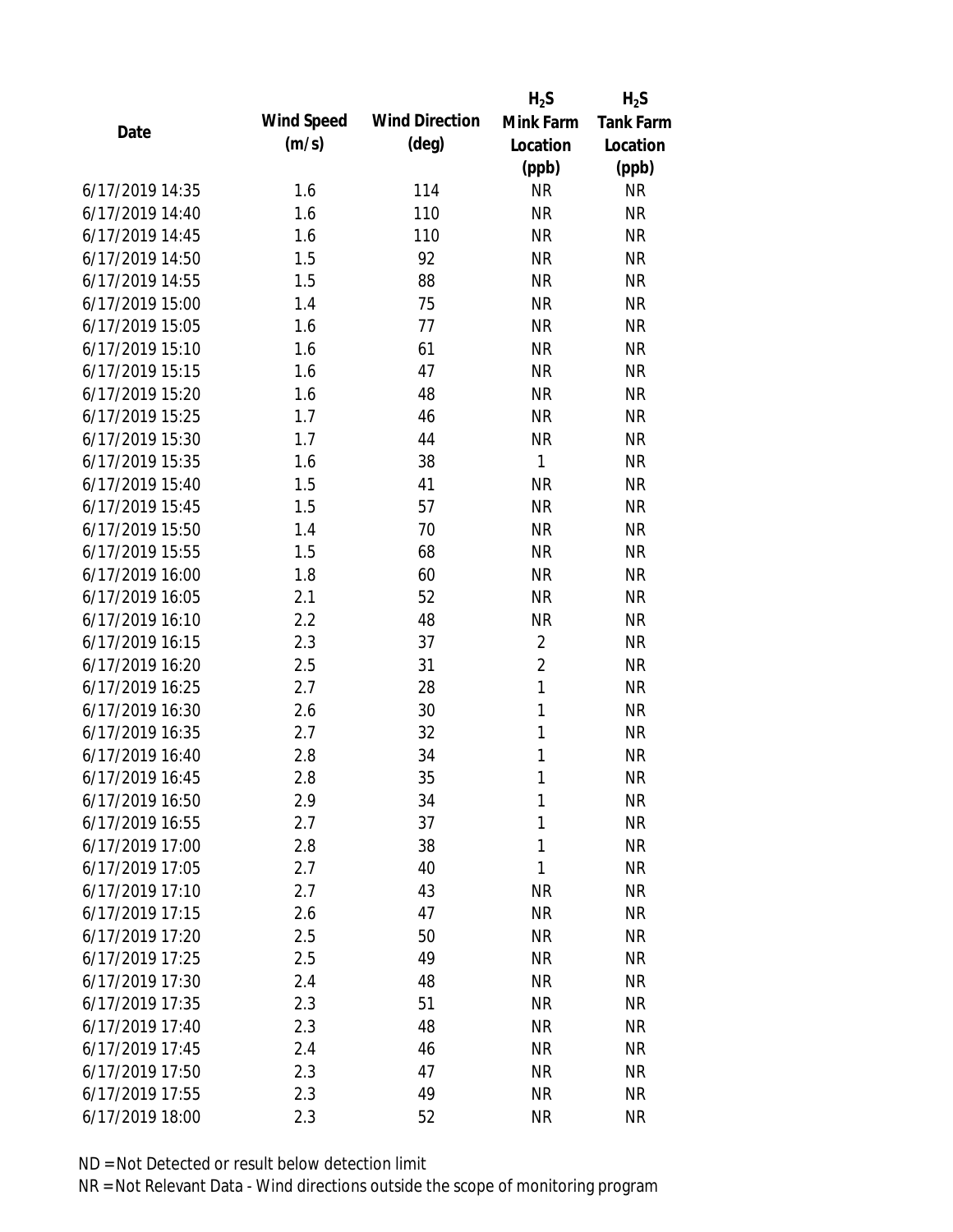| Date | Wind Speed (m/s) | Wind Direction (deg) | $H_2S$ Mink Farm Location (ppb) | $H_2S$ Tank Farm Location (ppb) |
|---|---|---|---|---|
| 6/17/2019 14:35 | 1.6 | 114 | NR | NR |
| 6/17/2019 14:40 | 1.6 | 110 | NR | NR |
| 6/17/2019 14:45 | 1.6 | 110 | NR | NR |
| 6/17/2019 14:50 | 1.5 | 92 | NR | NR |
| 6/17/2019 14:55 | 1.5 | 88 | NR | NR |
| 6/17/2019 15:00 | 1.4 | 75 | NR | NR |
| 6/17/2019 15:05 | 1.6 | 77 | NR | NR |
| 6/17/2019 15:10 | 1.6 | 61 | NR | NR |
| 6/17/2019 15:15 | 1.6 | 47 | NR | NR |
| 6/17/2019 15:20 | 1.6 | 48 | NR | NR |
| 6/17/2019 15:25 | 1.7 | 46 | NR | NR |
| 6/17/2019 15:30 | 1.7 | 44 | NR | NR |
| 6/17/2019 15:35 | 1.6 | 38 | 1 | NR |
| 6/17/2019 15:40 | 1.5 | 41 | NR | NR |
| 6/17/2019 15:45 | 1.5 | 57 | NR | NR |
| 6/17/2019 15:50 | 1.4 | 70 | NR | NR |
| 6/17/2019 15:55 | 1.5 | 68 | NR | NR |
| 6/17/2019 16:00 | 1.8 | 60 | NR | NR |
| 6/17/2019 16:05 | 2.1 | 52 | NR | NR |
| 6/17/2019 16:10 | 2.2 | 48 | NR | NR |
| 6/17/2019 16:15 | 2.3 | 37 | 2 | NR |
| 6/17/2019 16:20 | 2.5 | 31 | 2 | NR |
| 6/17/2019 16:25 | 2.7 | 28 | 1 | NR |
| 6/17/2019 16:30 | 2.6 | 30 | 1 | NR |
| 6/17/2019 16:35 | 2.7 | 32 | 1 | NR |
| 6/17/2019 16:40 | 2.8 | 34 | 1 | NR |
| 6/17/2019 16:45 | 2.8 | 35 | 1 | NR |
| 6/17/2019 16:50 | 2.9 | 34 | 1 | NR |
| 6/17/2019 16:55 | 2.7 | 37 | 1 | NR |
| 6/17/2019 17:00 | 2.8 | 38 | 1 | NR |
| 6/17/2019 17:05 | 2.7 | 40 | 1 | NR |
| 6/17/2019 17:10 | 2.7 | 43 | NR | NR |
| 6/17/2019 17:15 | 2.6 | 47 | NR | NR |
| 6/17/2019 17:20 | 2.5 | 50 | NR | NR |
| 6/17/2019 17:25 | 2.5 | 49 | NR | NR |
| 6/17/2019 17:30 | 2.4 | 48 | NR | NR |
| 6/17/2019 17:35 | 2.3 | 51 | NR | NR |
| 6/17/2019 17:40 | 2.3 | 48 | NR | NR |
| 6/17/2019 17:45 | 2.4 | 46 | NR | NR |
| 6/17/2019 17:50 | 2.3 | 47 | NR | NR |
| 6/17/2019 17:55 | 2.3 | 49 | NR | NR |
| 6/17/2019 18:00 | 2.3 | 52 | NR | NR |

ND = Not Detected or result below detection limit

NR = Not Relevant Data - Wind directions outside the scope of monitoring program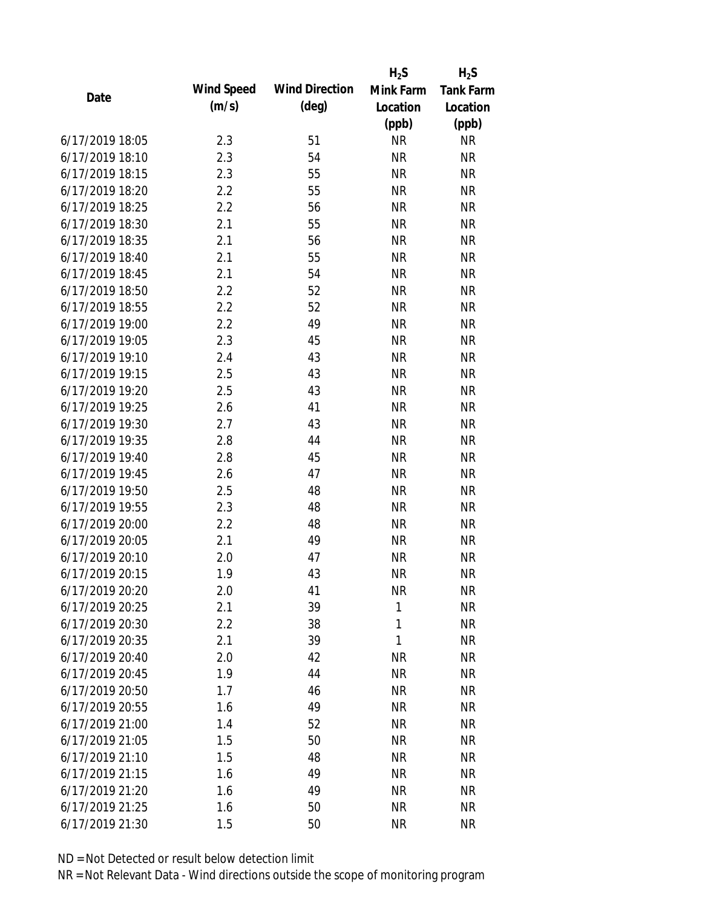| Date | Wind Speed (m/s) | Wind Direction (deg) | $H_2S$ Mink Farm Location (ppb) | $H_2S$ Tank Farm Location (ppb) |
|---|---|---|---|---|
| 6/17/2019 18:05 | 2.3 | 51 | NR | NR |
| 6/17/2019 18:10 | 2.3 | 54 | NR | NR |
| 6/17/2019 18:15 | 2.3 | 55 | NR | NR |
| 6/17/2019 18:20 | 2.2 | 55 | NR | NR |
| 6/17/2019 18:25 | 2.2 | 56 | NR | NR |
| 6/17/2019 18:30 | 2.1 | 55 | NR | NR |
| 6/17/2019 18:35 | 2.1 | 56 | NR | NR |
| 6/17/2019 18:40 | 2.1 | 55 | NR | NR |
| 6/17/2019 18:45 | 2.1 | 54 | NR | NR |
| 6/17/2019 18:50 | 2.2 | 52 | NR | NR |
| 6/17/2019 18:55 | 2.2 | 52 | NR | NR |
| 6/17/2019 19:00 | 2.2 | 49 | NR | NR |
| 6/17/2019 19:05 | 2.3 | 45 | NR | NR |
| 6/17/2019 19:10 | 2.4 | 43 | NR | NR |
| 6/17/2019 19:15 | 2.5 | 43 | NR | NR |
| 6/17/2019 19:20 | 2.5 | 43 | NR | NR |
| 6/17/2019 19:25 | 2.6 | 41 | NR | NR |
| 6/17/2019 19:30 | 2.7 | 43 | NR | NR |
| 6/17/2019 19:35 | 2.8 | 44 | NR | NR |
| 6/17/2019 19:40 | 2.8 | 45 | NR | NR |
| 6/17/2019 19:45 | 2.6 | 47 | NR | NR |
| 6/17/2019 19:50 | 2.5 | 48 | NR | NR |
| 6/17/2019 19:55 | 2.3 | 48 | NR | NR |
| 6/17/2019 20:00 | 2.2 | 48 | NR | NR |
| 6/17/2019 20:05 | 2.1 | 49 | NR | NR |
| 6/17/2019 20:10 | 2.0 | 47 | NR | NR |
| 6/17/2019 20:15 | 1.9 | 43 | NR | NR |
| 6/17/2019 20:20 | 2.0 | 41 | NR | NR |
| 6/17/2019 20:25 | 2.1 | 39 | 1 | NR |
| 6/17/2019 20:30 | 2.2 | 38 | 1 | NR |
| 6/17/2019 20:35 | 2.1 | 39 | 1 | NR |
| 6/17/2019 20:40 | 2.0 | 42 | NR | NR |
| 6/17/2019 20:45 | 1.9 | 44 | NR | NR |
| 6/17/2019 20:50 | 1.7 | 46 | NR | NR |
| 6/17/2019 20:55 | 1.6 | 49 | NR | NR |
| 6/17/2019 21:00 | 1.4 | 52 | NR | NR |
| 6/17/2019 21:05 | 1.5 | 50 | NR | NR |
| 6/17/2019 21:10 | 1.5 | 48 | NR | NR |
| 6/17/2019 21:15 | 1.6 | 49 | NR | NR |
| 6/17/2019 21:20 | 1.6 | 49 | NR | NR |
| 6/17/2019 21:25 | 1.6 | 50 | NR | NR |
| 6/17/2019 21:30 | 1.5 | 50 | NR | NR |

ND = Not Detected or result below detection limit

NR = Not Relevant Data - Wind directions outside the scope of monitoring program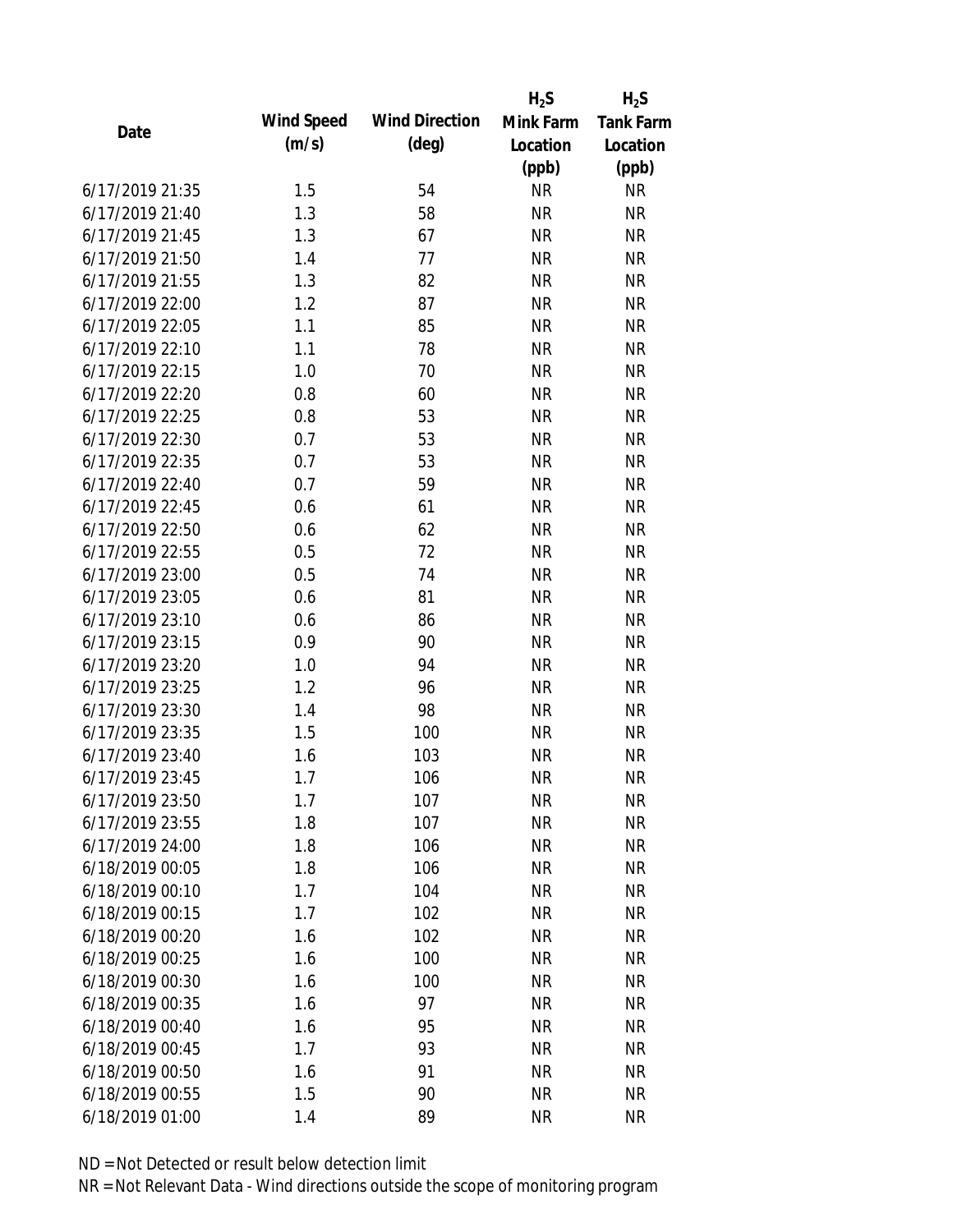| Date | Wind Speed (m/s) | Wind Direction (deg) | $H_2S$ Mink Farm Location (ppb) | $H_2S$ Tank Farm Location (ppb) |
| --- | --- | --- | --- | --- |
| 6/17/2019 21:35 | 1.5 | 54 | NR | NR |
| 6/17/2019 21:40 | 1.3 | 58 | NR | NR |
| 6/17/2019 21:45 | 1.3 | 67 | NR | NR |
| 6/17/2019 21:50 | 1.4 | 77 | NR | NR |
| 6/17/2019 21:55 | 1.3 | 82 | NR | NR |
| 6/17/2019 22:00 | 1.2 | 87 | NR | NR |
| 6/17/2019 22:05 | 1.1 | 85 | NR | NR |
| 6/17/2019 22:10 | 1.1 | 78 | NR | NR |
| 6/17/2019 22:15 | 1.0 | 70 | NR | NR |
| 6/17/2019 22:20 | 0.8 | 60 | NR | NR |
| 6/17/2019 22:25 | 0.8 | 53 | NR | NR |
| 6/17/2019 22:30 | 0.7 | 53 | NR | NR |
| 6/17/2019 22:35 | 0.7 | 53 | NR | NR |
| 6/17/2019 22:40 | 0.7 | 59 | NR | NR |
| 6/17/2019 22:45 | 0.6 | 61 | NR | NR |
| 6/17/2019 22:50 | 0.6 | 62 | NR | NR |
| 6/17/2019 22:55 | 0.5 | 72 | NR | NR |
| 6/17/2019 23:00 | 0.5 | 74 | NR | NR |
| 6/17/2019 23:05 | 0.6 | 81 | NR | NR |
| 6/17/2019 23:10 | 0.6 | 86 | NR | NR |
| 6/17/2019 23:15 | 0.9 | 90 | NR | NR |
| 6/17/2019 23:20 | 1.0 | 94 | NR | NR |
| 6/17/2019 23:25 | 1.2 | 96 | NR | NR |
| 6/17/2019 23:30 | 1.4 | 98 | NR | NR |
| 6/17/2019 23:35 | 1.5 | 100 | NR | NR |
| 6/17/2019 23:40 | 1.6 | 103 | NR | NR |
| 6/17/2019 23:45 | 1.7 | 106 | NR | NR |
| 6/17/2019 23:50 | 1.7 | 107 | NR | NR |
| 6/17/2019 23:55 | 1.8 | 107 | NR | NR |
| 6/17/2019 24:00 | 1.8 | 106 | NR | NR |
| 6/18/2019 00:05 | 1.8 | 106 | NR | NR |
| 6/18/2019 00:10 | 1.7 | 104 | NR | NR |
| 6/18/2019 00:15 | 1.7 | 102 | NR | NR |
| 6/18/2019 00:20 | 1.6 | 102 | NR | NR |
| 6/18/2019 00:25 | 1.6 | 100 | NR | NR |
| 6/18/2019 00:30 | 1.6 | 100 | NR | NR |
| 6/18/2019 00:35 | 1.6 | 97 | NR | NR |
| 6/18/2019 00:40 | 1.6 | 95 | NR | NR |
| 6/18/2019 00:45 | 1.7 | 93 | NR | NR |
| 6/18/2019 00:50 | 1.6 | 91 | NR | NR |
| 6/18/2019 00:55 | 1.5 | 90 | NR | NR |
| 6/18/2019 01:00 | 1.4 | 89 | NR | NR |

ND = Not Detected or result below detection limit

NR = Not Relevant Data - Wind directions outside the scope of monitoring program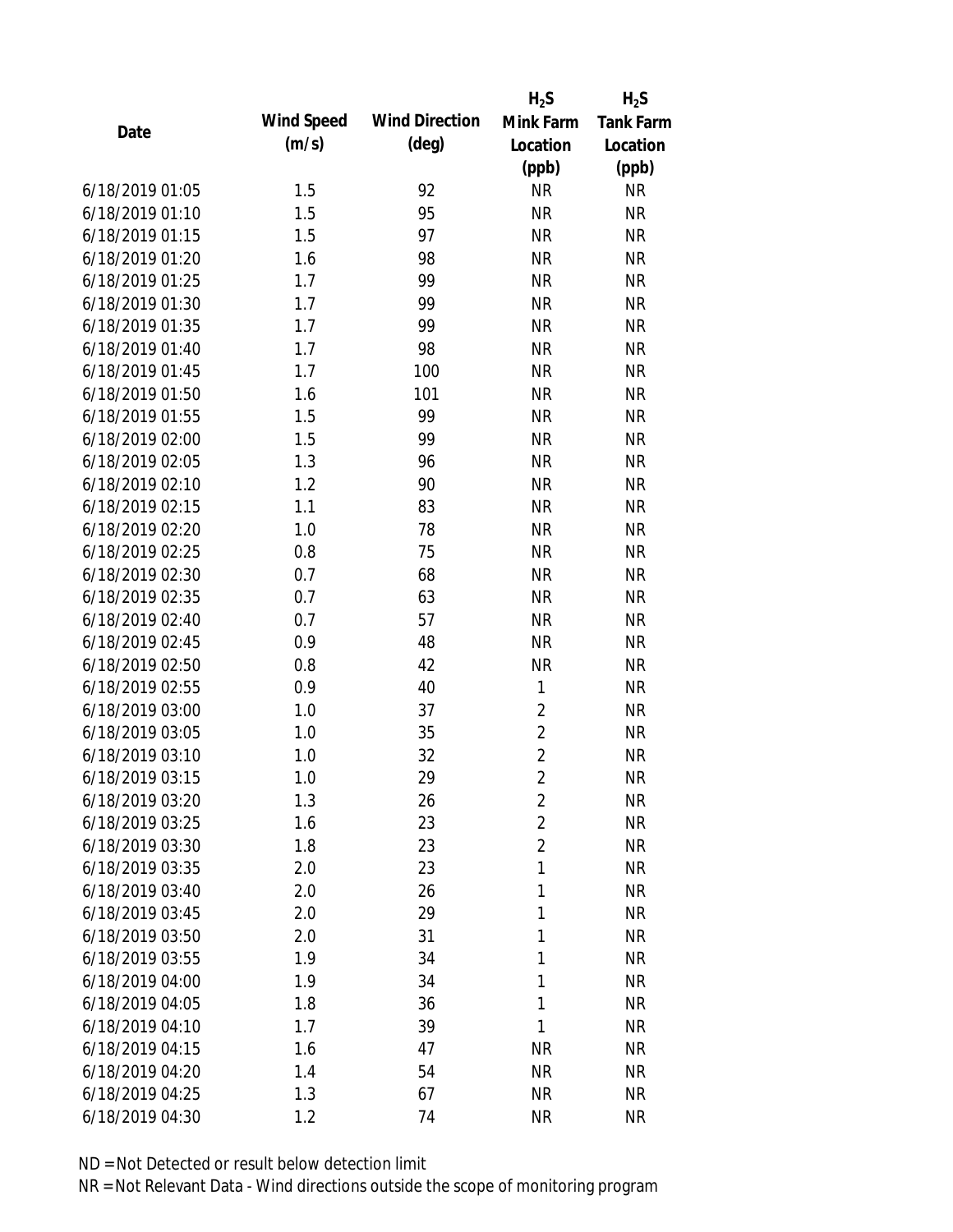| Date | Wind Speed (m/s) | Wind Direction (deg) | $H_2S$ Mink Farm Location (ppb) | $H_2S$ Tank Farm Location (ppb) |
|---|---|---|---|---|
| 6/18/2019 01:05 | 1.5 | 92 | NR | NR |
| 6/18/2019 01:10 | 1.5 | 95 | NR | NR |
| 6/18/2019 01:15 | 1.5 | 97 | NR | NR |
| 6/18/2019 01:20 | 1.6 | 98 | NR | NR |
| 6/18/2019 01:25 | 1.7 | 99 | NR | NR |
| 6/18/2019 01:30 | 1.7 | 99 | NR | NR |
| 6/18/2019 01:35 | 1.7 | 99 | NR | NR |
| 6/18/2019 01:40 | 1.7 | 98 | NR | NR |
| 6/18/2019 01:45 | 1.7 | 100 | NR | NR |
| 6/18/2019 01:50 | 1.6 | 101 | NR | NR |
| 6/18/2019 01:55 | 1.5 | 99 | NR | NR |
| 6/18/2019 02:00 | 1.5 | 99 | NR | NR |
| 6/18/2019 02:05 | 1.3 | 96 | NR | NR |
| 6/18/2019 02:10 | 1.2 | 90 | NR | NR |
| 6/18/2019 02:15 | 1.1 | 83 | NR | NR |
| 6/18/2019 02:20 | 1.0 | 78 | NR | NR |
| 6/18/2019 02:25 | 0.8 | 75 | NR | NR |
| 6/18/2019 02:30 | 0.7 | 68 | NR | NR |
| 6/18/2019 02:35 | 0.7 | 63 | NR | NR |
| 6/18/2019 02:40 | 0.7 | 57 | NR | NR |
| 6/18/2019 02:45 | 0.9 | 48 | NR | NR |
| 6/18/2019 02:50 | 0.8 | 42 | NR | NR |
| 6/18/2019 02:55 | 0.9 | 40 | 1 | NR |
| 6/18/2019 03:00 | 1.0 | 37 | 2 | NR |
| 6/18/2019 03:05 | 1.0 | 35 | 2 | NR |
| 6/18/2019 03:10 | 1.0 | 32 | 2 | NR |
| 6/18/2019 03:15 | 1.0 | 29 | 2 | NR |
| 6/18/2019 03:20 | 1.3 | 26 | 2 | NR |
| 6/18/2019 03:25 | 1.6 | 23 | 2 | NR |
| 6/18/2019 03:30 | 1.8 | 23 | 2 | NR |
| 6/18/2019 03:35 | 2.0 | 23 | 1 | NR |
| 6/18/2019 03:40 | 2.0 | 26 | 1 | NR |
| 6/18/2019 03:45 | 2.0 | 29 | 1 | NR |
| 6/18/2019 03:50 | 2.0 | 31 | 1 | NR |
| 6/18/2019 03:55 | 1.9 | 34 | 1 | NR |
| 6/18/2019 04:00 | 1.9 | 34 | 1 | NR |
| 6/18/2019 04:05 | 1.8 | 36 | 1 | NR |
| 6/18/2019 04:10 | 1.7 | 39 | 1 | NR |
| 6/18/2019 04:15 | 1.6 | 47 | NR | NR |
| 6/18/2019 04:20 | 1.4 | 54 | NR | NR |
| 6/18/2019 04:25 | 1.3 | 67 | NR | NR |
| 6/18/2019 04:30 | 1.2 | 74 | NR | NR |

ND = Not Detected or result below detection limit

NR = Not Relevant Data - Wind directions outside the scope of monitoring program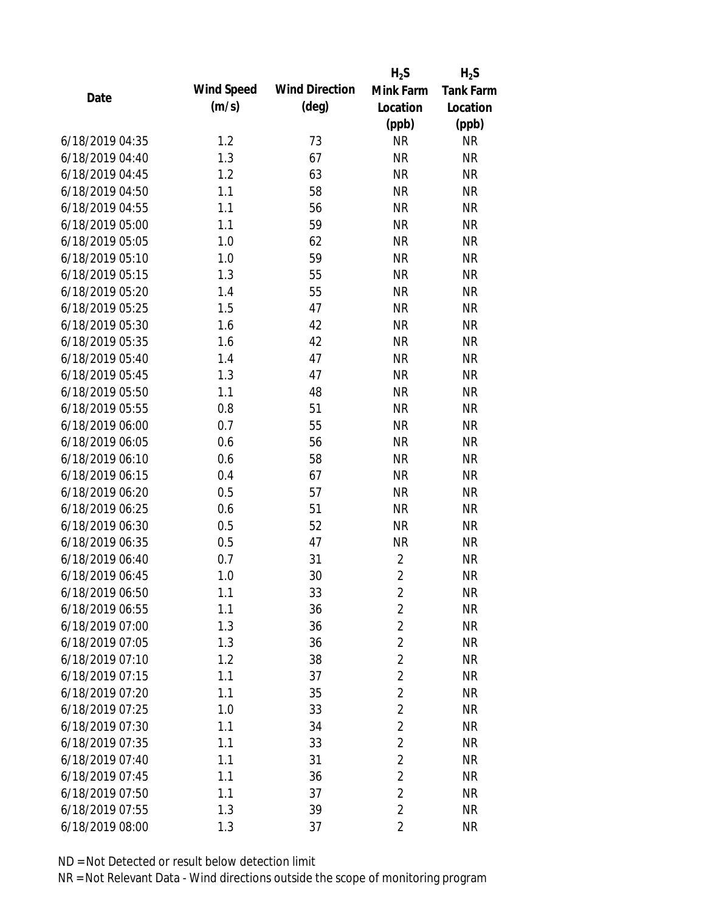| Date | Wind Speed (m/s) | Wind Direction (deg) | $H_2S$ Mink Farm Location (ppb) | $H_2S$ Tank Farm Location (ppb) |
|---|---|---|---|---|
| 6/18/2019 04:35 | 1.2 | 73 | NR | NR |
| 6/18/2019 04:40 | 1.3 | 67 | NR | NR |
| 6/18/2019 04:45 | 1.2 | 63 | NR | NR |
| 6/18/2019 04:50 | 1.1 | 58 | NR | NR |
| 6/18/2019 04:55 | 1.1 | 56 | NR | NR |
| 6/18/2019 05:00 | 1.1 | 59 | NR | NR |
| 6/18/2019 05:05 | 1.0 | 62 | NR | NR |
| 6/18/2019 05:10 | 1.0 | 59 | NR | NR |
| 6/18/2019 05:15 | 1.3 | 55 | NR | NR |
| 6/18/2019 05:20 | 1.4 | 55 | NR | NR |
| 6/18/2019 05:25 | 1.5 | 47 | NR | NR |
| 6/18/2019 05:30 | 1.6 | 42 | NR | NR |
| 6/18/2019 05:35 | 1.6 | 42 | NR | NR |
| 6/18/2019 05:40 | 1.4 | 47 | NR | NR |
| 6/18/2019 05:45 | 1.3 | 47 | NR | NR |
| 6/18/2019 05:50 | 1.1 | 48 | NR | NR |
| 6/18/2019 05:55 | 0.8 | 51 | NR | NR |
| 6/18/2019 06:00 | 0.7 | 55 | NR | NR |
| 6/18/2019 06:05 | 0.6 | 56 | NR | NR |
| 6/18/2019 06:10 | 0.6 | 58 | NR | NR |
| 6/18/2019 06:15 | 0.4 | 67 | NR | NR |
| 6/18/2019 06:20 | 0.5 | 57 | NR | NR |
| 6/18/2019 06:25 | 0.6 | 51 | NR | NR |
| 6/18/2019 06:30 | 0.5 | 52 | NR | NR |
| 6/18/2019 06:35 | 0.5 | 47 | NR | NR |
| 6/18/2019 06:40 | 0.7 | 31 | 2 | NR |
| 6/18/2019 06:45 | 1.0 | 30 | 2 | NR |
| 6/18/2019 06:50 | 1.1 | 33 | 2 | NR |
| 6/18/2019 06:55 | 1.1 | 36 | 2 | NR |
| 6/18/2019 07:00 | 1.3 | 36 | 2 | NR |
| 6/18/2019 07:05 | 1.3 | 36 | 2 | NR |
| 6/18/2019 07:10 | 1.2 | 38 | 2 | NR |
| 6/18/2019 07:15 | 1.1 | 37 | 2 | NR |
| 6/18/2019 07:20 | 1.1 | 35 | 2 | NR |
| 6/18/2019 07:25 | 1.0 | 33 | 2 | NR |
| 6/18/2019 07:30 | 1.1 | 34 | 2 | NR |
| 6/18/2019 07:35 | 1.1 | 33 | 2 | NR |
| 6/18/2019 07:40 | 1.1 | 31 | 2 | NR |
| 6/18/2019 07:45 | 1.1 | 36 | 2 | NR |
| 6/18/2019 07:50 | 1.1 | 37 | 2 | NR |
| 6/18/2019 07:55 | 1.3 | 39 | 2 | NR |
| 6/18/2019 08:00 | 1.3 | 37 | 2 | NR |

ND = Not Detected or result below detection limit

NR = Not Relevant Data - Wind directions outside the scope of monitoring program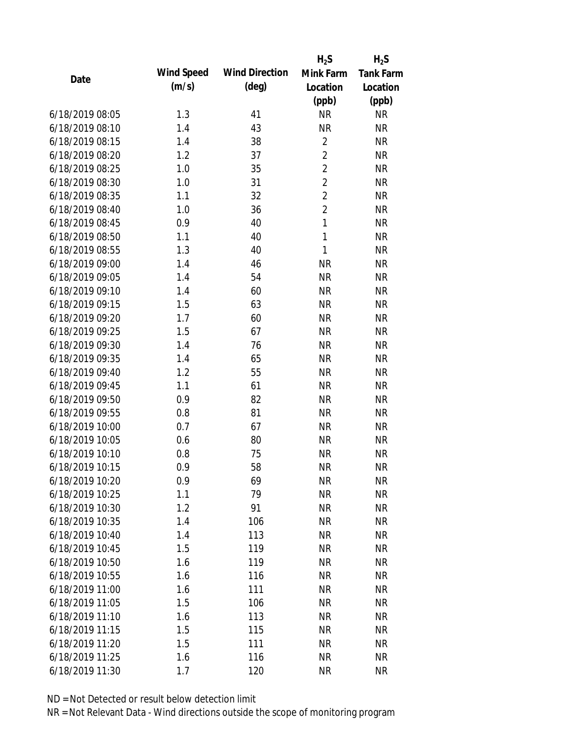| Date | Wind Speed (m/s) | Wind Direction (deg) | $H_2S$ Mink Farm Location (ppb) | $H_2S$ Tank Farm Location (ppb) |
|---|---|---|---|---|
| 6/18/2019 08:05 | 1.3 | 41 | NR | NR |
| 6/18/2019 08:10 | 1.4 | 43 | NR | NR |
| 6/18/2019 08:15 | 1.4 | 38 | 2 | NR |
| 6/18/2019 08:20 | 1.2 | 37 | 2 | NR |
| 6/18/2019 08:25 | 1.0 | 35 | 2 | NR |
| 6/18/2019 08:30 | 1.0 | 31 | 2 | NR |
| 6/18/2019 08:35 | 1.1 | 32 | 2 | NR |
| 6/18/2019 08:40 | 1.0 | 36 | 2 | NR |
| 6/18/2019 08:45 | 0.9 | 40 | 1 | NR |
| 6/18/2019 08:50 | 1.1 | 40 | 1 | NR |
| 6/18/2019 08:55 | 1.3 | 40 | 1 | NR |
| 6/18/2019 09:00 | 1.4 | 46 | NR | NR |
| 6/18/2019 09:05 | 1.4 | 54 | NR | NR |
| 6/18/2019 09:10 | 1.4 | 60 | NR | NR |
| 6/18/2019 09:15 | 1.5 | 63 | NR | NR |
| 6/18/2019 09:20 | 1.7 | 60 | NR | NR |
| 6/18/2019 09:25 | 1.5 | 67 | NR | NR |
| 6/18/2019 09:30 | 1.4 | 76 | NR | NR |
| 6/18/2019 09:35 | 1.4 | 65 | NR | NR |
| 6/18/2019 09:40 | 1.2 | 55 | NR | NR |
| 6/18/2019 09:45 | 1.1 | 61 | NR | NR |
| 6/18/2019 09:50 | 0.9 | 82 | NR | NR |
| 6/18/2019 09:55 | 0.8 | 81 | NR | NR |
| 6/18/2019 10:00 | 0.7 | 67 | NR | NR |
| 6/18/2019 10:05 | 0.6 | 80 | NR | NR |
| 6/18/2019 10:10 | 0.8 | 75 | NR | NR |
| 6/18/2019 10:15 | 0.9 | 58 | NR | NR |
| 6/18/2019 10:20 | 0.9 | 69 | NR | NR |
| 6/18/2019 10:25 | 1.1 | 79 | NR | NR |
| 6/18/2019 10:30 | 1.2 | 91 | NR | NR |
| 6/18/2019 10:35 | 1.4 | 106 | NR | NR |
| 6/18/2019 10:40 | 1.4 | 113 | NR | NR |
| 6/18/2019 10:45 | 1.5 | 119 | NR | NR |
| 6/18/2019 10:50 | 1.6 | 119 | NR | NR |
| 6/18/2019 10:55 | 1.6 | 116 | NR | NR |
| 6/18/2019 11:00 | 1.6 | 111 | NR | NR |
| 6/18/2019 11:05 | 1.5 | 106 | NR | NR |
| 6/18/2019 11:10 | 1.6 | 113 | NR | NR |
| 6/18/2019 11:15 | 1.5 | 115 | NR | NR |
| 6/18/2019 11:20 | 1.5 | 111 | NR | NR |
| 6/18/2019 11:25 | 1.6 | 116 | NR | NR |
| 6/18/2019 11:30 | 1.7 | 120 | NR | NR |

ND = Not Detected or result below detection limit

NR = Not Relevant Data - Wind directions outside the scope of monitoring program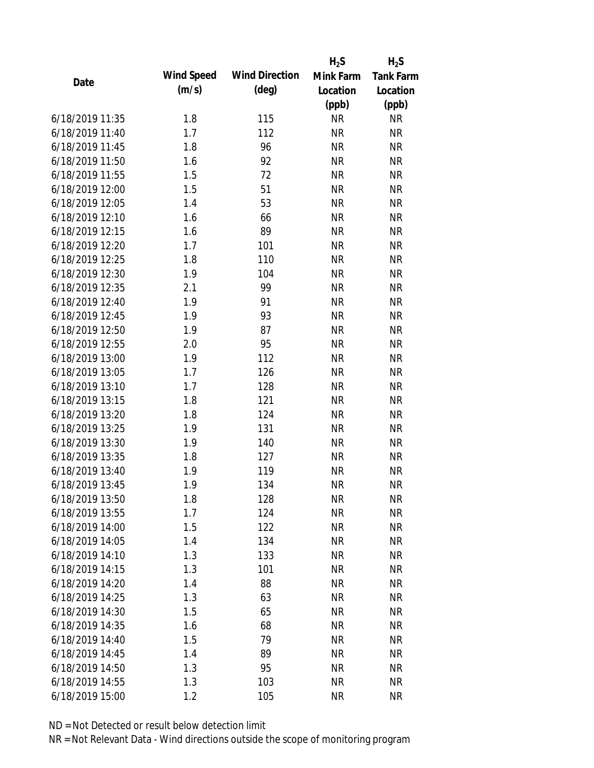| Date | Wind Speed (m/s) | Wind Direction (deg) | $H_2S$ Mink Farm Location (ppb) | $H_2S$ Tank Farm Location (ppb) |
|---|---|---|---|---|
| 6/18/2019 11:35 | 1.8 | 115 | NR | NR |
| 6/18/2019 11:40 | 1.7 | 112 | NR | NR |
| 6/18/2019 11:45 | 1.8 | 96 | NR | NR |
| 6/18/2019 11:50 | 1.6 | 92 | NR | NR |
| 6/18/2019 11:55 | 1.5 | 72 | NR | NR |
| 6/18/2019 12:00 | 1.5 | 51 | NR | NR |
| 6/18/2019 12:05 | 1.4 | 53 | NR | NR |
| 6/18/2019 12:10 | 1.6 | 66 | NR | NR |
| 6/18/2019 12:15 | 1.6 | 89 | NR | NR |
| 6/18/2019 12:20 | 1.7 | 101 | NR | NR |
| 6/18/2019 12:25 | 1.8 | 110 | NR | NR |
| 6/18/2019 12:30 | 1.9 | 104 | NR | NR |
| 6/18/2019 12:35 | 2.1 | 99 | NR | NR |
| 6/18/2019 12:40 | 1.9 | 91 | NR | NR |
| 6/18/2019 12:45 | 1.9 | 93 | NR | NR |
| 6/18/2019 12:50 | 1.9 | 87 | NR | NR |
| 6/18/2019 12:55 | 2.0 | 95 | NR | NR |
| 6/18/2019 13:00 | 1.9 | 112 | NR | NR |
| 6/18/2019 13:05 | 1.7 | 126 | NR | NR |
| 6/18/2019 13:10 | 1.7 | 128 | NR | NR |
| 6/18/2019 13:15 | 1.8 | 121 | NR | NR |
| 6/18/2019 13:20 | 1.8 | 124 | NR | NR |
| 6/18/2019 13:25 | 1.9 | 131 | NR | NR |
| 6/18/2019 13:30 | 1.9 | 140 | NR | NR |
| 6/18/2019 13:35 | 1.8 | 127 | NR | NR |
| 6/18/2019 13:40 | 1.9 | 119 | NR | NR |
| 6/18/2019 13:45 | 1.9 | 134 | NR | NR |
| 6/18/2019 13:50 | 1.8 | 128 | NR | NR |
| 6/18/2019 13:55 | 1.7 | 124 | NR | NR |
| 6/18/2019 14:00 | 1.5 | 122 | NR | NR |
| 6/18/2019 14:05 | 1.4 | 134 | NR | NR |
| 6/18/2019 14:10 | 1.3 | 133 | NR | NR |
| 6/18/2019 14:15 | 1.3 | 101 | NR | NR |
| 6/18/2019 14:20 | 1.4 | 88 | NR | NR |
| 6/18/2019 14:25 | 1.3 | 63 | NR | NR |
| 6/18/2019 14:30 | 1.5 | 65 | NR | NR |
| 6/18/2019 14:35 | 1.6 | 68 | NR | NR |
| 6/18/2019 14:40 | 1.5 | 79 | NR | NR |
| 6/18/2019 14:45 | 1.4 | 89 | NR | NR |
| 6/18/2019 14:50 | 1.3 | 95 | NR | NR |
| 6/18/2019 14:55 | 1.3 | 103 | NR | NR |
| 6/18/2019 15:00 | 1.2 | 105 | NR | NR |

ND = Not Detected or result below detection limit

NR = Not Relevant Data - Wind directions outside the scope of monitoring program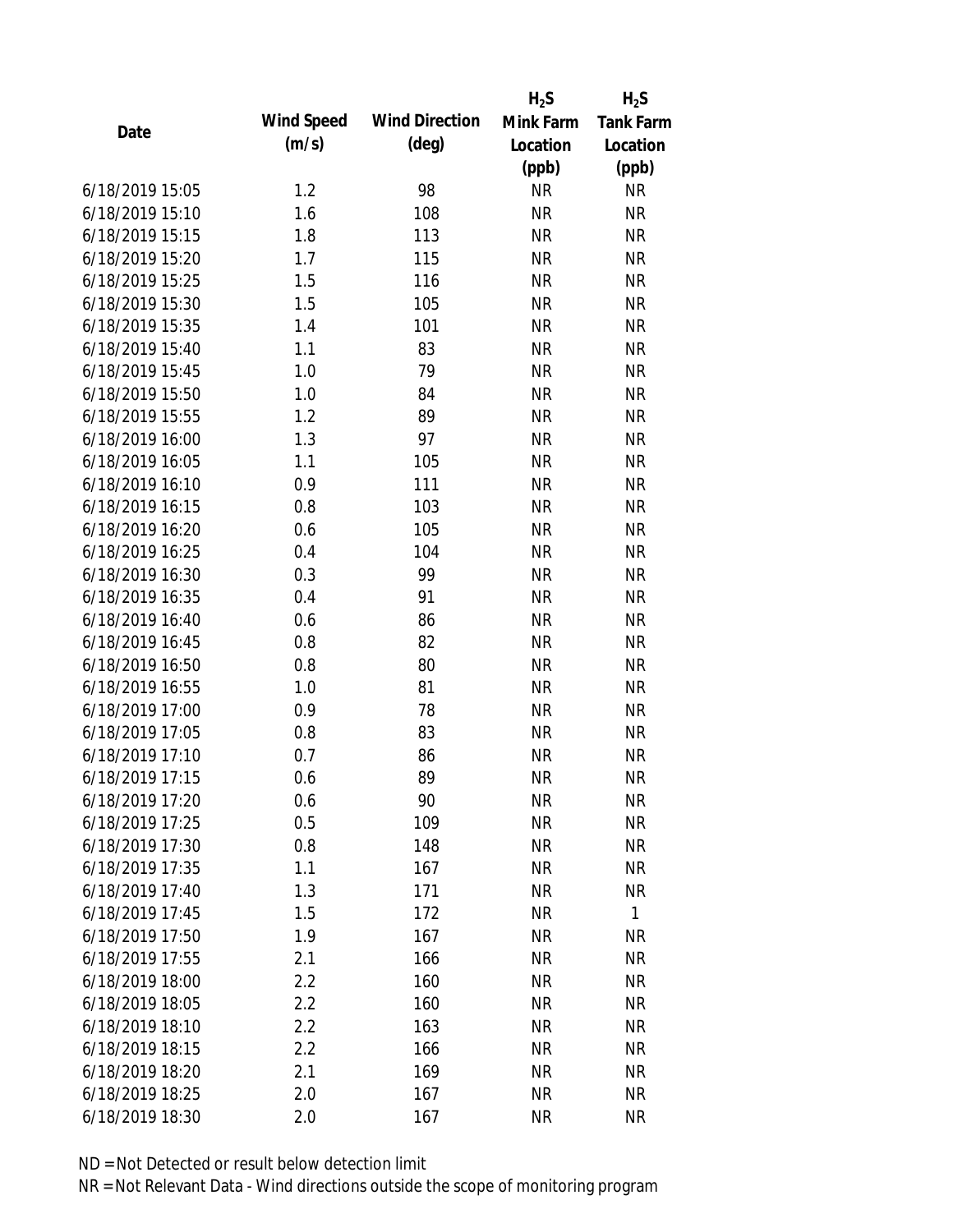| Date | Wind Speed (m/s) | Wind Direction (deg) | $H_2S$ Mink Farm Location (ppb) | $H_2S$ Tank Farm Location (ppb) |
|---|---|---|---|---|
| 6/18/2019 15:05 | 1.2 | 98 | NR | NR |
| 6/18/2019 15:10 | 1.6 | 108 | NR | NR |
| 6/18/2019 15:15 | 1.8 | 113 | NR | NR |
| 6/18/2019 15:20 | 1.7 | 115 | NR | NR |
| 6/18/2019 15:25 | 1.5 | 116 | NR | NR |
| 6/18/2019 15:30 | 1.5 | 105 | NR | NR |
| 6/18/2019 15:35 | 1.4 | 101 | NR | NR |
| 6/18/2019 15:40 | 1.1 | 83 | NR | NR |
| 6/18/2019 15:45 | 1.0 | 79 | NR | NR |
| 6/18/2019 15:50 | 1.0 | 84 | NR | NR |
| 6/18/2019 15:55 | 1.2 | 89 | NR | NR |
| 6/18/2019 16:00 | 1.3 | 97 | NR | NR |
| 6/18/2019 16:05 | 1.1 | 105 | NR | NR |
| 6/18/2019 16:10 | 0.9 | 111 | NR | NR |
| 6/18/2019 16:15 | 0.8 | 103 | NR | NR |
| 6/18/2019 16:20 | 0.6 | 105 | NR | NR |
| 6/18/2019 16:25 | 0.4 | 104 | NR | NR |
| 6/18/2019 16:30 | 0.3 | 99 | NR | NR |
| 6/18/2019 16:35 | 0.4 | 91 | NR | NR |
| 6/18/2019 16:40 | 0.6 | 86 | NR | NR |
| 6/18/2019 16:45 | 0.8 | 82 | NR | NR |
| 6/18/2019 16:50 | 0.8 | 80 | NR | NR |
| 6/18/2019 16:55 | 1.0 | 81 | NR | NR |
| 6/18/2019 17:00 | 0.9 | 78 | NR | NR |
| 6/18/2019 17:05 | 0.8 | 83 | NR | NR |
| 6/18/2019 17:10 | 0.7 | 86 | NR | NR |
| 6/18/2019 17:15 | 0.6 | 89 | NR | NR |
| 6/18/2019 17:20 | 0.6 | 90 | NR | NR |
| 6/18/2019 17:25 | 0.5 | 109 | NR | NR |
| 6/18/2019 17:30 | 0.8 | 148 | NR | NR |
| 6/18/2019 17:35 | 1.1 | 167 | NR | NR |
| 6/18/2019 17:40 | 1.3 | 171 | NR | NR |
| 6/18/2019 17:45 | 1.5 | 172 | NR | 1 |
| 6/18/2019 17:50 | 1.9 | 167 | NR | NR |
| 6/18/2019 17:55 | 2.1 | 166 | NR | NR |
| 6/18/2019 18:00 | 2.2 | 160 | NR | NR |
| 6/18/2019 18:05 | 2.2 | 160 | NR | NR |
| 6/18/2019 18:10 | 2.2 | 163 | NR | NR |
| 6/18/2019 18:15 | 2.2 | 166 | NR | NR |
| 6/18/2019 18:20 | 2.1 | 169 | NR | NR |
| 6/18/2019 18:25 | 2.0 | 167 | NR | NR |
| 6/18/2019 18:30 | 2.0 | 167 | NR | NR |

ND = Not Detected or result below detection limit

NR = Not Relevant Data - Wind directions outside the scope of monitoring program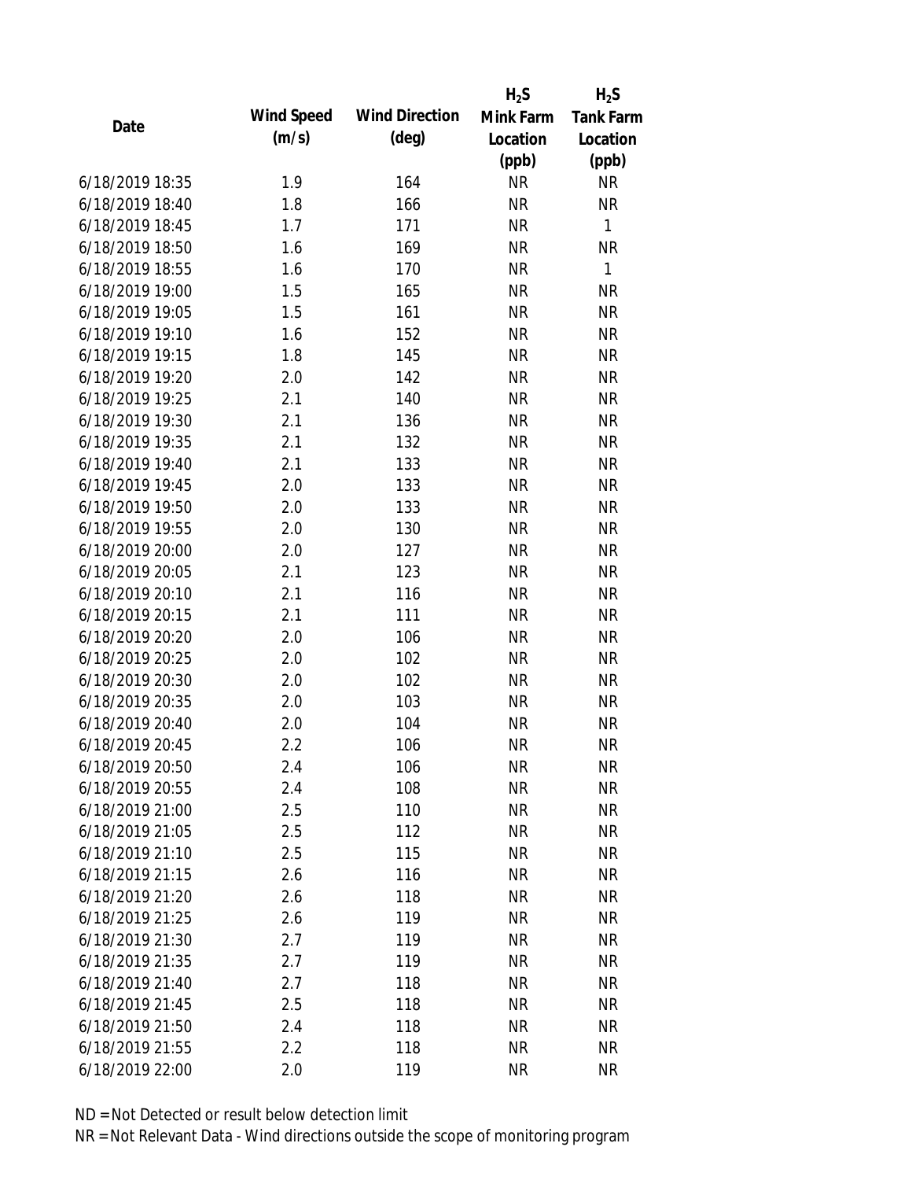| Date | Wind Speed (m/s) | Wind Direction (deg) | $H_2S$ Mink Farm Location (ppb) | $H_2S$ Tank Farm Location (ppb) |
|---|---|---|---|---|
| 6/18/2019 18:35 | 1.9 | 164 | NR | NR |
| 6/18/2019 18:40 | 1.8 | 166 | NR | NR |
| 6/18/2019 18:45 | 1.7 | 171 | NR | 1 |
| 6/18/2019 18:50 | 1.6 | 169 | NR | NR |
| 6/18/2019 18:55 | 1.6 | 170 | NR | 1 |
| 6/18/2019 19:00 | 1.5 | 165 | NR | NR |
| 6/18/2019 19:05 | 1.5 | 161 | NR | NR |
| 6/18/2019 19:10 | 1.6 | 152 | NR | NR |
| 6/18/2019 19:15 | 1.8 | 145 | NR | NR |
| 6/18/2019 19:20 | 2.0 | 142 | NR | NR |
| 6/18/2019 19:25 | 2.1 | 140 | NR | NR |
| 6/18/2019 19:30 | 2.1 | 136 | NR | NR |
| 6/18/2019 19:35 | 2.1 | 132 | NR | NR |
| 6/18/2019 19:40 | 2.1 | 133 | NR | NR |
| 6/18/2019 19:45 | 2.0 | 133 | NR | NR |
| 6/18/2019 19:50 | 2.0 | 133 | NR | NR |
| 6/18/2019 19:55 | 2.0 | 130 | NR | NR |
| 6/18/2019 20:00 | 2.0 | 127 | NR | NR |
| 6/18/2019 20:05 | 2.1 | 123 | NR | NR |
| 6/18/2019 20:10 | 2.1 | 116 | NR | NR |
| 6/18/2019 20:15 | 2.1 | 111 | NR | NR |
| 6/18/2019 20:20 | 2.0 | 106 | NR | NR |
| 6/18/2019 20:25 | 2.0 | 102 | NR | NR |
| 6/18/2019 20:30 | 2.0 | 102 | NR | NR |
| 6/18/2019 20:35 | 2.0 | 103 | NR | NR |
| 6/18/2019 20:40 | 2.0 | 104 | NR | NR |
| 6/18/2019 20:45 | 2.2 | 106 | NR | NR |
| 6/18/2019 20:50 | 2.4 | 106 | NR | NR |
| 6/18/2019 20:55 | 2.4 | 108 | NR | NR |
| 6/18/2019 21:00 | 2.5 | 110 | NR | NR |
| 6/18/2019 21:05 | 2.5 | 112 | NR | NR |
| 6/18/2019 21:10 | 2.5 | 115 | NR | NR |
| 6/18/2019 21:15 | 2.6 | 116 | NR | NR |
| 6/18/2019 21:20 | 2.6 | 118 | NR | NR |
| 6/18/2019 21:25 | 2.6 | 119 | NR | NR |
| 6/18/2019 21:30 | 2.7 | 119 | NR | NR |
| 6/18/2019 21:35 | 2.7 | 119 | NR | NR |
| 6/18/2019 21:40 | 2.7 | 118 | NR | NR |
| 6/18/2019 21:45 | 2.5 | 118 | NR | NR |
| 6/18/2019 21:50 | 2.4 | 118 | NR | NR |
| 6/18/2019 21:55 | 2.2 | 118 | NR | NR |
| 6/18/2019 22:00 | 2.0 | 119 | NR | NR |

ND = Not Detected or result below detection limit

NR = Not Relevant Data - Wind directions outside the scope of monitoring program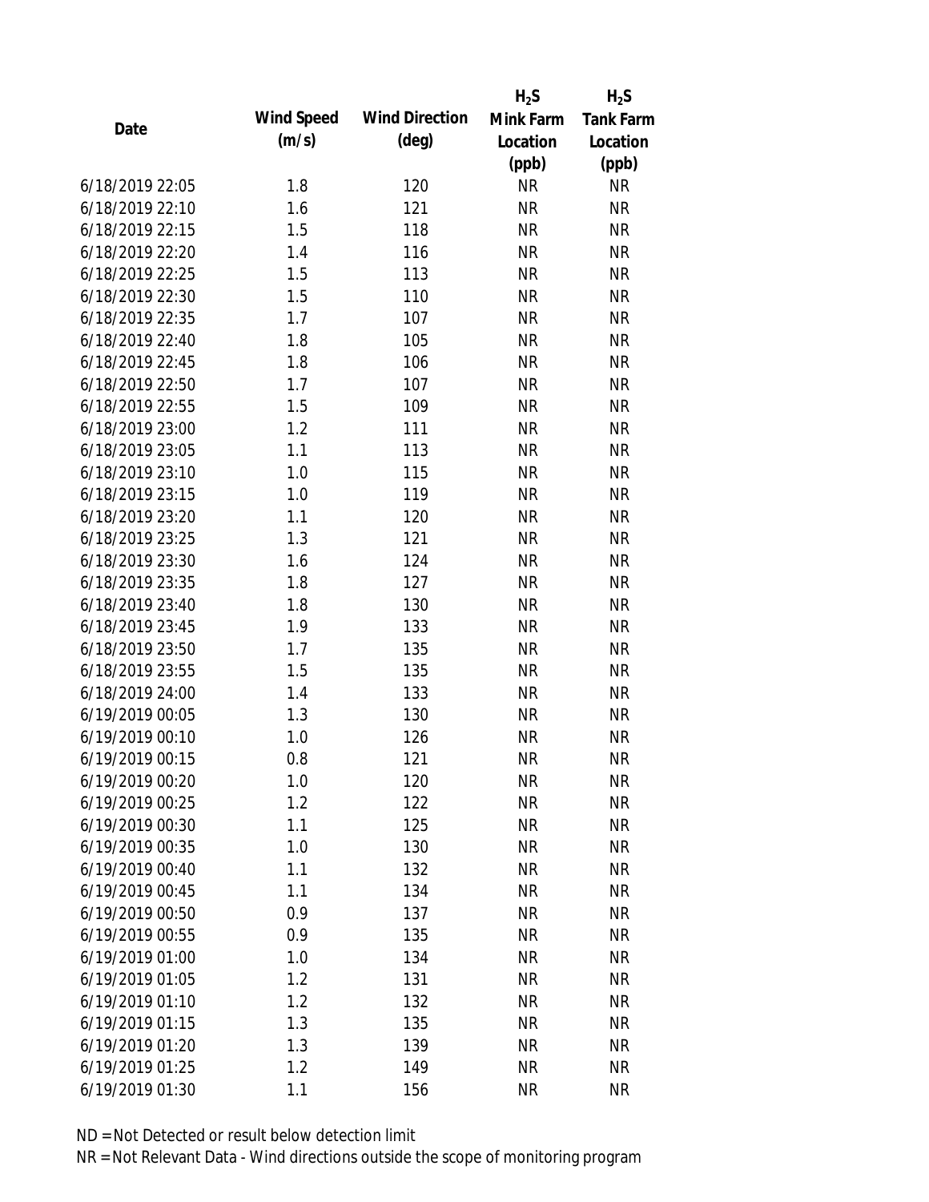| Date | Wind Speed (m/s) | Wind Direction (deg) | $H_2S$ Mink Farm Location (ppb) | $H_2S$ Tank Farm Location (ppb) |
|---|---|---|---|---|
| 6/18/2019 22:05 | 1.8 | 120 | NR | NR |
| 6/18/2019 22:10 | 1.6 | 121 | NR | NR |
| 6/18/2019 22:15 | 1.5 | 118 | NR | NR |
| 6/18/2019 22:20 | 1.4 | 116 | NR | NR |
| 6/18/2019 22:25 | 1.5 | 113 | NR | NR |
| 6/18/2019 22:30 | 1.5 | 110 | NR | NR |
| 6/18/2019 22:35 | 1.7 | 107 | NR | NR |
| 6/18/2019 22:40 | 1.8 | 105 | NR | NR |
| 6/18/2019 22:45 | 1.8 | 106 | NR | NR |
| 6/18/2019 22:50 | 1.7 | 107 | NR | NR |
| 6/18/2019 22:55 | 1.5 | 109 | NR | NR |
| 6/18/2019 23:00 | 1.2 | 111 | NR | NR |
| 6/18/2019 23:05 | 1.1 | 113 | NR | NR |
| 6/18/2019 23:10 | 1.0 | 115 | NR | NR |
| 6/18/2019 23:15 | 1.0 | 119 | NR | NR |
| 6/18/2019 23:20 | 1.1 | 120 | NR | NR |
| 6/18/2019 23:25 | 1.3 | 121 | NR | NR |
| 6/18/2019 23:30 | 1.6 | 124 | NR | NR |
| 6/18/2019 23:35 | 1.8 | 127 | NR | NR |
| 6/18/2019 23:40 | 1.8 | 130 | NR | NR |
| 6/18/2019 23:45 | 1.9 | 133 | NR | NR |
| 6/18/2019 23:50 | 1.7 | 135 | NR | NR |
| 6/18/2019 23:55 | 1.5 | 135 | NR | NR |
| 6/18/2019 24:00 | 1.4 | 133 | NR | NR |
| 6/19/2019 00:05 | 1.3 | 130 | NR | NR |
| 6/19/2019 00:10 | 1.0 | 126 | NR | NR |
| 6/19/2019 00:15 | 0.8 | 121 | NR | NR |
| 6/19/2019 00:20 | 1.0 | 120 | NR | NR |
| 6/19/2019 00:25 | 1.2 | 122 | NR | NR |
| 6/19/2019 00:30 | 1.1 | 125 | NR | NR |
| 6/19/2019 00:35 | 1.0 | 130 | NR | NR |
| 6/19/2019 00:40 | 1.1 | 132 | NR | NR |
| 6/19/2019 00:45 | 1.1 | 134 | NR | NR |
| 6/19/2019 00:50 | 0.9 | 137 | NR | NR |
| 6/19/2019 00:55 | 0.9 | 135 | NR | NR |
| 6/19/2019 01:00 | 1.0 | 134 | NR | NR |
| 6/19/2019 01:05 | 1.2 | 131 | NR | NR |
| 6/19/2019 01:10 | 1.2 | 132 | NR | NR |
| 6/19/2019 01:15 | 1.3 | 135 | NR | NR |
| 6/19/2019 01:20 | 1.3 | 139 | NR | NR |
| 6/19/2019 01:25 | 1.2 | 149 | NR | NR |
| 6/19/2019 01:30 | 1.1 | 156 | NR | NR |

ND = Not Detected or result below detection limit

NR = Not Relevant Data - Wind directions outside the scope of monitoring program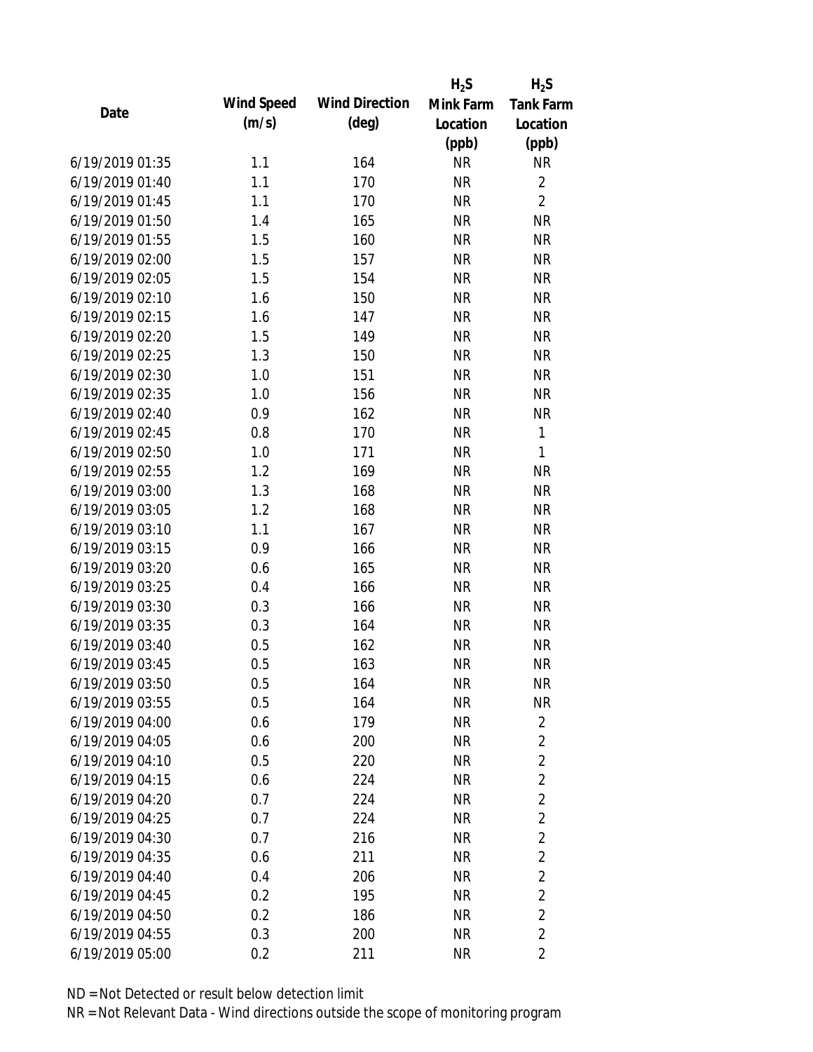| Date | Wind Speed (m/s) | Wind Direction (deg) | $H_2S$ Mink Farm Location (ppb) | $H_2S$ Tank Farm Location (ppb) |
|---|---|---|---|---|
| 6/19/2019 01:35 | 1.1 | 164 | NR | NR |
| 6/19/2019 01:40 | 1.1 | 170 | NR | 2 |
| 6/19/2019 01:45 | 1.1 | 170 | NR | 2 |
| 6/19/2019 01:50 | 1.4 | 165 | NR | NR |
| 6/19/2019 01:55 | 1.5 | 160 | NR | NR |
| 6/19/2019 02:00 | 1.5 | 157 | NR | NR |
| 6/19/2019 02:05 | 1.5 | 154 | NR | NR |
| 6/19/2019 02:10 | 1.6 | 150 | NR | NR |
| 6/19/2019 02:15 | 1.6 | 147 | NR | NR |
| 6/19/2019 02:20 | 1.5 | 149 | NR | NR |
| 6/19/2019 02:25 | 1.3 | 150 | NR | NR |
| 6/19/2019 02:30 | 1.0 | 151 | NR | NR |
| 6/19/2019 02:35 | 1.0 | 156 | NR | NR |
| 6/19/2019 02:40 | 0.9 | 162 | NR | NR |
| 6/19/2019 02:45 | 0.8 | 170 | NR | 1 |
| 6/19/2019 02:50 | 1.0 | 171 | NR | 1 |
| 6/19/2019 02:55 | 1.2 | 169 | NR | NR |
| 6/19/2019 03:00 | 1.3 | 168 | NR | NR |
| 6/19/2019 03:05 | 1.2 | 168 | NR | NR |
| 6/19/2019 03:10 | 1.1 | 167 | NR | NR |
| 6/19/2019 03:15 | 0.9 | 166 | NR | NR |
| 6/19/2019 03:20 | 0.6 | 165 | NR | NR |
| 6/19/2019 03:25 | 0.4 | 166 | NR | NR |
| 6/19/2019 03:30 | 0.3 | 166 | NR | NR |
| 6/19/2019 03:35 | 0.3 | 164 | NR | NR |
| 6/19/2019 03:40 | 0.5 | 162 | NR | NR |
| 6/19/2019 03:45 | 0.5 | 163 | NR | NR |
| 6/19/2019 03:50 | 0.5 | 164 | NR | NR |
| 6/19/2019 03:55 | 0.5 | 164 | NR | NR |
| 6/19/2019 04:00 | 0.6 | 179 | NR | 2 |
| 6/19/2019 04:05 | 0.6 | 200 | NR | 2 |
| 6/19/2019 04:10 | 0.5 | 220 | NR | 2 |
| 6/19/2019 04:15 | 0.6 | 224 | NR | 2 |
| 6/19/2019 04:20 | 0.7 | 224 | NR | 2 |
| 6/19/2019 04:25 | 0.7 | 224 | NR | 2 |
| 6/19/2019 04:30 | 0.7 | 216 | NR | 2 |
| 6/19/2019 04:35 | 0.6 | 211 | NR | 2 |
| 6/19/2019 04:40 | 0.4 | 206 | NR | 2 |
| 6/19/2019 04:45 | 0.2 | 195 | NR | 2 |
| 6/19/2019 04:50 | 0.2 | 186 | NR | 2 |
| 6/19/2019 04:55 | 0.3 | 200 | NR | 2 |
| 6/19/2019 05:00 | 0.2 | 211 | NR | 2 |

ND = Not Detected or result below detection limit

NR = Not Relevant Data - Wind directions outside the scope of monitoring program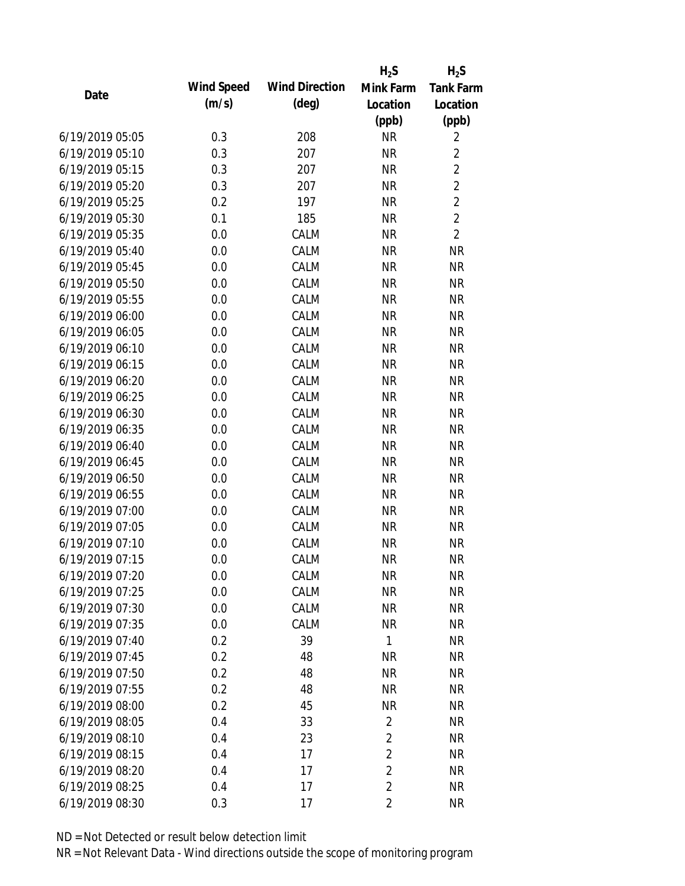| Date | Wind Speed (m/s) | Wind Direction (deg) | $H_2S$ Mink Farm Location (ppb) | $H_2S$ Tank Farm Location (ppb) |
|---|---|---|---|---|
| 6/19/2019 05:05 | 0.3 | 208 | NR | 2 |
| 6/19/2019 05:10 | 0.3 | 207 | NR | 2 |
| 6/19/2019 05:15 | 0.3 | 207 | NR | 2 |
| 6/19/2019 05:20 | 0.3 | 207 | NR | 2 |
| 6/19/2019 05:25 | 0.2 | 197 | NR | 2 |
| 6/19/2019 05:30 | 0.1 | 185 | NR | 2 |
| 6/19/2019 05:35 | 0.0 | CALM | NR | 2 |
| 6/19/2019 05:40 | 0.0 | CALM | NR | NR |
| 6/19/2019 05:45 | 0.0 | CALM | NR | NR |
| 6/19/2019 05:50 | 0.0 | CALM | NR | NR |
| 6/19/2019 05:55 | 0.0 | CALM | NR | NR |
| 6/19/2019 06:00 | 0.0 | CALM | NR | NR |
| 6/19/2019 06:05 | 0.0 | CALM | NR | NR |
| 6/19/2019 06:10 | 0.0 | CALM | NR | NR |
| 6/19/2019 06:15 | 0.0 | CALM | NR | NR |
| 6/19/2019 06:20 | 0.0 | CALM | NR | NR |
| 6/19/2019 06:25 | 0.0 | CALM | NR | NR |
| 6/19/2019 06:30 | 0.0 | CALM | NR | NR |
| 6/19/2019 06:35 | 0.0 | CALM | NR | NR |
| 6/19/2019 06:40 | 0.0 | CALM | NR | NR |
| 6/19/2019 06:45 | 0.0 | CALM | NR | NR |
| 6/19/2019 06:50 | 0.0 | CALM | NR | NR |
| 6/19/2019 06:55 | 0.0 | CALM | NR | NR |
| 6/19/2019 07:00 | 0.0 | CALM | NR | NR |
| 6/19/2019 07:05 | 0.0 | CALM | NR | NR |
| 6/19/2019 07:10 | 0.0 | CALM | NR | NR |
| 6/19/2019 07:15 | 0.0 | CALM | NR | NR |
| 6/19/2019 07:20 | 0.0 | CALM | NR | NR |
| 6/19/2019 07:25 | 0.0 | CALM | NR | NR |
| 6/19/2019 07:30 | 0.0 | CALM | NR | NR |
| 6/19/2019 07:35 | 0.0 | CALM | NR | NR |
| 6/19/2019 07:40 | 0.2 | 39 | 1 | NR |
| 6/19/2019 07:45 | 0.2 | 48 | NR | NR |
| 6/19/2019 07:50 | 0.2 | 48 | NR | NR |
| 6/19/2019 07:55 | 0.2 | 48 | NR | NR |
| 6/19/2019 08:00 | 0.2 | 45 | NR | NR |
| 6/19/2019 08:05 | 0.4 | 33 | 2 | NR |
| 6/19/2019 08:10 | 0.4 | 23 | 2 | NR |
| 6/19/2019 08:15 | 0.4 | 17 | 2 | NR |
| 6/19/2019 08:20 | 0.4 | 17 | 2 | NR |
| 6/19/2019 08:25 | 0.4 | 17 | 2 | NR |
| 6/19/2019 08:30 | 0.3 | 17 | 2 | NR |

ND = Not Detected or result below detection limit

NR = Not Relevant Data - Wind directions outside the scope of monitoring program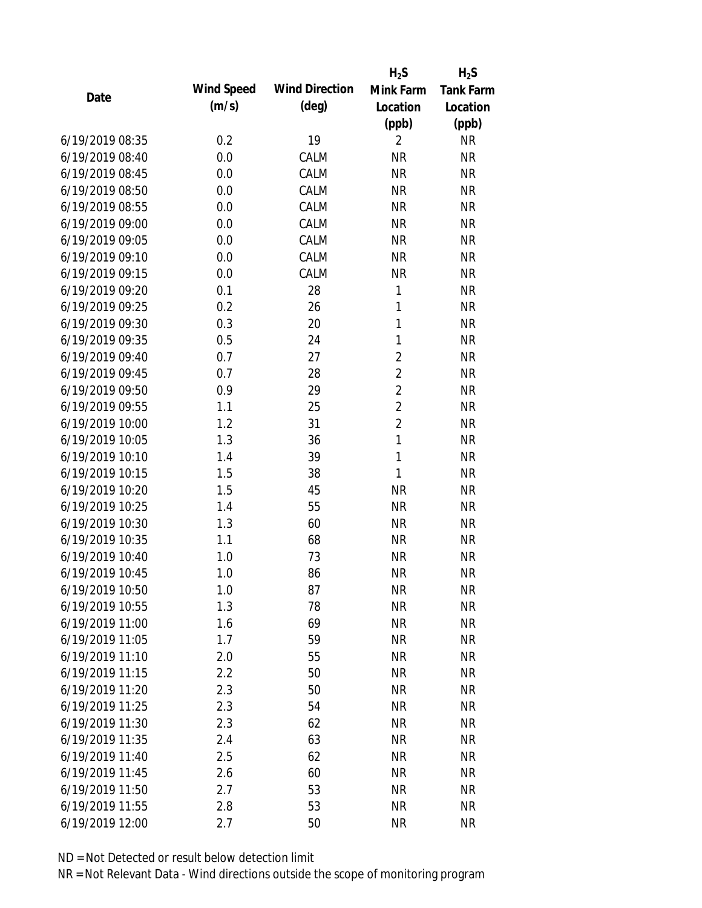| Date | Wind Speed (m/s) | Wind Direction (deg) | $H_2S$ Mink Farm Location (ppb) | $H_2S$ Tank Farm Location (ppb) |
|---|---|---|---|---|
| 6/19/2019 08:35 | 0.2 | 19 | 2 | NR |
| 6/19/2019 08:40 | 0.0 | CALM | NR | NR |
| 6/19/2019 08:45 | 0.0 | CALM | NR | NR |
| 6/19/2019 08:50 | 0.0 | CALM | NR | NR |
| 6/19/2019 08:55 | 0.0 | CALM | NR | NR |
| 6/19/2019 09:00 | 0.0 | CALM | NR | NR |
| 6/19/2019 09:05 | 0.0 | CALM | NR | NR |
| 6/19/2019 09:10 | 0.0 | CALM | NR | NR |
| 6/19/2019 09:15 | 0.0 | CALM | NR | NR |
| 6/19/2019 09:20 | 0.1 | 28 | 1 | NR |
| 6/19/2019 09:25 | 0.2 | 26 | 1 | NR |
| 6/19/2019 09:30 | 0.3 | 20 | 1 | NR |
| 6/19/2019 09:35 | 0.5 | 24 | 1 | NR |
| 6/19/2019 09:40 | 0.7 | 27 | 2 | NR |
| 6/19/2019 09:45 | 0.7 | 28 | 2 | NR |
| 6/19/2019 09:50 | 0.9 | 29 | 2 | NR |
| 6/19/2019 09:55 | 1.1 | 25 | 2 | NR |
| 6/19/2019 10:00 | 1.2 | 31 | 2 | NR |
| 6/19/2019 10:05 | 1.3 | 36 | 1 | NR |
| 6/19/2019 10:10 | 1.4 | 39 | 1 | NR |
| 6/19/2019 10:15 | 1.5 | 38 | 1 | NR |
| 6/19/2019 10:20 | 1.5 | 45 | NR | NR |
| 6/19/2019 10:25 | 1.4 | 55 | NR | NR |
| 6/19/2019 10:30 | 1.3 | 60 | NR | NR |
| 6/19/2019 10:35 | 1.1 | 68 | NR | NR |
| 6/19/2019 10:40 | 1.0 | 73 | NR | NR |
| 6/19/2019 10:45 | 1.0 | 86 | NR | NR |
| 6/19/2019 10:50 | 1.0 | 87 | NR | NR |
| 6/19/2019 10:55 | 1.3 | 78 | NR | NR |
| 6/19/2019 11:00 | 1.6 | 69 | NR | NR |
| 6/19/2019 11:05 | 1.7 | 59 | NR | NR |
| 6/19/2019 11:10 | 2.0 | 55 | NR | NR |
| 6/19/2019 11:15 | 2.2 | 50 | NR | NR |
| 6/19/2019 11:20 | 2.3 | 50 | NR | NR |
| 6/19/2019 11:25 | 2.3 | 54 | NR | NR |
| 6/19/2019 11:30 | 2.3 | 62 | NR | NR |
| 6/19/2019 11:35 | 2.4 | 63 | NR | NR |
| 6/19/2019 11:40 | 2.5 | 62 | NR | NR |
| 6/19/2019 11:45 | 2.6 | 60 | NR | NR |
| 6/19/2019 11:50 | 2.7 | 53 | NR | NR |
| 6/19/2019 11:55 | 2.8 | 53 | NR | NR |
| 6/19/2019 12:00 | 2.7 | 50 | NR | NR |

ND = Not Detected or result below detection limit

NR = Not Relevant Data - Wind directions outside the scope of monitoring program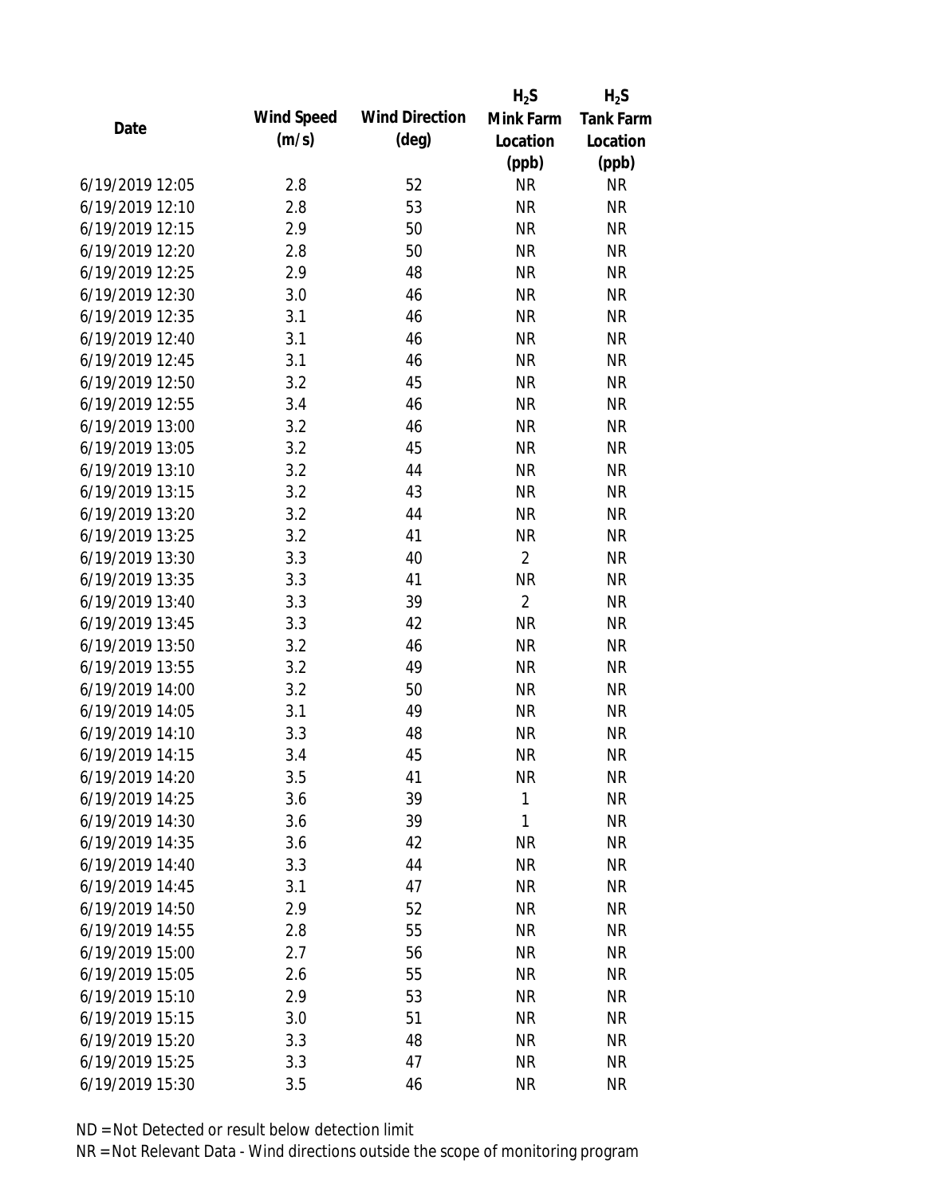| Date | Wind Speed (m/s) | Wind Direction (deg) | $H_2S$ Mink Farm Location (ppb) | $H_2S$ Tank Farm Location (ppb) |
|---|---|---|---|---|
| 6/19/2019 12:05 | 2.8 | 52 | NR | NR |
| 6/19/2019 12:10 | 2.8 | 53 | NR | NR |
| 6/19/2019 12:15 | 2.9 | 50 | NR | NR |
| 6/19/2019 12:20 | 2.8 | 50 | NR | NR |
| 6/19/2019 12:25 | 2.9 | 48 | NR | NR |
| 6/19/2019 12:30 | 3.0 | 46 | NR | NR |
| 6/19/2019 12:35 | 3.1 | 46 | NR | NR |
| 6/19/2019 12:40 | 3.1 | 46 | NR | NR |
| 6/19/2019 12:45 | 3.1 | 46 | NR | NR |
| 6/19/2019 12:50 | 3.2 | 45 | NR | NR |
| 6/19/2019 12:55 | 3.4 | 46 | NR | NR |
| 6/19/2019 13:00 | 3.2 | 46 | NR | NR |
| 6/19/2019 13:05 | 3.2 | 45 | NR | NR |
| 6/19/2019 13:10 | 3.2 | 44 | NR | NR |
| 6/19/2019 13:15 | 3.2 | 43 | NR | NR |
| 6/19/2019 13:20 | 3.2 | 44 | NR | NR |
| 6/19/2019 13:25 | 3.2 | 41 | NR | NR |
| 6/19/2019 13:30 | 3.3 | 40 | 2 | NR |
| 6/19/2019 13:35 | 3.3 | 41 | NR | NR |
| 6/19/2019 13:40 | 3.3 | 39 | 2 | NR |
| 6/19/2019 13:45 | 3.3 | 42 | NR | NR |
| 6/19/2019 13:50 | 3.2 | 46 | NR | NR |
| 6/19/2019 13:55 | 3.2 | 49 | NR | NR |
| 6/19/2019 14:00 | 3.2 | 50 | NR | NR |
| 6/19/2019 14:05 | 3.1 | 49 | NR | NR |
| 6/19/2019 14:10 | 3.3 | 48 | NR | NR |
| 6/19/2019 14:15 | 3.4 | 45 | NR | NR |
| 6/19/2019 14:20 | 3.5 | 41 | NR | NR |
| 6/19/2019 14:25 | 3.6 | 39 | 1 | NR |
| 6/19/2019 14:30 | 3.6 | 39 | 1 | NR |
| 6/19/2019 14:35 | 3.6 | 42 | NR | NR |
| 6/19/2019 14:40 | 3.3 | 44 | NR | NR |
| 6/19/2019 14:45 | 3.1 | 47 | NR | NR |
| 6/19/2019 14:50 | 2.9 | 52 | NR | NR |
| 6/19/2019 14:55 | 2.8 | 55 | NR | NR |
| 6/19/2019 15:00 | 2.7 | 56 | NR | NR |
| 6/19/2019 15:05 | 2.6 | 55 | NR | NR |
| 6/19/2019 15:10 | 2.9 | 53 | NR | NR |
| 6/19/2019 15:15 | 3.0 | 51 | NR | NR |
| 6/19/2019 15:20 | 3.3 | 48 | NR | NR |
| 6/19/2019 15:25 | 3.3 | 47 | NR | NR |
| 6/19/2019 15:30 | 3.5 | 46 | NR | NR |

ND = Not Detected or result below detection limit

NR = Not Relevant Data - Wind directions outside the scope of monitoring program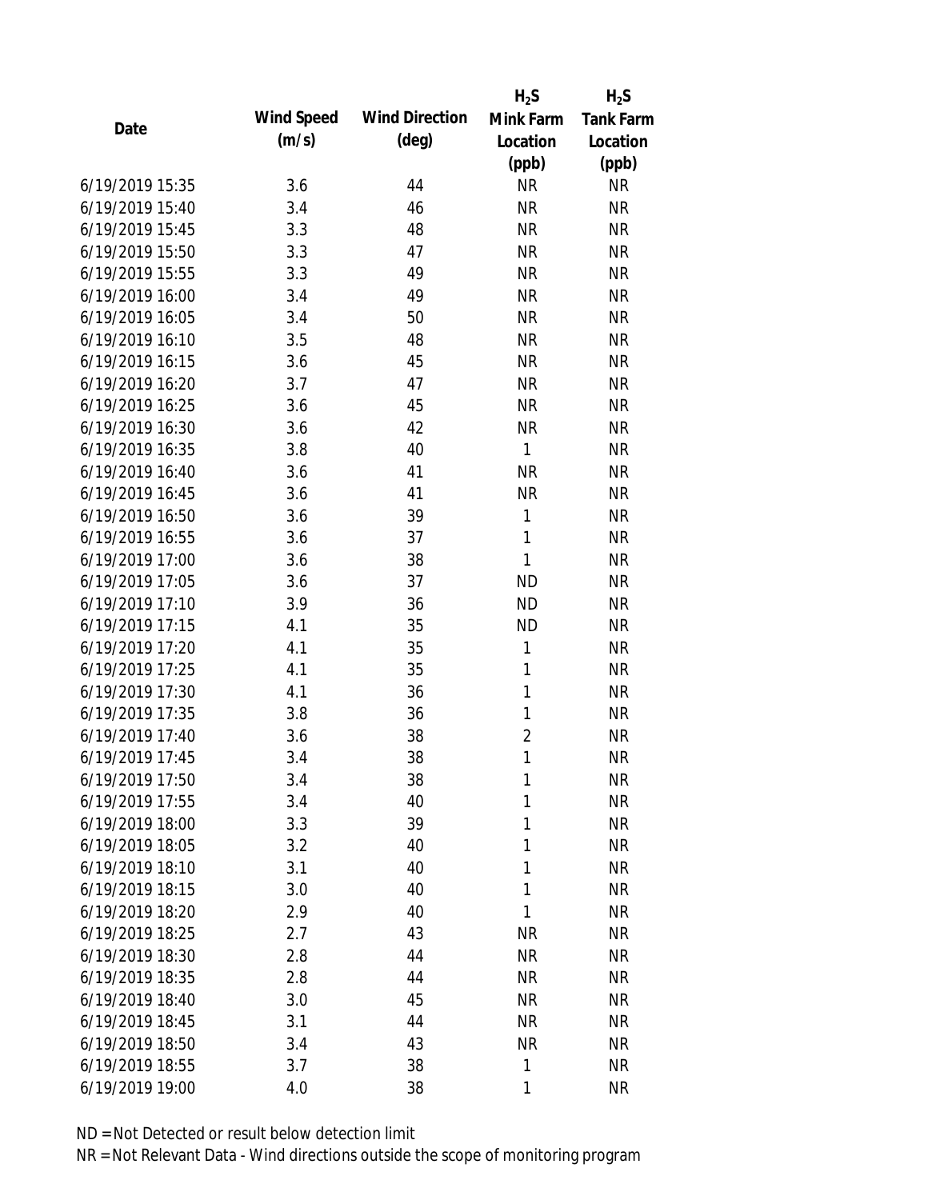| Date | Wind Speed (m/s) | Wind Direction (deg) | $H_2S$ Mink Farm Location (ppb) | $H_2S$ Tank Farm Location (ppb) |
|---|---|---|---|---|
| 6/19/2019 15:35 | 3.6 | 44 | NR | NR |
| 6/19/2019 15:40 | 3.4 | 46 | NR | NR |
| 6/19/2019 15:45 | 3.3 | 48 | NR | NR |
| 6/19/2019 15:50 | 3.3 | 47 | NR | NR |
| 6/19/2019 15:55 | 3.3 | 49 | NR | NR |
| 6/19/2019 16:00 | 3.4 | 49 | NR | NR |
| 6/19/2019 16:05 | 3.4 | 50 | NR | NR |
| 6/19/2019 16:10 | 3.5 | 48 | NR | NR |
| 6/19/2019 16:15 | 3.6 | 45 | NR | NR |
| 6/19/2019 16:20 | 3.7 | 47 | NR | NR |
| 6/19/2019 16:25 | 3.6 | 45 | NR | NR |
| 6/19/2019 16:30 | 3.6 | 42 | NR | NR |
| 6/19/2019 16:35 | 3.8 | 40 | 1 | NR |
| 6/19/2019 16:40 | 3.6 | 41 | NR | NR |
| 6/19/2019 16:45 | 3.6 | 41 | NR | NR |
| 6/19/2019 16:50 | 3.6 | 39 | 1 | NR |
| 6/19/2019 16:55 | 3.6 | 37 | 1 | NR |
| 6/19/2019 17:00 | 3.6 | 38 | 1 | NR |
| 6/19/2019 17:05 | 3.6 | 37 | ND | NR |
| 6/19/2019 17:10 | 3.9 | 36 | ND | NR |
| 6/19/2019 17:15 | 4.1 | 35 | ND | NR |
| 6/19/2019 17:20 | 4.1 | 35 | 1 | NR |
| 6/19/2019 17:25 | 4.1 | 35 | 1 | NR |
| 6/19/2019 17:30 | 4.1 | 36 | 1 | NR |
| 6/19/2019 17:35 | 3.8 | 36 | 1 | NR |
| 6/19/2019 17:40 | 3.6 | 38 | 2 | NR |
| 6/19/2019 17:45 | 3.4 | 38 | 1 | NR |
| 6/19/2019 17:50 | 3.4 | 38 | 1 | NR |
| 6/19/2019 17:55 | 3.4 | 40 | 1 | NR |
| 6/19/2019 18:00 | 3.3 | 39 | 1 | NR |
| 6/19/2019 18:05 | 3.2 | 40 | 1 | NR |
| 6/19/2019 18:10 | 3.1 | 40 | 1 | NR |
| 6/19/2019 18:15 | 3.0 | 40 | 1 | NR |
| 6/19/2019 18:20 | 2.9 | 40 | 1 | NR |
| 6/19/2019 18:25 | 2.7 | 43 | NR | NR |
| 6/19/2019 18:30 | 2.8 | 44 | NR | NR |
| 6/19/2019 18:35 | 2.8 | 44 | NR | NR |
| 6/19/2019 18:40 | 3.0 | 45 | NR | NR |
| 6/19/2019 18:45 | 3.1 | 44 | NR | NR |
| 6/19/2019 18:50 | 3.4 | 43 | NR | NR |
| 6/19/2019 18:55 | 3.7 | 38 | 1 | NR |
| 6/19/2019 19:00 | 4.0 | 38 | 1 | NR |

ND = Not Detected or result below detection limit

NR = Not Relevant Data - Wind directions outside the scope of monitoring program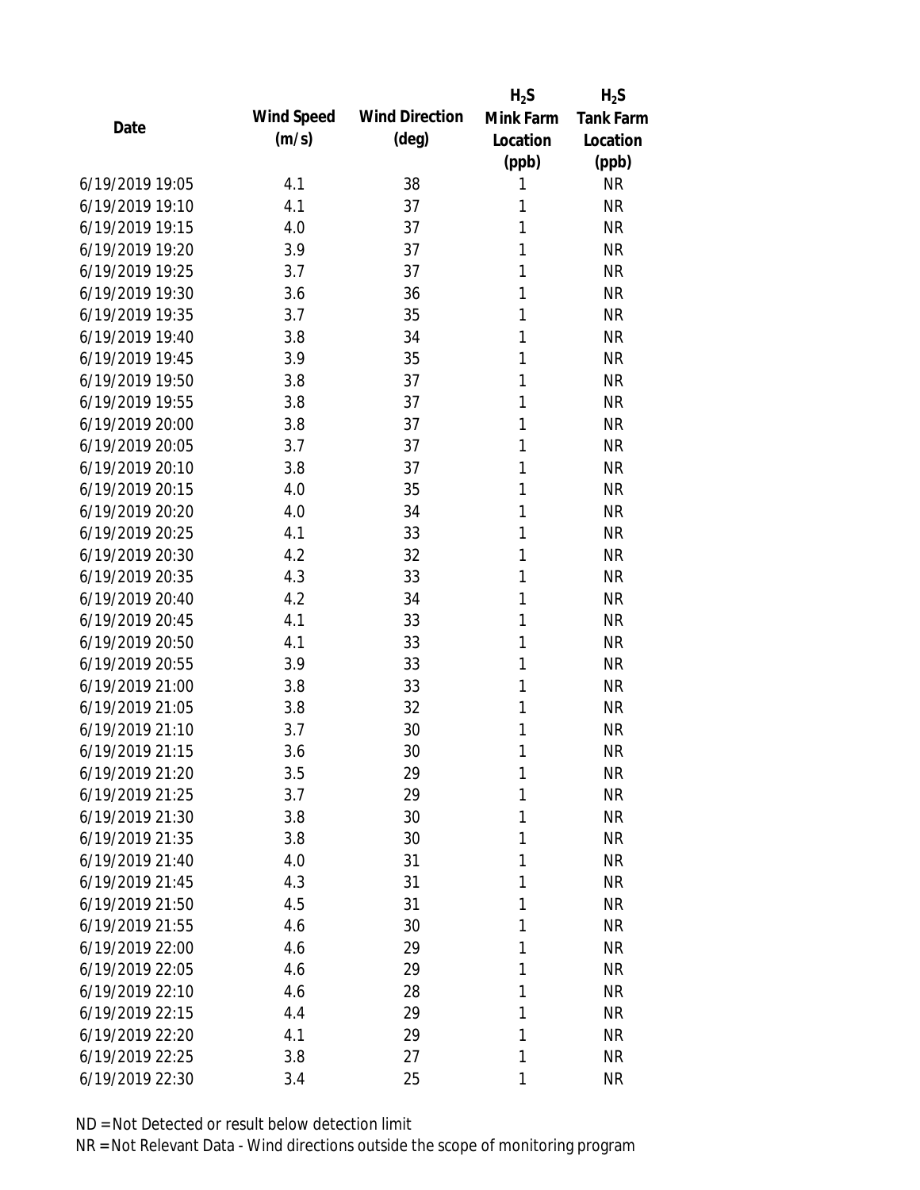| Date | Wind Speed (m/s) | Wind Direction (deg) | $H_2S$ Mink Farm Location (ppb) | $H_2S$ Tank Farm Location (ppb) |
|---|---|---|---|---|
| 6/19/2019 19:05 | 4.1 | 38 | 1 | NR |
| 6/19/2019 19:10 | 4.1 | 37 | 1 | NR |
| 6/19/2019 19:15 | 4.0 | 37 | 1 | NR |
| 6/19/2019 19:20 | 3.9 | 37 | 1 | NR |
| 6/19/2019 19:25 | 3.7 | 37 | 1 | NR |
| 6/19/2019 19:30 | 3.6 | 36 | 1 | NR |
| 6/19/2019 19:35 | 3.7 | 35 | 1 | NR |
| 6/19/2019 19:40 | 3.8 | 34 | 1 | NR |
| 6/19/2019 19:45 | 3.9 | 35 | 1 | NR |
| 6/19/2019 19:50 | 3.8 | 37 | 1 | NR |
| 6/19/2019 19:55 | 3.8 | 37 | 1 | NR |
| 6/19/2019 20:00 | 3.8 | 37 | 1 | NR |
| 6/19/2019 20:05 | 3.7 | 37 | 1 | NR |
| 6/19/2019 20:10 | 3.8 | 37 | 1 | NR |
| 6/19/2019 20:15 | 4.0 | 35 | 1 | NR |
| 6/19/2019 20:20 | 4.0 | 34 | 1 | NR |
| 6/19/2019 20:25 | 4.1 | 33 | 1 | NR |
| 6/19/2019 20:30 | 4.2 | 32 | 1 | NR |
| 6/19/2019 20:35 | 4.3 | 33 | 1 | NR |
| 6/19/2019 20:40 | 4.2 | 34 | 1 | NR |
| 6/19/2019 20:45 | 4.1 | 33 | 1 | NR |
| 6/19/2019 20:50 | 4.1 | 33 | 1 | NR |
| 6/19/2019 20:55 | 3.9 | 33 | 1 | NR |
| 6/19/2019 21:00 | 3.8 | 33 | 1 | NR |
| 6/19/2019 21:05 | 3.8 | 32 | 1 | NR |
| 6/19/2019 21:10 | 3.7 | 30 | 1 | NR |
| 6/19/2019 21:15 | 3.6 | 30 | 1 | NR |
| 6/19/2019 21:20 | 3.5 | 29 | 1 | NR |
| 6/19/2019 21:25 | 3.7 | 29 | 1 | NR |
| 6/19/2019 21:30 | 3.8 | 30 | 1 | NR |
| 6/19/2019 21:35 | 3.8 | 30 | 1 | NR |
| 6/19/2019 21:40 | 4.0 | 31 | 1 | NR |
| 6/19/2019 21:45 | 4.3 | 31 | 1 | NR |
| 6/19/2019 21:50 | 4.5 | 31 | 1 | NR |
| 6/19/2019 21:55 | 4.6 | 30 | 1 | NR |
| 6/19/2019 22:00 | 4.6 | 29 | 1 | NR |
| 6/19/2019 22:05 | 4.6 | 29 | 1 | NR |
| 6/19/2019 22:10 | 4.6 | 28 | 1 | NR |
| 6/19/2019 22:15 | 4.4 | 29 | 1 | NR |
| 6/19/2019 22:20 | 4.1 | 29 | 1 | NR |
| 6/19/2019 22:25 | 3.8 | 27 | 1 | NR |
| 6/19/2019 22:30 | 3.4 | 25 | 1 | NR |

ND = Not Detected or result below detection limit

NR = Not Relevant Data - Wind directions outside the scope of monitoring program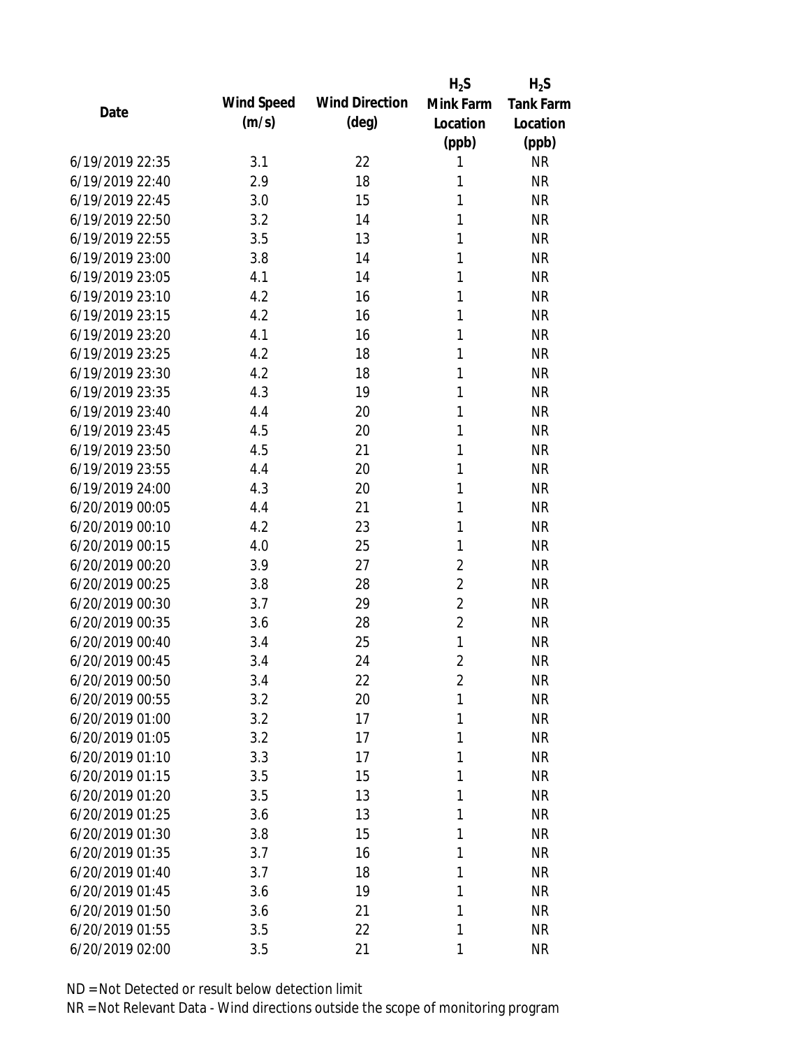| Date | Wind Speed (m/s) | Wind Direction (deg) | $H_2S$ Mink Farm Location (ppb) | $H_2S$ Tank Farm Location (ppb) |
|---|---|---|---|---|
| 6/19/2019 22:35 | 3.1 | 22 | 1 | NR |
| 6/19/2019 22:40 | 2.9 | 18 | 1 | NR |
| 6/19/2019 22:45 | 3.0 | 15 | 1 | NR |
| 6/19/2019 22:50 | 3.2 | 14 | 1 | NR |
| 6/19/2019 22:55 | 3.5 | 13 | 1 | NR |
| 6/19/2019 23:00 | 3.8 | 14 | 1 | NR |
| 6/19/2019 23:05 | 4.1 | 14 | 1 | NR |
| 6/19/2019 23:10 | 4.2 | 16 | 1 | NR |
| 6/19/2019 23:15 | 4.2 | 16 | 1 | NR |
| 6/19/2019 23:20 | 4.1 | 16 | 1 | NR |
| 6/19/2019 23:25 | 4.2 | 18 | 1 | NR |
| 6/19/2019 23:30 | 4.2 | 18 | 1 | NR |
| 6/19/2019 23:35 | 4.3 | 19 | 1 | NR |
| 6/19/2019 23:40 | 4.4 | 20 | 1 | NR |
| 6/19/2019 23:45 | 4.5 | 20 | 1 | NR |
| 6/19/2019 23:50 | 4.5 | 21 | 1 | NR |
| 6/19/2019 23:55 | 4.4 | 20 | 1 | NR |
| 6/19/2019 24:00 | 4.3 | 20 | 1 | NR |
| 6/20/2019 00:05 | 4.4 | 21 | 1 | NR |
| 6/20/2019 00:10 | 4.2 | 23 | 1 | NR |
| 6/20/2019 00:15 | 4.0 | 25 | 1 | NR |
| 6/20/2019 00:20 | 3.9 | 27 | 2 | NR |
| 6/20/2019 00:25 | 3.8 | 28 | 2 | NR |
| 6/20/2019 00:30 | 3.7 | 29 | 2 | NR |
| 6/20/2019 00:35 | 3.6 | 28 | 2 | NR |
| 6/20/2019 00:40 | 3.4 | 25 | 1 | NR |
| 6/20/2019 00:45 | 3.4 | 24 | 2 | NR |
| 6/20/2019 00:50 | 3.4 | 22 | 2 | NR |
| 6/20/2019 00:55 | 3.2 | 20 | 1 | NR |
| 6/20/2019 01:00 | 3.2 | 17 | 1 | NR |
| 6/20/2019 01:05 | 3.2 | 17 | 1 | NR |
| 6/20/2019 01:10 | 3.3 | 17 | 1 | NR |
| 6/20/2019 01:15 | 3.5 | 15 | 1 | NR |
| 6/20/2019 01:20 | 3.5 | 13 | 1 | NR |
| 6/20/2019 01:25 | 3.6 | 13 | 1 | NR |
| 6/20/2019 01:30 | 3.8 | 15 | 1 | NR |
| 6/20/2019 01:35 | 3.7 | 16 | 1 | NR |
| 6/20/2019 01:40 | 3.7 | 18 | 1 | NR |
| 6/20/2019 01:45 | 3.6 | 19 | 1 | NR |
| 6/20/2019 01:50 | 3.6 | 21 | 1 | NR |
| 6/20/2019 01:55 | 3.5 | 22 | 1 | NR |
| 6/20/2019 02:00 | 3.5 | 21 | 1 | NR |

ND = Not Detected or result below detection limit

NR = Not Relevant Data - Wind directions outside the scope of monitoring program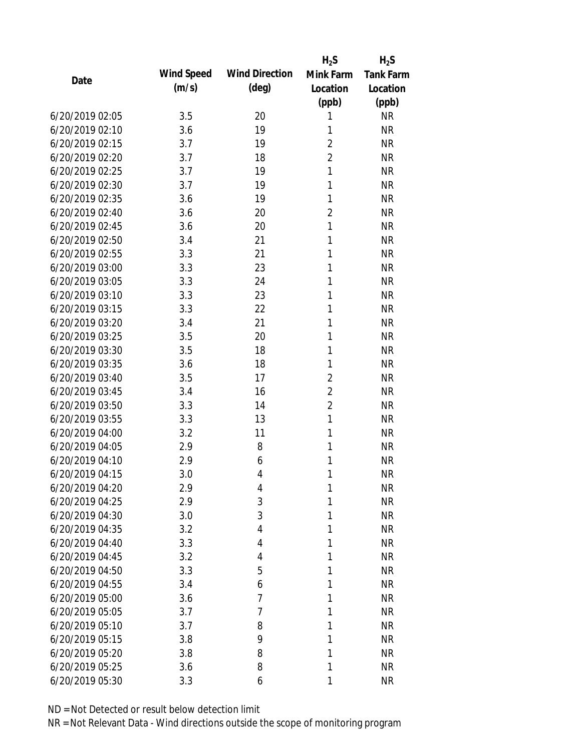| Date | Wind Speed (m/s) | Wind Direction (deg) | $H_2S$ Mink Farm Location (ppb) | $H_2S$ Tank Farm Location (ppb) |
|---|---|---|---|---|
| 6/20/2019 02:05 | 3.5 | 20 | 1 | NR |
| 6/20/2019 02:10 | 3.6 | 19 | 1 | NR |
| 6/20/2019 02:15 | 3.7 | 19 | 2 | NR |
| 6/20/2019 02:20 | 3.7 | 18 | 2 | NR |
| 6/20/2019 02:25 | 3.7 | 19 | 1 | NR |
| 6/20/2019 02:30 | 3.7 | 19 | 1 | NR |
| 6/20/2019 02:35 | 3.6 | 19 | 1 | NR |
| 6/20/2019 02:40 | 3.6 | 20 | 2 | NR |
| 6/20/2019 02:45 | 3.6 | 20 | 1 | NR |
| 6/20/2019 02:50 | 3.4 | 21 | 1 | NR |
| 6/20/2019 02:55 | 3.3 | 21 | 1 | NR |
| 6/20/2019 03:00 | 3.3 | 23 | 1 | NR |
| 6/20/2019 03:05 | 3.3 | 24 | 1 | NR |
| 6/20/2019 03:10 | 3.3 | 23 | 1 | NR |
| 6/20/2019 03:15 | 3.3 | 22 | 1 | NR |
| 6/20/2019 03:20 | 3.4 | 21 | 1 | NR |
| 6/20/2019 03:25 | 3.5 | 20 | 1 | NR |
| 6/20/2019 03:30 | 3.5 | 18 | 1 | NR |
| 6/20/2019 03:35 | 3.6 | 18 | 1 | NR |
| 6/20/2019 03:40 | 3.5 | 17 | 2 | NR |
| 6/20/2019 03:45 | 3.4 | 16 | 2 | NR |
| 6/20/2019 03:50 | 3.3 | 14 | 2 | NR |
| 6/20/2019 03:55 | 3.3 | 13 | 1 | NR |
| 6/20/2019 04:00 | 3.2 | 11 | 1 | NR |
| 6/20/2019 04:05 | 2.9 | 8 | 1 | NR |
| 6/20/2019 04:10 | 2.9 | 6 | 1 | NR |
| 6/20/2019 04:15 | 3.0 | 4 | 1 | NR |
| 6/20/2019 04:20 | 2.9 | 4 | 1 | NR |
| 6/20/2019 04:25 | 2.9 | 3 | 1 | NR |
| 6/20/2019 04:30 | 3.0 | 3 | 1 | NR |
| 6/20/2019 04:35 | 3.2 | 4 | 1 | NR |
| 6/20/2019 04:40 | 3.3 | 4 | 1 | NR |
| 6/20/2019 04:45 | 3.2 | 4 | 1 | NR |
| 6/20/2019 04:50 | 3.3 | 5 | 1 | NR |
| 6/20/2019 04:55 | 3.4 | 6 | 1 | NR |
| 6/20/2019 05:00 | 3.6 | 7 | 1 | NR |
| 6/20/2019 05:05 | 3.7 | 7 | 1 | NR |
| 6/20/2019 05:10 | 3.7 | 8 | 1 | NR |
| 6/20/2019 05:15 | 3.8 | 9 | 1 | NR |
| 6/20/2019 05:20 | 3.8 | 8 | 1 | NR |
| 6/20/2019 05:25 | 3.6 | 8 | 1 | NR |
| 6/20/2019 05:30 | 3.3 | 6 | 1 | NR |

ND = Not Detected or result below detection limit

NR = Not Relevant Data - Wind directions outside the scope of monitoring program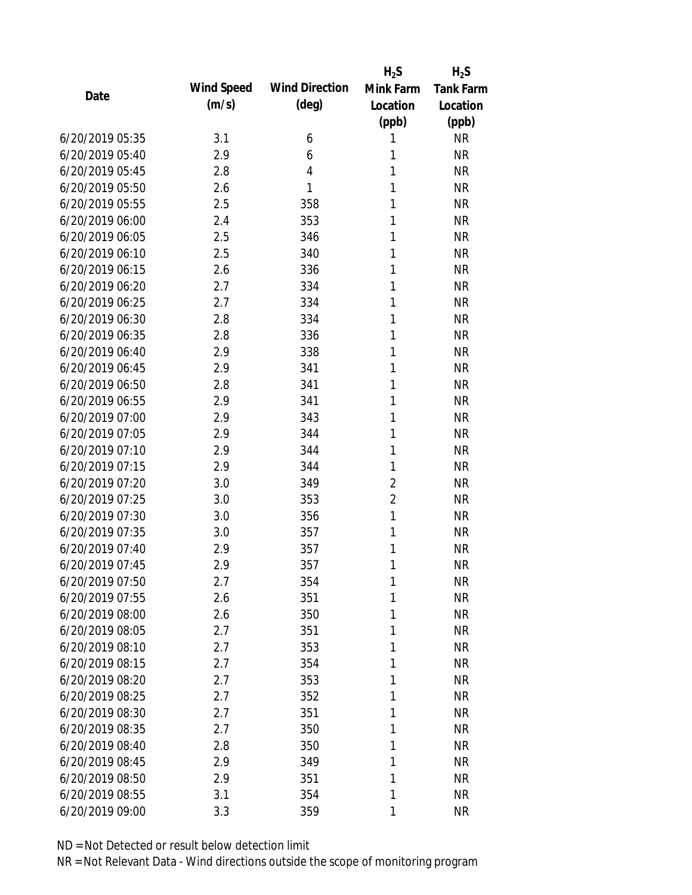| Date | Wind Speed (m/s) | Wind Direction (deg) | $H_2S$ Mink Farm Location (ppb) | $H_2S$ Tank Farm Location (ppb) |
|---|---|---|---|---|
| 6/20/2019 05:35 | 3.1 | 6 | 1 | NR |
| 6/20/2019 05:40 | 2.9 | 6 | 1 | NR |
| 6/20/2019 05:45 | 2.8 | 4 | 1 | NR |
| 6/20/2019 05:50 | 2.6 | 1 | 1 | NR |
| 6/20/2019 05:55 | 2.5 | 358 | 1 | NR |
| 6/20/2019 06:00 | 2.4 | 353 | 1 | NR |
| 6/20/2019 06:05 | 2.5 | 346 | 1 | NR |
| 6/20/2019 06:10 | 2.5 | 340 | 1 | NR |
| 6/20/2019 06:15 | 2.6 | 336 | 1 | NR |
| 6/20/2019 06:20 | 2.7 | 334 | 1 | NR |
| 6/20/2019 06:25 | 2.7 | 334 | 1 | NR |
| 6/20/2019 06:30 | 2.8 | 334 | 1 | NR |
| 6/20/2019 06:35 | 2.8 | 336 | 1 | NR |
| 6/20/2019 06:40 | 2.9 | 338 | 1 | NR |
| 6/20/2019 06:45 | 2.9 | 341 | 1 | NR |
| 6/20/2019 06:50 | 2.8 | 341 | 1 | NR |
| 6/20/2019 06:55 | 2.9 | 341 | 1 | NR |
| 6/20/2019 07:00 | 2.9 | 343 | 1 | NR |
| 6/20/2019 07:05 | 2.9 | 344 | 1 | NR |
| 6/20/2019 07:10 | 2.9 | 344 | 1 | NR |
| 6/20/2019 07:15 | 2.9 | 344 | 1 | NR |
| 6/20/2019 07:20 | 3.0 | 349 | 2 | NR |
| 6/20/2019 07:25 | 3.0 | 353 | 2 | NR |
| 6/20/2019 07:30 | 3.0 | 356 | 1 | NR |
| 6/20/2019 07:35 | 3.0 | 357 | 1 | NR |
| 6/20/2019 07:40 | 2.9 | 357 | 1 | NR |
| 6/20/2019 07:45 | 2.9 | 357 | 1 | NR |
| 6/20/2019 07:50 | 2.7 | 354 | 1 | NR |
| 6/20/2019 07:55 | 2.6 | 351 | 1 | NR |
| 6/20/2019 08:00 | 2.6 | 350 | 1 | NR |
| 6/20/2019 08:05 | 2.7 | 351 | 1 | NR |
| 6/20/2019 08:10 | 2.7 | 353 | 1 | NR |
| 6/20/2019 08:15 | 2.7 | 354 | 1 | NR |
| 6/20/2019 08:20 | 2.7 | 353 | 1 | NR |
| 6/20/2019 08:25 | 2.7 | 352 | 1 | NR |
| 6/20/2019 08:30 | 2.7 | 351 | 1 | NR |
| 6/20/2019 08:35 | 2.7 | 350 | 1 | NR |
| 6/20/2019 08:40 | 2.8 | 350 | 1 | NR |
| 6/20/2019 08:45 | 2.9 | 349 | 1 | NR |
| 6/20/2019 08:50 | 2.9 | 351 | 1 | NR |
| 6/20/2019 08:55 | 3.1 | 354 | 1 | NR |
| 6/20/2019 09:00 | 3.3 | 359 | 1 | NR |

ND = Not Detected or result below detection limit

NR = Not Relevant Data - Wind directions outside the scope of monitoring program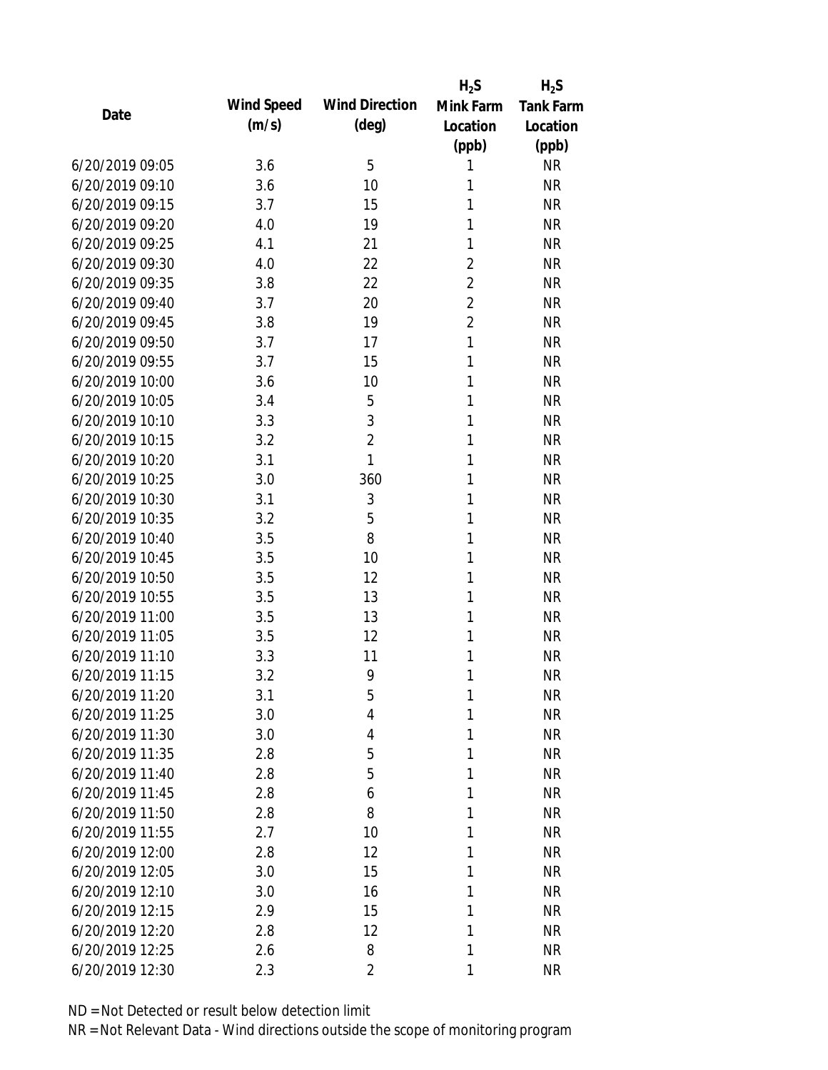| Date | Wind Speed (m/s) | Wind Direction (deg) | $H_2S$ Mink Farm Location (ppb) | $H_2S$ Tank Farm Location (ppb) |
|---|---|---|---|---|
| 6/20/2019 09:05 | 3.6 | 5 | 1 | NR |
| 6/20/2019 09:10 | 3.6 | 10 | 1 | NR |
| 6/20/2019 09:15 | 3.7 | 15 | 1 | NR |
| 6/20/2019 09:20 | 4.0 | 19 | 1 | NR |
| 6/20/2019 09:25 | 4.1 | 21 | 1 | NR |
| 6/20/2019 09:30 | 4.0 | 22 | 2 | NR |
| 6/20/2019 09:35 | 3.8 | 22 | 2 | NR |
| 6/20/2019 09:40 | 3.7 | 20 | 2 | NR |
| 6/20/2019 09:45 | 3.8 | 19 | 2 | NR |
| 6/20/2019 09:50 | 3.7 | 17 | 1 | NR |
| 6/20/2019 09:55 | 3.7 | 15 | 1 | NR |
| 6/20/2019 10:00 | 3.6 | 10 | 1 | NR |
| 6/20/2019 10:05 | 3.4 | 5 | 1 | NR |
| 6/20/2019 10:10 | 3.3 | 3 | 1 | NR |
| 6/20/2019 10:15 | 3.2 | 2 | 1 | NR |
| 6/20/2019 10:20 | 3.1 | 1 | 1 | NR |
| 6/20/2019 10:25 | 3.0 | 360 | 1 | NR |
| 6/20/2019 10:30 | 3.1 | 3 | 1 | NR |
| 6/20/2019 10:35 | 3.2 | 5 | 1 | NR |
| 6/20/2019 10:40 | 3.5 | 8 | 1 | NR |
| 6/20/2019 10:45 | 3.5 | 10 | 1 | NR |
| 6/20/2019 10:50 | 3.5 | 12 | 1 | NR |
| 6/20/2019 10:55 | 3.5 | 13 | 1 | NR |
| 6/20/2019 11:00 | 3.5 | 13 | 1 | NR |
| 6/20/2019 11:05 | 3.5 | 12 | 1 | NR |
| 6/20/2019 11:10 | 3.3 | 11 | 1 | NR |
| 6/20/2019 11:15 | 3.2 | 9 | 1 | NR |
| 6/20/2019 11:20 | 3.1 | 5 | 1 | NR |
| 6/20/2019 11:25 | 3.0 | 4 | 1 | NR |
| 6/20/2019 11:30 | 3.0 | 4 | 1 | NR |
| 6/20/2019 11:35 | 2.8 | 5 | 1 | NR |
| 6/20/2019 11:40 | 2.8 | 5 | 1 | NR |
| 6/20/2019 11:45 | 2.8 | 6 | 1 | NR |
| 6/20/2019 11:50 | 2.8 | 8 | 1 | NR |
| 6/20/2019 11:55 | 2.7 | 10 | 1 | NR |
| 6/20/2019 12:00 | 2.8 | 12 | 1 | NR |
| 6/20/2019 12:05 | 3.0 | 15 | 1 | NR |
| 6/20/2019 12:10 | 3.0 | 16 | 1 | NR |
| 6/20/2019 12:15 | 2.9 | 15 | 1 | NR |
| 6/20/2019 12:20 | 2.8 | 12 | 1 | NR |
| 6/20/2019 12:25 | 2.6 | 8 | 1 | NR |
| 6/20/2019 12:30 | 2.3 | 2 | 1 | NR |

ND = Not Detected or result below detection limit

NR = Not Relevant Data - Wind directions outside the scope of monitoring program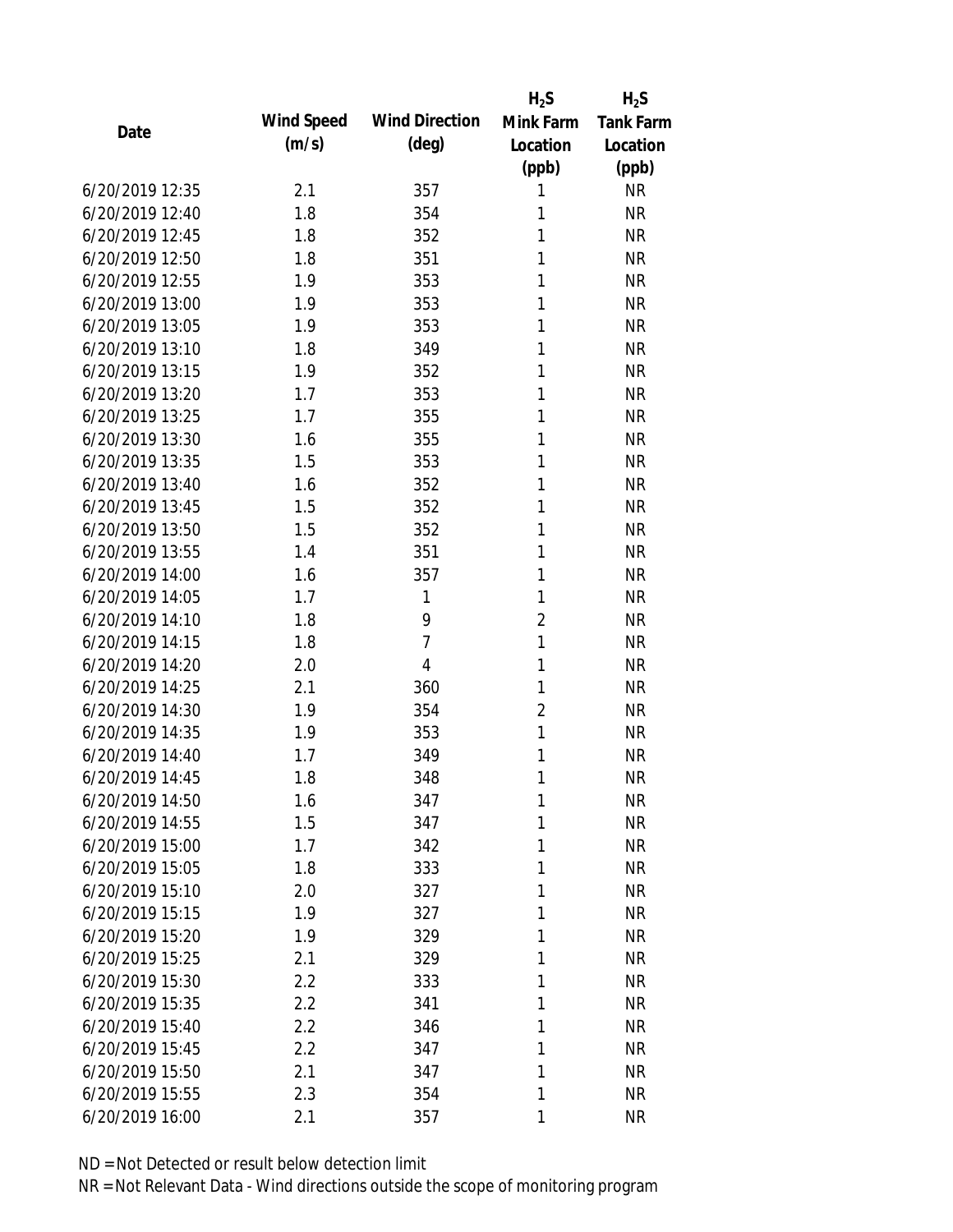| Date | Wind Speed (m/s) | Wind Direction (deg) | $H_2S$ Mink Farm Location (ppb) | $H_2S$ Tank Farm Location (ppb) |
|---|---|---|---|---|
| 6/20/2019 12:35 | 2.1 | 357 | 1 | NR |
| 6/20/2019 12:40 | 1.8 | 354 | 1 | NR |
| 6/20/2019 12:45 | 1.8 | 352 | 1 | NR |
| 6/20/2019 12:50 | 1.8 | 351 | 1 | NR |
| 6/20/2019 12:55 | 1.9 | 353 | 1 | NR |
| 6/20/2019 13:00 | 1.9 | 353 | 1 | NR |
| 6/20/2019 13:05 | 1.9 | 353 | 1 | NR |
| 6/20/2019 13:10 | 1.8 | 349 | 1 | NR |
| 6/20/2019 13:15 | 1.9 | 352 | 1 | NR |
| 6/20/2019 13:20 | 1.7 | 353 | 1 | NR |
| 6/20/2019 13:25 | 1.7 | 355 | 1 | NR |
| 6/20/2019 13:30 | 1.6 | 355 | 1 | NR |
| 6/20/2019 13:35 | 1.5 | 353 | 1 | NR |
| 6/20/2019 13:40 | 1.6 | 352 | 1 | NR |
| 6/20/2019 13:45 | 1.5 | 352 | 1 | NR |
| 6/20/2019 13:50 | 1.5 | 352 | 1 | NR |
| 6/20/2019 13:55 | 1.4 | 351 | 1 | NR |
| 6/20/2019 14:00 | 1.6 | 357 | 1 | NR |
| 6/20/2019 14:05 | 1.7 | 1 | 1 | NR |
| 6/20/2019 14:10 | 1.8 | 9 | 2 | NR |
| 6/20/2019 14:15 | 1.8 | 7 | 1 | NR |
| 6/20/2019 14:20 | 2.0 | 4 | 1 | NR |
| 6/20/2019 14:25 | 2.1 | 360 | 1 | NR |
| 6/20/2019 14:30 | 1.9 | 354 | 2 | NR |
| 6/20/2019 14:35 | 1.9 | 353 | 1 | NR |
| 6/20/2019 14:40 | 1.7 | 349 | 1 | NR |
| 6/20/2019 14:45 | 1.8 | 348 | 1 | NR |
| 6/20/2019 14:50 | 1.6 | 347 | 1 | NR |
| 6/20/2019 14:55 | 1.5 | 347 | 1 | NR |
| 6/20/2019 15:00 | 1.7 | 342 | 1 | NR |
| 6/20/2019 15:05 | 1.8 | 333 | 1 | NR |
| 6/20/2019 15:10 | 2.0 | 327 | 1 | NR |
| 6/20/2019 15:15 | 1.9 | 327 | 1 | NR |
| 6/20/2019 15:20 | 1.9 | 329 | 1 | NR |
| 6/20/2019 15:25 | 2.1 | 329 | 1 | NR |
| 6/20/2019 15:30 | 2.2 | 333 | 1 | NR |
| 6/20/2019 15:35 | 2.2 | 341 | 1 | NR |
| 6/20/2019 15:40 | 2.2 | 346 | 1 | NR |
| 6/20/2019 15:45 | 2.2 | 347 | 1 | NR |
| 6/20/2019 15:50 | 2.1 | 347 | 1 | NR |
| 6/20/2019 15:55 | 2.3 | 354 | 1 | NR |
| 6/20/2019 16:00 | 2.1 | 357 | 1 | NR |

ND = Not Detected or result below detection limit

NR = Not Relevant Data - Wind directions outside the scope of monitoring program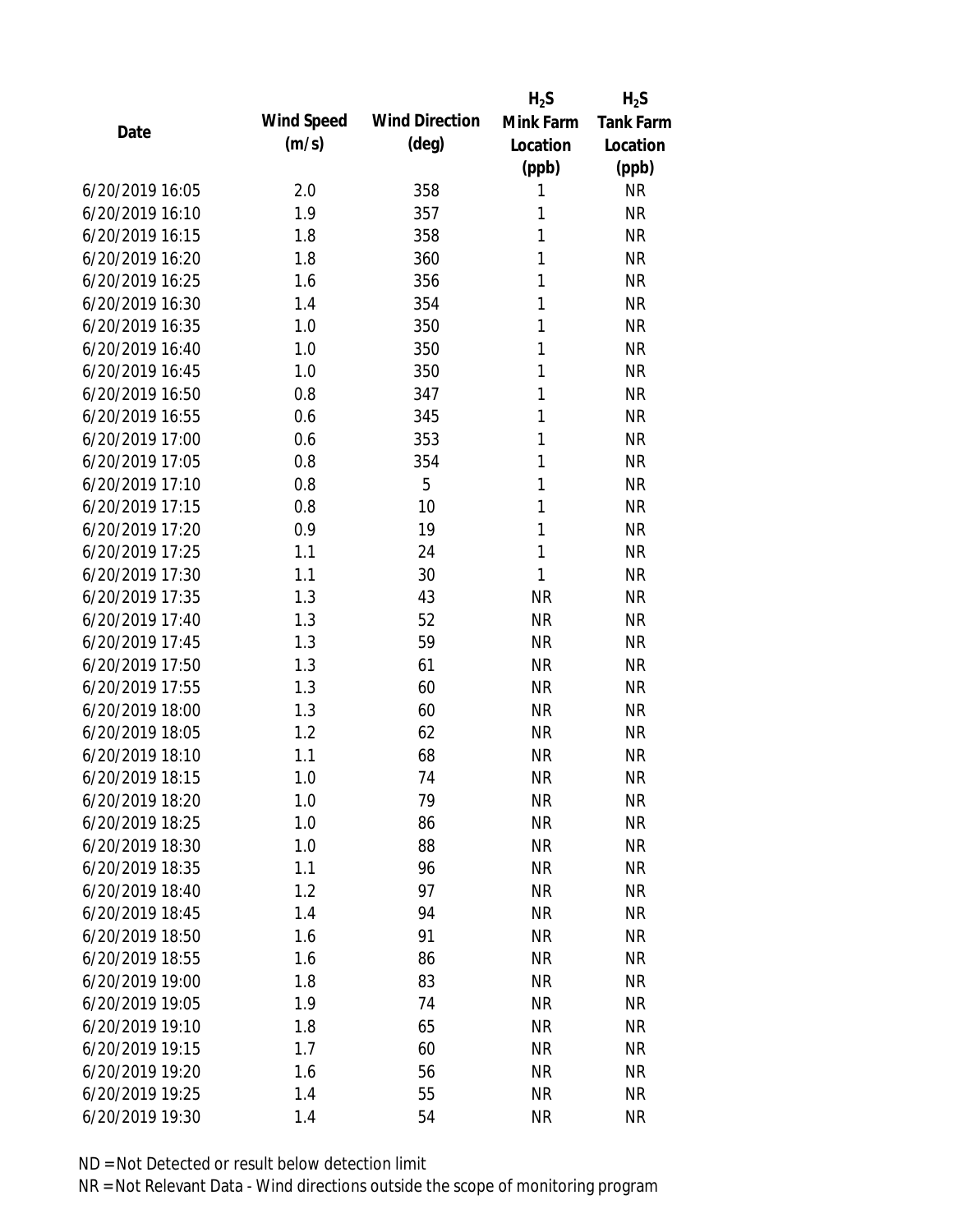| Date | Wind Speed (m/s) | Wind Direction (deg) | $H_2S$ Mink Farm Location (ppb) | $H_2S$ Tank Farm Location (ppb) |
|---|---|---|---|---|
| 6/20/2019 16:05 | 2.0 | 358 | 1 | NR |
| 6/20/2019 16:10 | 1.9 | 357 | 1 | NR |
| 6/20/2019 16:15 | 1.8 | 358 | 1 | NR |
| 6/20/2019 16:20 | 1.8 | 360 | 1 | NR |
| 6/20/2019 16:25 | 1.6 | 356 | 1 | NR |
| 6/20/2019 16:30 | 1.4 | 354 | 1 | NR |
| 6/20/2019 16:35 | 1.0 | 350 | 1 | NR |
| 6/20/2019 16:40 | 1.0 | 350 | 1 | NR |
| 6/20/2019 16:45 | 1.0 | 350 | 1 | NR |
| 6/20/2019 16:50 | 0.8 | 347 | 1 | NR |
| 6/20/2019 16:55 | 0.6 | 345 | 1 | NR |
| 6/20/2019 17:00 | 0.6 | 353 | 1 | NR |
| 6/20/2019 17:05 | 0.8 | 354 | 1 | NR |
| 6/20/2019 17:10 | 0.8 | 5 | 1 | NR |
| 6/20/2019 17:15 | 0.8 | 10 | 1 | NR |
| 6/20/2019 17:20 | 0.9 | 19 | 1 | NR |
| 6/20/2019 17:25 | 1.1 | 24 | 1 | NR |
| 6/20/2019 17:30 | 1.1 | 30 | 1 | NR |
| 6/20/2019 17:35 | 1.3 | 43 | NR | NR |
| 6/20/2019 17:40 | 1.3 | 52 | NR | NR |
| 6/20/2019 17:45 | 1.3 | 59 | NR | NR |
| 6/20/2019 17:50 | 1.3 | 61 | NR | NR |
| 6/20/2019 17:55 | 1.3 | 60 | NR | NR |
| 6/20/2019 18:00 | 1.3 | 60 | NR | NR |
| 6/20/2019 18:05 | 1.2 | 62 | NR | NR |
| 6/20/2019 18:10 | 1.1 | 68 | NR | NR |
| 6/20/2019 18:15 | 1.0 | 74 | NR | NR |
| 6/20/2019 18:20 | 1.0 | 79 | NR | NR |
| 6/20/2019 18:25 | 1.0 | 86 | NR | NR |
| 6/20/2019 18:30 | 1.0 | 88 | NR | NR |
| 6/20/2019 18:35 | 1.1 | 96 | NR | NR |
| 6/20/2019 18:40 | 1.2 | 97 | NR | NR |
| 6/20/2019 18:45 | 1.4 | 94 | NR | NR |
| 6/20/2019 18:50 | 1.6 | 91 | NR | NR |
| 6/20/2019 18:55 | 1.6 | 86 | NR | NR |
| 6/20/2019 19:00 | 1.8 | 83 | NR | NR |
| 6/20/2019 19:05 | 1.9 | 74 | NR | NR |
| 6/20/2019 19:10 | 1.8 | 65 | NR | NR |
| 6/20/2019 19:15 | 1.7 | 60 | NR | NR |
| 6/20/2019 19:20 | 1.6 | 56 | NR | NR |
| 6/20/2019 19:25 | 1.4 | 55 | NR | NR |
| 6/20/2019 19:30 | 1.4 | 54 | NR | NR |

ND = Not Detected or result below detection limit

NR = Not Relevant Data - Wind directions outside the scope of monitoring program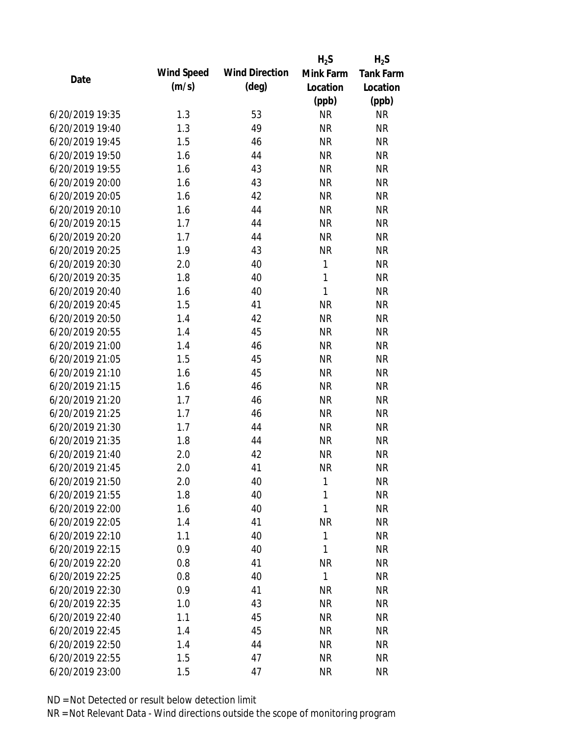| Date | Wind Speed (m/s) | Wind Direction (deg) | $H_2S$ Mink Farm Location (ppb) | $H_2S$ Tank Farm Location (ppb) |
|---|---|---|---|---|
| 6/20/2019 19:35 | 1.3 | 53 | NR | NR |
| 6/20/2019 19:40 | 1.3 | 49 | NR | NR |
| 6/20/2019 19:45 | 1.5 | 46 | NR | NR |
| 6/20/2019 19:50 | 1.6 | 44 | NR | NR |
| 6/20/2019 19:55 | 1.6 | 43 | NR | NR |
| 6/20/2019 20:00 | 1.6 | 43 | NR | NR |
| 6/20/2019 20:05 | 1.6 | 42 | NR | NR |
| 6/20/2019 20:10 | 1.6 | 44 | NR | NR |
| 6/20/2019 20:15 | 1.7 | 44 | NR | NR |
| 6/20/2019 20:20 | 1.7 | 44 | NR | NR |
| 6/20/2019 20:25 | 1.9 | 43 | NR | NR |
| 6/20/2019 20:30 | 2.0 | 40 | 1 | NR |
| 6/20/2019 20:35 | 1.8 | 40 | 1 | NR |
| 6/20/2019 20:40 | 1.6 | 40 | 1 | NR |
| 6/20/2019 20:45 | 1.5 | 41 | NR | NR |
| 6/20/2019 20:50 | 1.4 | 42 | NR | NR |
| 6/20/2019 20:55 | 1.4 | 45 | NR | NR |
| 6/20/2019 21:00 | 1.4 | 46 | NR | NR |
| 6/20/2019 21:05 | 1.5 | 45 | NR | NR |
| 6/20/2019 21:10 | 1.6 | 45 | NR | NR |
| 6/20/2019 21:15 | 1.6 | 46 | NR | NR |
| 6/20/2019 21:20 | 1.7 | 46 | NR | NR |
| 6/20/2019 21:25 | 1.7 | 46 | NR | NR |
| 6/20/2019 21:30 | 1.7 | 44 | NR | NR |
| 6/20/2019 21:35 | 1.8 | 44 | NR | NR |
| 6/20/2019 21:40 | 2.0 | 42 | NR | NR |
| 6/20/2019 21:45 | 2.0 | 41 | NR | NR |
| 6/20/2019 21:50 | 2.0 | 40 | 1 | NR |
| 6/20/2019 21:55 | 1.8 | 40 | 1 | NR |
| 6/20/2019 22:00 | 1.6 | 40 | 1 | NR |
| 6/20/2019 22:05 | 1.4 | 41 | NR | NR |
| 6/20/2019 22:10 | 1.1 | 40 | 1 | NR |
| 6/20/2019 22:15 | 0.9 | 40 | 1 | NR |
| 6/20/2019 22:20 | 0.8 | 41 | NR | NR |
| 6/20/2019 22:25 | 0.8 | 40 | 1 | NR |
| 6/20/2019 22:30 | 0.9 | 41 | NR | NR |
| 6/20/2019 22:35 | 1.0 | 43 | NR | NR |
| 6/20/2019 22:40 | 1.1 | 45 | NR | NR |
| 6/20/2019 22:45 | 1.4 | 45 | NR | NR |
| 6/20/2019 22:50 | 1.4 | 44 | NR | NR |
| 6/20/2019 22:55 | 1.5 | 47 | NR | NR |
| 6/20/2019 23:00 | 1.5 | 47 | NR | NR |

ND = Not Detected or result below detection limit

NR = Not Relevant Data - Wind directions outside the scope of monitoring program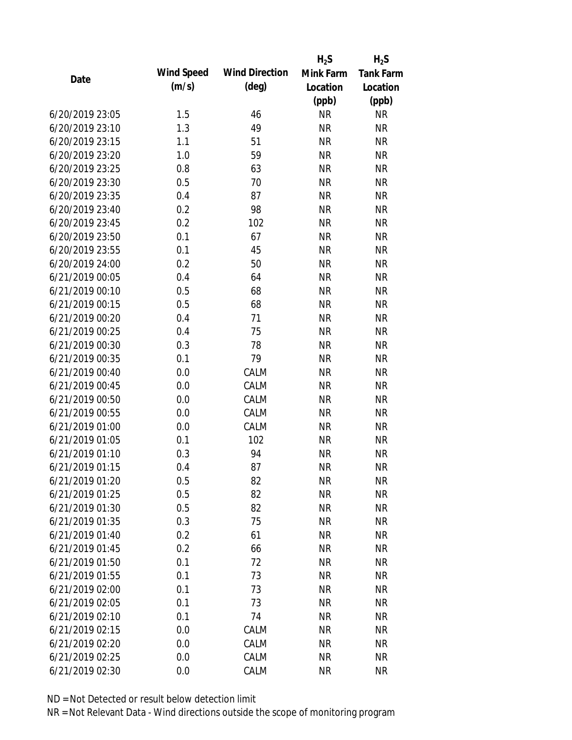| Date | Wind Speed (m/s) | Wind Direction (deg) | $H_2S$ Mink Farm Location (ppb) | $H_2S$ Tank Farm Location (ppb) |
|---|---|---|---|---|
| 6/20/2019 23:05 | 1.5 | 46 | NR | NR |
| 6/20/2019 23:10 | 1.3 | 49 | NR | NR |
| 6/20/2019 23:15 | 1.1 | 51 | NR | NR |
| 6/20/2019 23:20 | 1.0 | 59 | NR | NR |
| 6/20/2019 23:25 | 0.8 | 63 | NR | NR |
| 6/20/2019 23:30 | 0.5 | 70 | NR | NR |
| 6/20/2019 23:35 | 0.4 | 87 | NR | NR |
| 6/20/2019 23:40 | 0.2 | 98 | NR | NR |
| 6/20/2019 23:45 | 0.2 | 102 | NR | NR |
| 6/20/2019 23:50 | 0.1 | 67 | NR | NR |
| 6/20/2019 23:55 | 0.1 | 45 | NR | NR |
| 6/20/2019 24:00 | 0.2 | 50 | NR | NR |
| 6/21/2019 00:05 | 0.4 | 64 | NR | NR |
| 6/21/2019 00:10 | 0.5 | 68 | NR | NR |
| 6/21/2019 00:15 | 0.5 | 68 | NR | NR |
| 6/21/2019 00:20 | 0.4 | 71 | NR | NR |
| 6/21/2019 00:25 | 0.4 | 75 | NR | NR |
| 6/21/2019 00:30 | 0.3 | 78 | NR | NR |
| 6/21/2019 00:35 | 0.1 | 79 | NR | NR |
| 6/21/2019 00:40 | 0.0 | CALM | NR | NR |
| 6/21/2019 00:45 | 0.0 | CALM | NR | NR |
| 6/21/2019 00:50 | 0.0 | CALM | NR | NR |
| 6/21/2019 00:55 | 0.0 | CALM | NR | NR |
| 6/21/2019 01:00 | 0.0 | CALM | NR | NR |
| 6/21/2019 01:05 | 0.1 | 102 | NR | NR |
| 6/21/2019 01:10 | 0.3 | 94 | NR | NR |
| 6/21/2019 01:15 | 0.4 | 87 | NR | NR |
| 6/21/2019 01:20 | 0.5 | 82 | NR | NR |
| 6/21/2019 01:25 | 0.5 | 82 | NR | NR |
| 6/21/2019 01:30 | 0.5 | 82 | NR | NR |
| 6/21/2019 01:35 | 0.3 | 75 | NR | NR |
| 6/21/2019 01:40 | 0.2 | 61 | NR | NR |
| 6/21/2019 01:45 | 0.2 | 66 | NR | NR |
| 6/21/2019 01:50 | 0.1 | 72 | NR | NR |
| 6/21/2019 01:55 | 0.1 | 73 | NR | NR |
| 6/21/2019 02:00 | 0.1 | 73 | NR | NR |
| 6/21/2019 02:05 | 0.1 | 73 | NR | NR |
| 6/21/2019 02:10 | 0.1 | 74 | NR | NR |
| 6/21/2019 02:15 | 0.0 | CALM | NR | NR |
| 6/21/2019 02:20 | 0.0 | CALM | NR | NR |
| 6/21/2019 02:25 | 0.0 | CALM | NR | NR |
| 6/21/2019 02:30 | 0.0 | CALM | NR | NR |

ND = Not Detected or result below detection limit

NR = Not Relevant Data - Wind directions outside the scope of monitoring program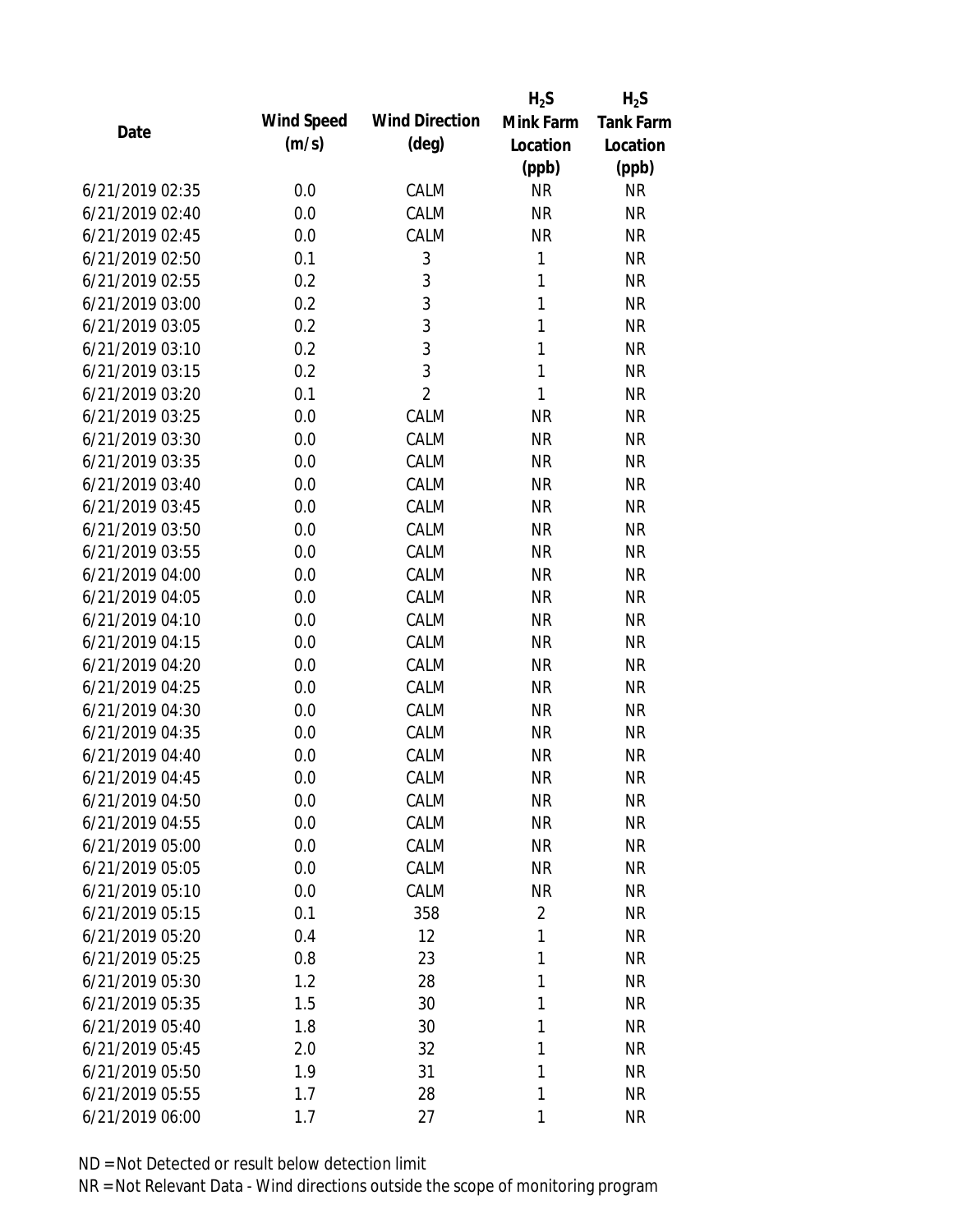| Date | Wind Speed (m/s) | Wind Direction (deg) | $H_2S$ Mink Farm Location (ppb) | $H_2S$ Tank Farm Location (ppb) |
|---|---|---|---|---|
| 6/21/2019 02:35 | 0.0 | CALM | NR | NR |
| 6/21/2019 02:40 | 0.0 | CALM | NR | NR |
| 6/21/2019 02:45 | 0.0 | CALM | NR | NR |
| 6/21/2019 02:50 | 0.1 | 3 | 1 | NR |
| 6/21/2019 02:55 | 0.2 | 3 | 1 | NR |
| 6/21/2019 03:00 | 0.2 | 3 | 1 | NR |
| 6/21/2019 03:05 | 0.2 | 3 | 1 | NR |
| 6/21/2019 03:10 | 0.2 | 3 | 1 | NR |
| 6/21/2019 03:15 | 0.2 | 3 | 1 | NR |
| 6/21/2019 03:20 | 0.1 | 2 | 1 | NR |
| 6/21/2019 03:25 | 0.0 | CALM | NR | NR |
| 6/21/2019 03:30 | 0.0 | CALM | NR | NR |
| 6/21/2019 03:35 | 0.0 | CALM | NR | NR |
| 6/21/2019 03:40 | 0.0 | CALM | NR | NR |
| 6/21/2019 03:45 | 0.0 | CALM | NR | NR |
| 6/21/2019 03:50 | 0.0 | CALM | NR | NR |
| 6/21/2019 03:55 | 0.0 | CALM | NR | NR |
| 6/21/2019 04:00 | 0.0 | CALM | NR | NR |
| 6/21/2019 04:05 | 0.0 | CALM | NR | NR |
| 6/21/2019 04:10 | 0.0 | CALM | NR | NR |
| 6/21/2019 04:15 | 0.0 | CALM | NR | NR |
| 6/21/2019 04:20 | 0.0 | CALM | NR | NR |
| 6/21/2019 04:25 | 0.0 | CALM | NR | NR |
| 6/21/2019 04:30 | 0.0 | CALM | NR | NR |
| 6/21/2019 04:35 | 0.0 | CALM | NR | NR |
| 6/21/2019 04:40 | 0.0 | CALM | NR | NR |
| 6/21/2019 04:45 | 0.0 | CALM | NR | NR |
| 6/21/2019 04:50 | 0.0 | CALM | NR | NR |
| 6/21/2019 04:55 | 0.0 | CALM | NR | NR |
| 6/21/2019 05:00 | 0.0 | CALM | NR | NR |
| 6/21/2019 05:05 | 0.0 | CALM | NR | NR |
| 6/21/2019 05:10 | 0.0 | CALM | NR | NR |
| 6/21/2019 05:15 | 0.1 | 358 | 2 | NR |
| 6/21/2019 05:20 | 0.4 | 12 | 1 | NR |
| 6/21/2019 05:25 | 0.8 | 23 | 1 | NR |
| 6/21/2019 05:30 | 1.2 | 28 | 1 | NR |
| 6/21/2019 05:35 | 1.5 | 30 | 1 | NR |
| 6/21/2019 05:40 | 1.8 | 30 | 1 | NR |
| 6/21/2019 05:45 | 2.0 | 32 | 1 | NR |
| 6/21/2019 05:50 | 1.9 | 31 | 1 | NR |
| 6/21/2019 05:55 | 1.7 | 28 | 1 | NR |
| 6/21/2019 06:00 | 1.7 | 27 | 1 | NR |

ND = Not Detected or result below detection limit

NR = Not Relevant Data - Wind directions outside the scope of monitoring program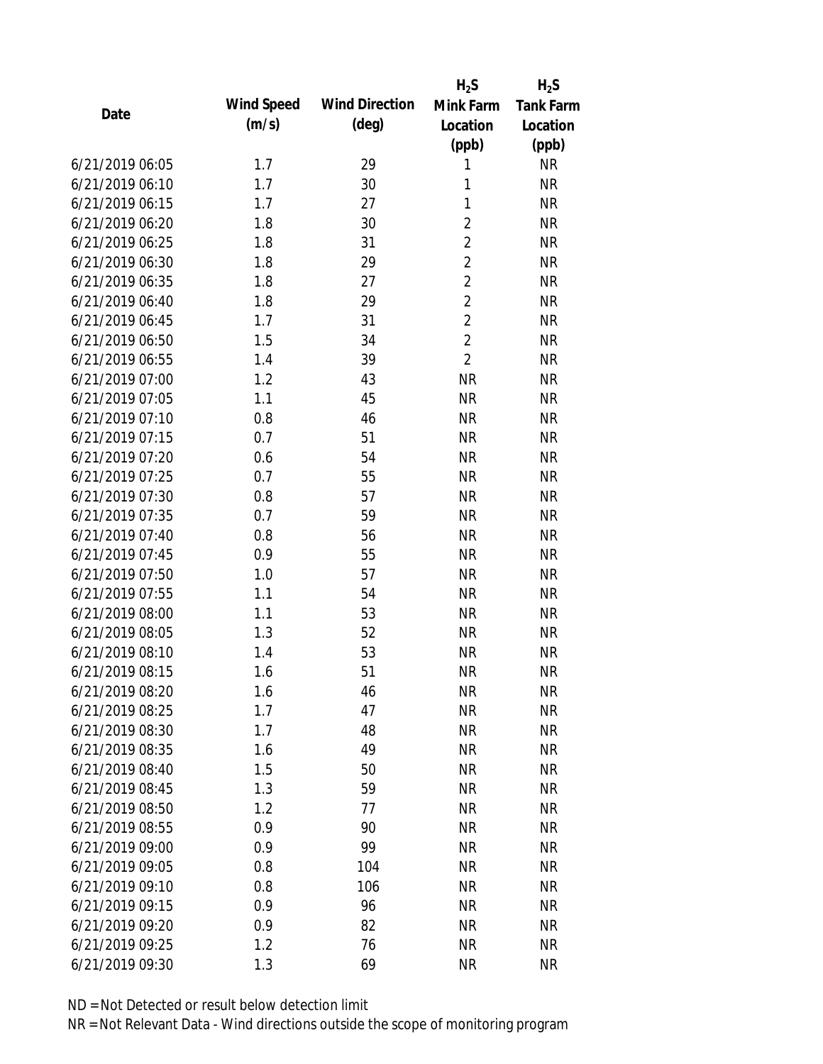| Date | Wind Speed (m/s) | Wind Direction (deg) | $H_2S$ Mink Farm Location (ppb) | $H_2S$ Tank Farm Location (ppb) |
|---|---|---|---|---|
| 6/21/2019 06:05 | 1.7 | 29 | 1 | NR |
| 6/21/2019 06:10 | 1.7 | 30 | 1 | NR |
| 6/21/2019 06:15 | 1.7 | 27 | 1 | NR |
| 6/21/2019 06:20 | 1.8 | 30 | 2 | NR |
| 6/21/2019 06:25 | 1.8 | 31 | 2 | NR |
| 6/21/2019 06:30 | 1.8 | 29 | 2 | NR |
| 6/21/2019 06:35 | 1.8 | 27 | 2 | NR |
| 6/21/2019 06:40 | 1.8 | 29 | 2 | NR |
| 6/21/2019 06:45 | 1.7 | 31 | 2 | NR |
| 6/21/2019 06:50 | 1.5 | 34 | 2 | NR |
| 6/21/2019 06:55 | 1.4 | 39 | 2 | NR |
| 6/21/2019 07:00 | 1.2 | 43 | NR | NR |
| 6/21/2019 07:05 | 1.1 | 45 | NR | NR |
| 6/21/2019 07:10 | 0.8 | 46 | NR | NR |
| 6/21/2019 07:15 | 0.7 | 51 | NR | NR |
| 6/21/2019 07:20 | 0.6 | 54 | NR | NR |
| 6/21/2019 07:25 | 0.7 | 55 | NR | NR |
| 6/21/2019 07:30 | 0.8 | 57 | NR | NR |
| 6/21/2019 07:35 | 0.7 | 59 | NR | NR |
| 6/21/2019 07:40 | 0.8 | 56 | NR | NR |
| 6/21/2019 07:45 | 0.9 | 55 | NR | NR |
| 6/21/2019 07:50 | 1.0 | 57 | NR | NR |
| 6/21/2019 07:55 | 1.1 | 54 | NR | NR |
| 6/21/2019 08:00 | 1.1 | 53 | NR | NR |
| 6/21/2019 08:05 | 1.3 | 52 | NR | NR |
| 6/21/2019 08:10 | 1.4 | 53 | NR | NR |
| 6/21/2019 08:15 | 1.6 | 51 | NR | NR |
| 6/21/2019 08:20 | 1.6 | 46 | NR | NR |
| 6/21/2019 08:25 | 1.7 | 47 | NR | NR |
| 6/21/2019 08:30 | 1.7 | 48 | NR | NR |
| 6/21/2019 08:35 | 1.6 | 49 | NR | NR |
| 6/21/2019 08:40 | 1.5 | 50 | NR | NR |
| 6/21/2019 08:45 | 1.3 | 59 | NR | NR |
| 6/21/2019 08:50 | 1.2 | 77 | NR | NR |
| 6/21/2019 08:55 | 0.9 | 90 | NR | NR |
| 6/21/2019 09:00 | 0.9 | 99 | NR | NR |
| 6/21/2019 09:05 | 0.8 | 104 | NR | NR |
| 6/21/2019 09:10 | 0.8 | 106 | NR | NR |
| 6/21/2019 09:15 | 0.9 | 96 | NR | NR |
| 6/21/2019 09:20 | 0.9 | 82 | NR | NR |
| 6/21/2019 09:25 | 1.2 | 76 | NR | NR |
| 6/21/2019 09:30 | 1.3 | 69 | NR | NR |

ND = Not Detected or result below detection limit

NR = Not Relevant Data - Wind directions outside the scope of monitoring program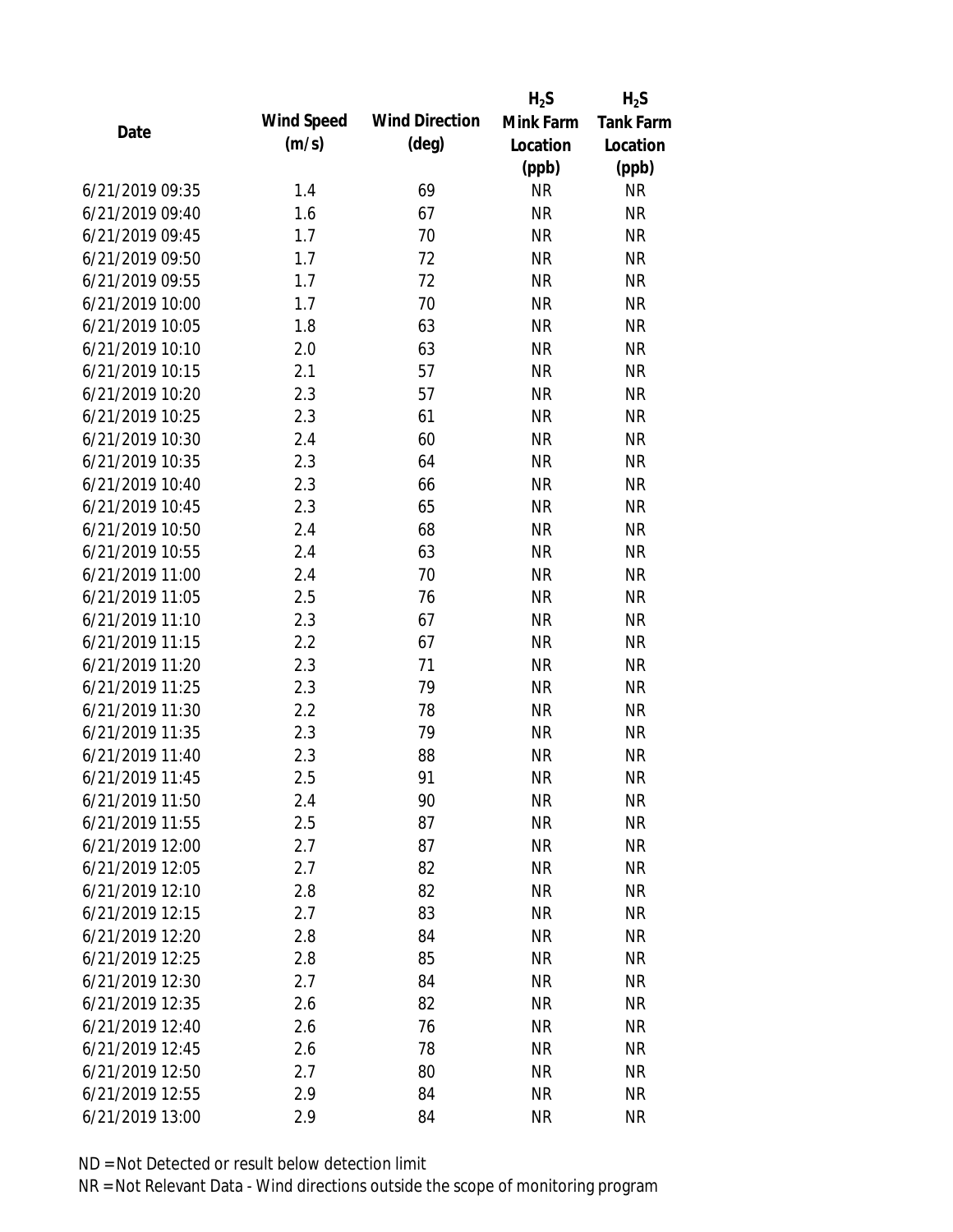| Date | Wind Speed (m/s) | Wind Direction (deg) | $H_2S$ Mink Farm Location (ppb) | $H_2S$ Tank Farm Location (ppb) |
|---|---|---|---|---|
| 6/21/2019 09:35 | 1.4 | 69 | NR | NR |
| 6/21/2019 09:40 | 1.6 | 67 | NR | NR |
| 6/21/2019 09:45 | 1.7 | 70 | NR | NR |
| 6/21/2019 09:50 | 1.7 | 72 | NR | NR |
| 6/21/2019 09:55 | 1.7 | 72 | NR | NR |
| 6/21/2019 10:00 | 1.7 | 70 | NR | NR |
| 6/21/2019 10:05 | 1.8 | 63 | NR | NR |
| 6/21/2019 10:10 | 2.0 | 63 | NR | NR |
| 6/21/2019 10:15 | 2.1 | 57 | NR | NR |
| 6/21/2019 10:20 | 2.3 | 57 | NR | NR |
| 6/21/2019 10:25 | 2.3 | 61 | NR | NR |
| 6/21/2019 10:30 | 2.4 | 60 | NR | NR |
| 6/21/2019 10:35 | 2.3 | 64 | NR | NR |
| 6/21/2019 10:40 | 2.3 | 66 | NR | NR |
| 6/21/2019 10:45 | 2.3 | 65 | NR | NR |
| 6/21/2019 10:50 | 2.4 | 68 | NR | NR |
| 6/21/2019 10:55 | 2.4 | 63 | NR | NR |
| 6/21/2019 11:00 | 2.4 | 70 | NR | NR |
| 6/21/2019 11:05 | 2.5 | 76 | NR | NR |
| 6/21/2019 11:10 | 2.3 | 67 | NR | NR |
| 6/21/2019 11:15 | 2.2 | 67 | NR | NR |
| 6/21/2019 11:20 | 2.3 | 71 | NR | NR |
| 6/21/2019 11:25 | 2.3 | 79 | NR | NR |
| 6/21/2019 11:30 | 2.2 | 78 | NR | NR |
| 6/21/2019 11:35 | 2.3 | 79 | NR | NR |
| 6/21/2019 11:40 | 2.3 | 88 | NR | NR |
| 6/21/2019 11:45 | 2.5 | 91 | NR | NR |
| 6/21/2019 11:50 | 2.4 | 90 | NR | NR |
| 6/21/2019 11:55 | 2.5 | 87 | NR | NR |
| 6/21/2019 12:00 | 2.7 | 87 | NR | NR |
| 6/21/2019 12:05 | 2.7 | 82 | NR | NR |
| 6/21/2019 12:10 | 2.8 | 82 | NR | NR |
| 6/21/2019 12:15 | 2.7 | 83 | NR | NR |
| 6/21/2019 12:20 | 2.8 | 84 | NR | NR |
| 6/21/2019 12:25 | 2.8 | 85 | NR | NR |
| 6/21/2019 12:30 | 2.7 | 84 | NR | NR |
| 6/21/2019 12:35 | 2.6 | 82 | NR | NR |
| 6/21/2019 12:40 | 2.6 | 76 | NR | NR |
| 6/21/2019 12:45 | 2.6 | 78 | NR | NR |
| 6/21/2019 12:50 | 2.7 | 80 | NR | NR |
| 6/21/2019 12:55 | 2.9 | 84 | NR | NR |
| 6/21/2019 13:00 | 2.9 | 84 | NR | NR |

ND = Not Detected or result below detection limit

NR = Not Relevant Data - Wind directions outside the scope of monitoring program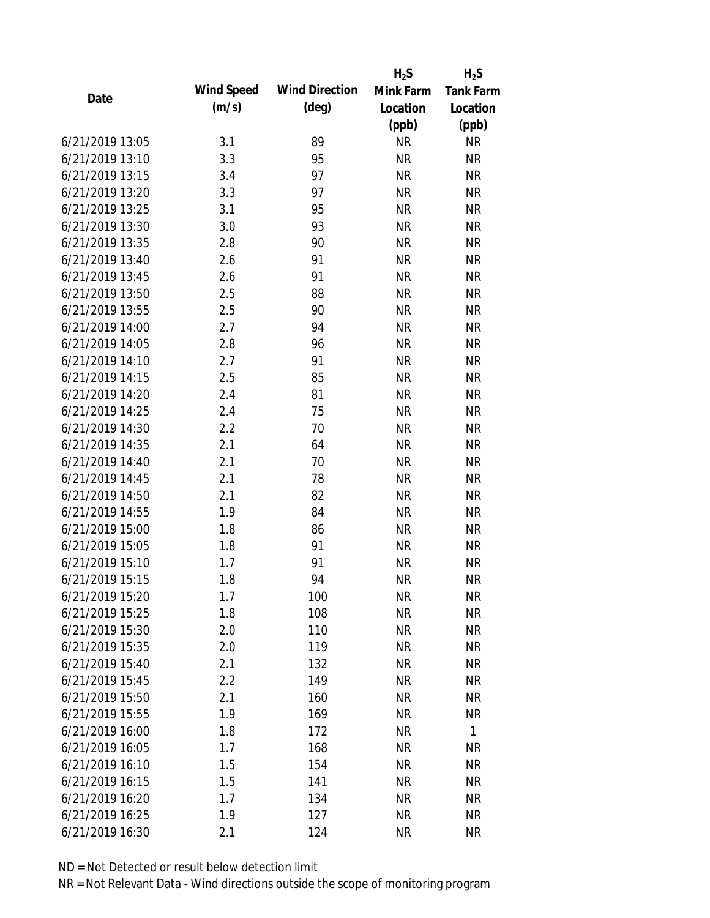| Date | Wind Speed (m/s) | Wind Direction (deg) | $H_2S$ Mink Farm Location (ppb) | $H_2S$ Tank Farm Location (ppb) |
|---|---|---|---|---|
| 6/21/2019 13:05 | 3.1 | 89 | NR | NR |
| 6/21/2019 13:10 | 3.3 | 95 | NR | NR |
| 6/21/2019 13:15 | 3.4 | 97 | NR | NR |
| 6/21/2019 13:20 | 3.3 | 97 | NR | NR |
| 6/21/2019 13:25 | 3.1 | 95 | NR | NR |
| 6/21/2019 13:30 | 3.0 | 93 | NR | NR |
| 6/21/2019 13:35 | 2.8 | 90 | NR | NR |
| 6/21/2019 13:40 | 2.6 | 91 | NR | NR |
| 6/21/2019 13:45 | 2.6 | 91 | NR | NR |
| 6/21/2019 13:50 | 2.5 | 88 | NR | NR |
| 6/21/2019 13:55 | 2.5 | 90 | NR | NR |
| 6/21/2019 14:00 | 2.7 | 94 | NR | NR |
| 6/21/2019 14:05 | 2.8 | 96 | NR | NR |
| 6/21/2019 14:10 | 2.7 | 91 | NR | NR |
| 6/21/2019 14:15 | 2.5 | 85 | NR | NR |
| 6/21/2019 14:20 | 2.4 | 81 | NR | NR |
| 6/21/2019 14:25 | 2.4 | 75 | NR | NR |
| 6/21/2019 14:30 | 2.2 | 70 | NR | NR |
| 6/21/2019 14:35 | 2.1 | 64 | NR | NR |
| 6/21/2019 14:40 | 2.1 | 70 | NR | NR |
| 6/21/2019 14:45 | 2.1 | 78 | NR | NR |
| 6/21/2019 14:50 | 2.1 | 82 | NR | NR |
| 6/21/2019 14:55 | 1.9 | 84 | NR | NR |
| 6/21/2019 15:00 | 1.8 | 86 | NR | NR |
| 6/21/2019 15:05 | 1.8 | 91 | NR | NR |
| 6/21/2019 15:10 | 1.7 | 91 | NR | NR |
| 6/21/2019 15:15 | 1.8 | 94 | NR | NR |
| 6/21/2019 15:20 | 1.7 | 100 | NR | NR |
| 6/21/2019 15:25 | 1.8 | 108 | NR | NR |
| 6/21/2019 15:30 | 2.0 | 110 | NR | NR |
| 6/21/2019 15:35 | 2.0 | 119 | NR | NR |
| 6/21/2019 15:40 | 2.1 | 132 | NR | NR |
| 6/21/2019 15:45 | 2.2 | 149 | NR | NR |
| 6/21/2019 15:50 | 2.1 | 160 | NR | NR |
| 6/21/2019 15:55 | 1.9 | 169 | NR | NR |
| 6/21/2019 16:00 | 1.8 | 172 | NR | 1 |
| 6/21/2019 16:05 | 1.7 | 168 | NR | NR |
| 6/21/2019 16:10 | 1.5 | 154 | NR | NR |
| 6/21/2019 16:15 | 1.5 | 141 | NR | NR |
| 6/21/2019 16:20 | 1.7 | 134 | NR | NR |
| 6/21/2019 16:25 | 1.9 | 127 | NR | NR |
| 6/21/2019 16:30 | 2.1 | 124 | NR | NR |

ND = Not Detected or result below detection limit

NR = Not Relevant Data - Wind directions outside the scope of monitoring program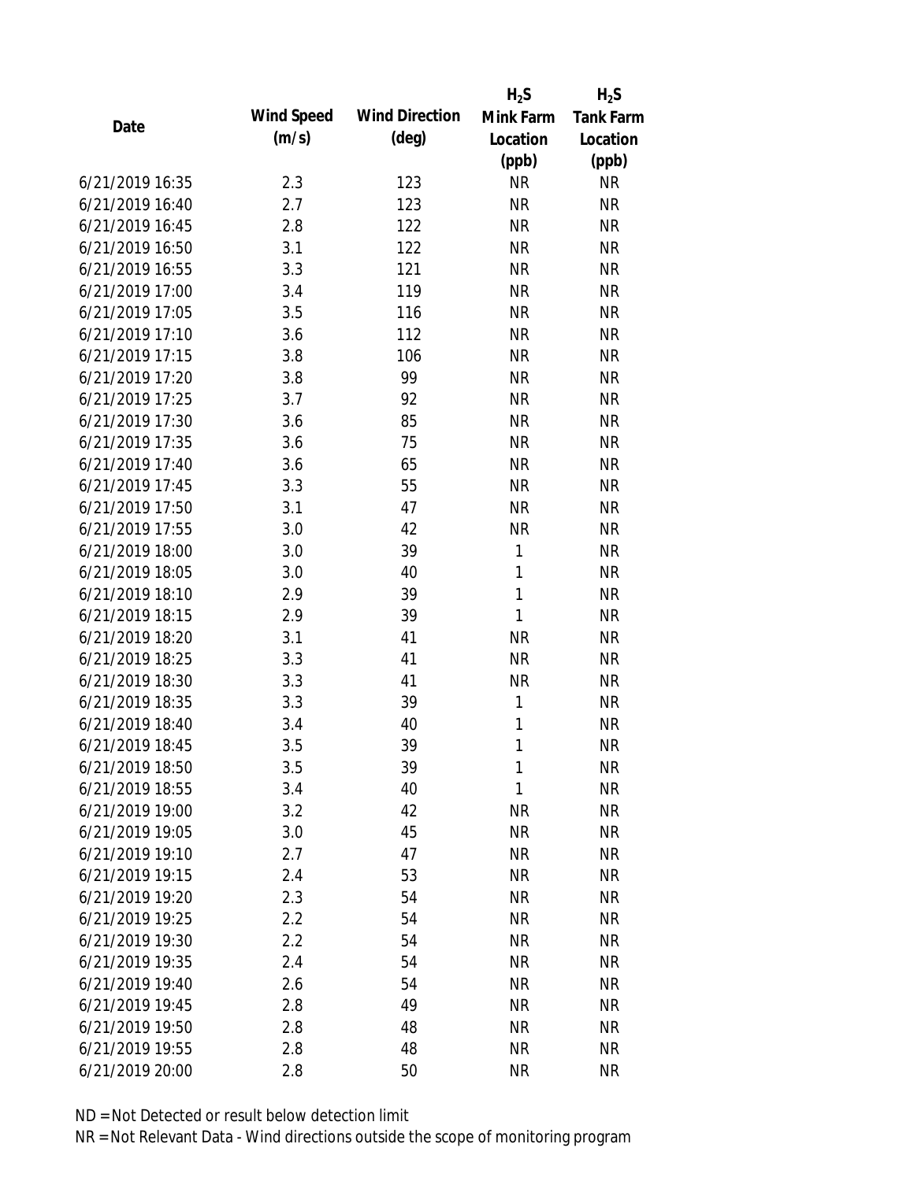| Date | Wind Speed (m/s) | Wind Direction (deg) | $H_2S$ Mink Farm Location (ppb) | $H_2S$ Tank Farm Location (ppb) |
|---|---|---|---|---|
| 6/21/2019 16:35 | 2.3 | 123 | NR | NR |
| 6/21/2019 16:40 | 2.7 | 123 | NR | NR |
| 6/21/2019 16:45 | 2.8 | 122 | NR | NR |
| 6/21/2019 16:50 | 3.1 | 122 | NR | NR |
| 6/21/2019 16:55 | 3.3 | 121 | NR | NR |
| 6/21/2019 17:00 | 3.4 | 119 | NR | NR |
| 6/21/2019 17:05 | 3.5 | 116 | NR | NR |
| 6/21/2019 17:10 | 3.6 | 112 | NR | NR |
| 6/21/2019 17:15 | 3.8 | 106 | NR | NR |
| 6/21/2019 17:20 | 3.8 | 99 | NR | NR |
| 6/21/2019 17:25 | 3.7 | 92 | NR | NR |
| 6/21/2019 17:30 | 3.6 | 85 | NR | NR |
| 6/21/2019 17:35 | 3.6 | 75 | NR | NR |
| 6/21/2019 17:40 | 3.6 | 65 | NR | NR |
| 6/21/2019 17:45 | 3.3 | 55 | NR | NR |
| 6/21/2019 17:50 | 3.1 | 47 | NR | NR |
| 6/21/2019 17:55 | 3.0 | 42 | NR | NR |
| 6/21/2019 18:00 | 3.0 | 39 | 1 | NR |
| 6/21/2019 18:05 | 3.0 | 40 | 1 | NR |
| 6/21/2019 18:10 | 2.9 | 39 | 1 | NR |
| 6/21/2019 18:15 | 2.9 | 39 | 1 | NR |
| 6/21/2019 18:20 | 3.1 | 41 | NR | NR |
| 6/21/2019 18:25 | 3.3 | 41 | NR | NR |
| 6/21/2019 18:30 | 3.3 | 41 | NR | NR |
| 6/21/2019 18:35 | 3.3 | 39 | 1 | NR |
| 6/21/2019 18:40 | 3.4 | 40 | 1 | NR |
| 6/21/2019 18:45 | 3.5 | 39 | 1 | NR |
| 6/21/2019 18:50 | 3.5 | 39 | 1 | NR |
| 6/21/2019 18:55 | 3.4 | 40 | 1 | NR |
| 6/21/2019 19:00 | 3.2 | 42 | NR | NR |
| 6/21/2019 19:05 | 3.0 | 45 | NR | NR |
| 6/21/2019 19:10 | 2.7 | 47 | NR | NR |
| 6/21/2019 19:15 | 2.4 | 53 | NR | NR |
| 6/21/2019 19:20 | 2.3 | 54 | NR | NR |
| 6/21/2019 19:25 | 2.2 | 54 | NR | NR |
| 6/21/2019 19:30 | 2.2 | 54 | NR | NR |
| 6/21/2019 19:35 | 2.4 | 54 | NR | NR |
| 6/21/2019 19:40 | 2.6 | 54 | NR | NR |
| 6/21/2019 19:45 | 2.8 | 49 | NR | NR |
| 6/21/2019 19:50 | 2.8 | 48 | NR | NR |
| 6/21/2019 19:55 | 2.8 | 48 | NR | NR |
| 6/21/2019 20:00 | 2.8 | 50 | NR | NR |

ND = Not Detected or result below detection limit

NR = Not Relevant Data - Wind directions outside the scope of monitoring program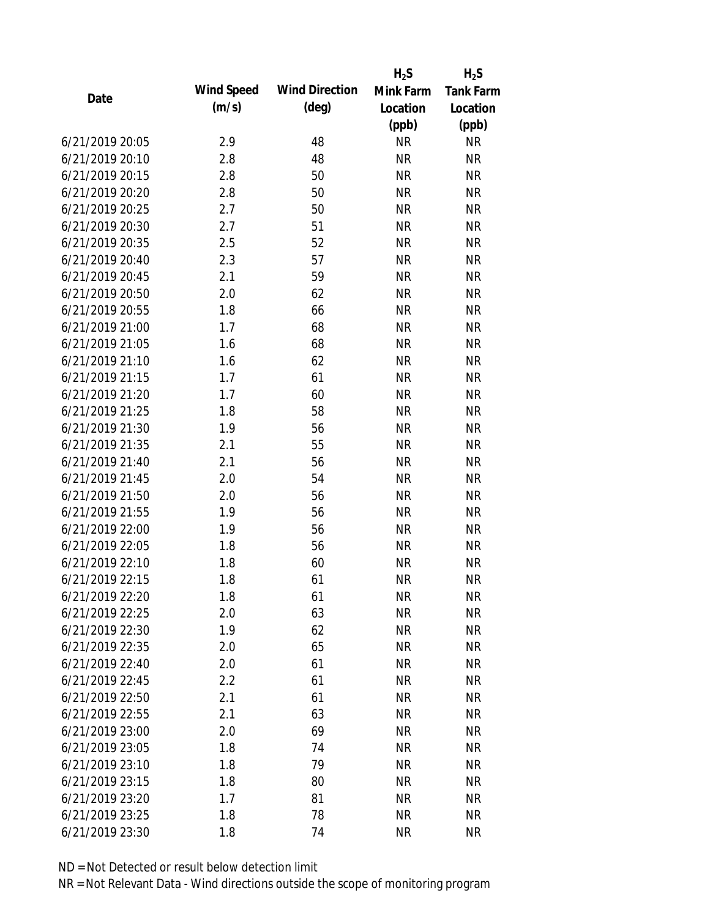| Date | Wind Speed (m/s) | Wind Direction (deg) | $H_2S$ Mink Farm Location (ppb) | $H_2S$ Tank Farm Location (ppb) |
|---|---|---|---|---|
| 6/21/2019 20:05 | 2.9 | 48 | NR | NR |
| 6/21/2019 20:10 | 2.8 | 48 | NR | NR |
| 6/21/2019 20:15 | 2.8 | 50 | NR | NR |
| 6/21/2019 20:20 | 2.8 | 50 | NR | NR |
| 6/21/2019 20:25 | 2.7 | 50 | NR | NR |
| 6/21/2019 20:30 | 2.7 | 51 | NR | NR |
| 6/21/2019 20:35 | 2.5 | 52 | NR | NR |
| 6/21/2019 20:40 | 2.3 | 57 | NR | NR |
| 6/21/2019 20:45 | 2.1 | 59 | NR | NR |
| 6/21/2019 20:50 | 2.0 | 62 | NR | NR |
| 6/21/2019 20:55 | 1.8 | 66 | NR | NR |
| 6/21/2019 21:00 | 1.7 | 68 | NR | NR |
| 6/21/2019 21:05 | 1.6 | 68 | NR | NR |
| 6/21/2019 21:10 | 1.6 | 62 | NR | NR |
| 6/21/2019 21:15 | 1.7 | 61 | NR | NR |
| 6/21/2019 21:20 | 1.7 | 60 | NR | NR |
| 6/21/2019 21:25 | 1.8 | 58 | NR | NR |
| 6/21/2019 21:30 | 1.9 | 56 | NR | NR |
| 6/21/2019 21:35 | 2.1 | 55 | NR | NR |
| 6/21/2019 21:40 | 2.1 | 56 | NR | NR |
| 6/21/2019 21:45 | 2.0 | 54 | NR | NR |
| 6/21/2019 21:50 | 2.0 | 56 | NR | NR |
| 6/21/2019 21:55 | 1.9 | 56 | NR | NR |
| 6/21/2019 22:00 | 1.9 | 56 | NR | NR |
| 6/21/2019 22:05 | 1.8 | 56 | NR | NR |
| 6/21/2019 22:10 | 1.8 | 60 | NR | NR |
| 6/21/2019 22:15 | 1.8 | 61 | NR | NR |
| 6/21/2019 22:20 | 1.8 | 61 | NR | NR |
| 6/21/2019 22:25 | 2.0 | 63 | NR | NR |
| 6/21/2019 22:30 | 1.9 | 62 | NR | NR |
| 6/21/2019 22:35 | 2.0 | 65 | NR | NR |
| 6/21/2019 22:40 | 2.0 | 61 | NR | NR |
| 6/21/2019 22:45 | 2.2 | 61 | NR | NR |
| 6/21/2019 22:50 | 2.1 | 61 | NR | NR |
| 6/21/2019 22:55 | 2.1 | 63 | NR | NR |
| 6/21/2019 23:00 | 2.0 | 69 | NR | NR |
| 6/21/2019 23:05 | 1.8 | 74 | NR | NR |
| 6/21/2019 23:10 | 1.8 | 79 | NR | NR |
| 6/21/2019 23:15 | 1.8 | 80 | NR | NR |
| 6/21/2019 23:20 | 1.7 | 81 | NR | NR |
| 6/21/2019 23:25 | 1.8 | 78 | NR | NR |
| 6/21/2019 23:30 | 1.8 | 74 | NR | NR |

ND = Not Detected or result below detection limit

NR = Not Relevant Data - Wind directions outside the scope of monitoring program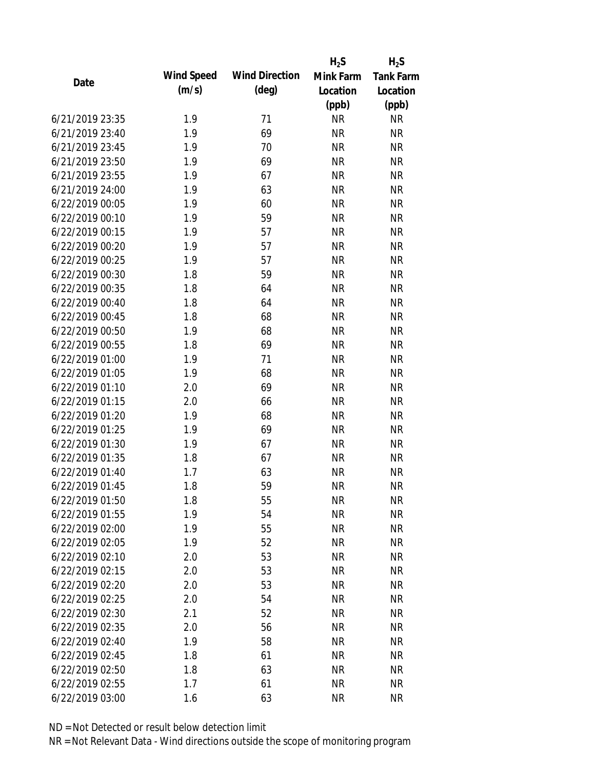| Date | Wind Speed (m/s) | Wind Direction (deg) | $H_2S$ Mink Farm Location (ppb) | $H_2S$ Tank Farm Location (ppb) |
|---|---|---|---|---|
| 6/21/2019 23:35 | 1.9 | 71 | NR | NR |
| 6/21/2019 23:40 | 1.9 | 69 | NR | NR |
| 6/21/2019 23:45 | 1.9 | 70 | NR | NR |
| 6/21/2019 23:50 | 1.9 | 69 | NR | NR |
| 6/21/2019 23:55 | 1.9 | 67 | NR | NR |
| 6/21/2019 24:00 | 1.9 | 63 | NR | NR |
| 6/22/2019 00:05 | 1.9 | 60 | NR | NR |
| 6/22/2019 00:10 | 1.9 | 59 | NR | NR |
| 6/22/2019 00:15 | 1.9 | 57 | NR | NR |
| 6/22/2019 00:20 | 1.9 | 57 | NR | NR |
| 6/22/2019 00:25 | 1.9 | 57 | NR | NR |
| 6/22/2019 00:30 | 1.8 | 59 | NR | NR |
| 6/22/2019 00:35 | 1.8 | 64 | NR | NR |
| 6/22/2019 00:40 | 1.8 | 64 | NR | NR |
| 6/22/2019 00:45 | 1.8 | 68 | NR | NR |
| 6/22/2019 00:50 | 1.9 | 68 | NR | NR |
| 6/22/2019 00:55 | 1.8 | 69 | NR | NR |
| 6/22/2019 01:00 | 1.9 | 71 | NR | NR |
| 6/22/2019 01:05 | 1.9 | 68 | NR | NR |
| 6/22/2019 01:10 | 2.0 | 69 | NR | NR |
| 6/22/2019 01:15 | 2.0 | 66 | NR | NR |
| 6/22/2019 01:20 | 1.9 | 68 | NR | NR |
| 6/22/2019 01:25 | 1.9 | 69 | NR | NR |
| 6/22/2019 01:30 | 1.9 | 67 | NR | NR |
| 6/22/2019 01:35 | 1.8 | 67 | NR | NR |
| 6/22/2019 01:40 | 1.7 | 63 | NR | NR |
| 6/22/2019 01:45 | 1.8 | 59 | NR | NR |
| 6/22/2019 01:50 | 1.8 | 55 | NR | NR |
| 6/22/2019 01:55 | 1.9 | 54 | NR | NR |
| 6/22/2019 02:00 | 1.9 | 55 | NR | NR |
| 6/22/2019 02:05 | 1.9 | 52 | NR | NR |
| 6/22/2019 02:10 | 2.0 | 53 | NR | NR |
| 6/22/2019 02:15 | 2.0 | 53 | NR | NR |
| 6/22/2019 02:20 | 2.0 | 53 | NR | NR |
| 6/22/2019 02:25 | 2.0 | 54 | NR | NR |
| 6/22/2019 02:30 | 2.1 | 52 | NR | NR |
| 6/22/2019 02:35 | 2.0 | 56 | NR | NR |
| 6/22/2019 02:40 | 1.9 | 58 | NR | NR |
| 6/22/2019 02:45 | 1.8 | 61 | NR | NR |
| 6/22/2019 02:50 | 1.8 | 63 | NR | NR |
| 6/22/2019 02:55 | 1.7 | 61 | NR | NR |
| 6/22/2019 03:00 | 1.6 | 63 | NR | NR |

ND = Not Detected or result below detection limit

NR = Not Relevant Data - Wind directions outside the scope of monitoring program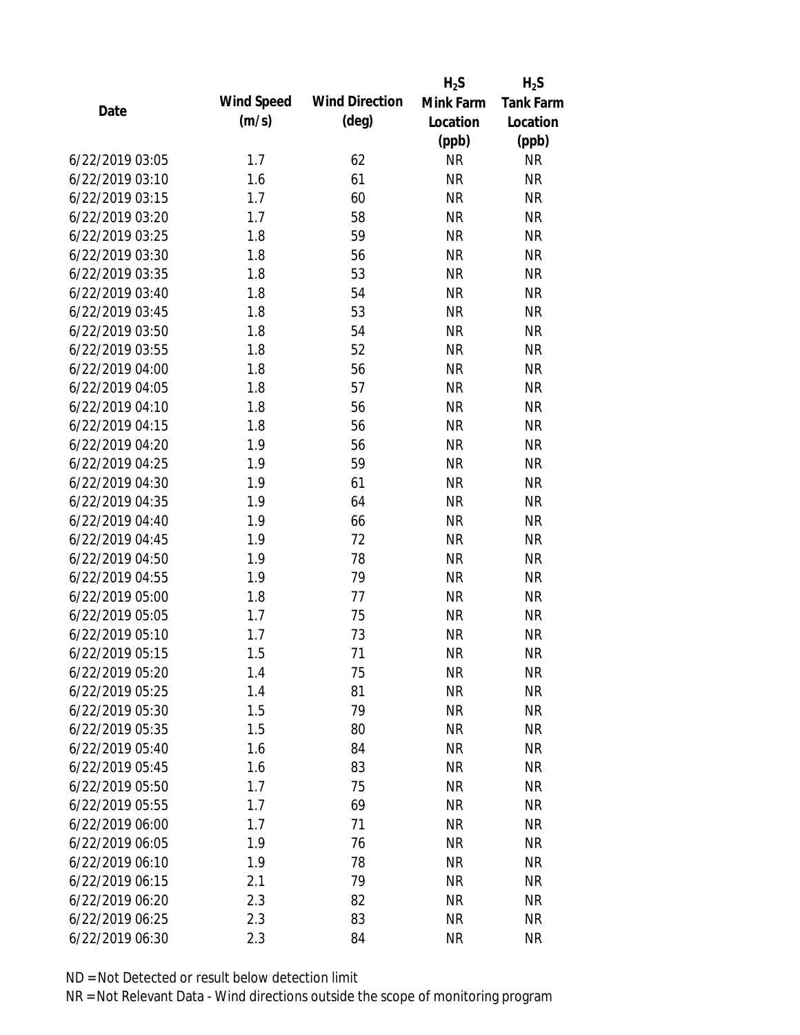| Date | Wind Speed (m/s) | Wind Direction (deg) | $H_2S$ Mink Farm Location (ppb) | $H_2S$ Tank Farm Location (ppb) |
|---|---|---|---|---|
| 6/22/2019 03:05 | 1.7 | 62 | NR | NR |
| 6/22/2019 03:10 | 1.6 | 61 | NR | NR |
| 6/22/2019 03:15 | 1.7 | 60 | NR | NR |
| 6/22/2019 03:20 | 1.7 | 58 | NR | NR |
| 6/22/2019 03:25 | 1.8 | 59 | NR | NR |
| 6/22/2019 03:30 | 1.8 | 56 | NR | NR |
| 6/22/2019 03:35 | 1.8 | 53 | NR | NR |
| 6/22/2019 03:40 | 1.8 | 54 | NR | NR |
| 6/22/2019 03:45 | 1.8 | 53 | NR | NR |
| 6/22/2019 03:50 | 1.8 | 54 | NR | NR |
| 6/22/2019 03:55 | 1.8 | 52 | NR | NR |
| 6/22/2019 04:00 | 1.8 | 56 | NR | NR |
| 6/22/2019 04:05 | 1.8 | 57 | NR | NR |
| 6/22/2019 04:10 | 1.8 | 56 | NR | NR |
| 6/22/2019 04:15 | 1.8 | 56 | NR | NR |
| 6/22/2019 04:20 | 1.9 | 56 | NR | NR |
| 6/22/2019 04:25 | 1.9 | 59 | NR | NR |
| 6/22/2019 04:30 | 1.9 | 61 | NR | NR |
| 6/22/2019 04:35 | 1.9 | 64 | NR | NR |
| 6/22/2019 04:40 | 1.9 | 66 | NR | NR |
| 6/22/2019 04:45 | 1.9 | 72 | NR | NR |
| 6/22/2019 04:50 | 1.9 | 78 | NR | NR |
| 6/22/2019 04:55 | 1.9 | 79 | NR | NR |
| 6/22/2019 05:00 | 1.8 | 77 | NR | NR |
| 6/22/2019 05:05 | 1.7 | 75 | NR | NR |
| 6/22/2019 05:10 | 1.7 | 73 | NR | NR |
| 6/22/2019 05:15 | 1.5 | 71 | NR | NR |
| 6/22/2019 05:20 | 1.4 | 75 | NR | NR |
| 6/22/2019 05:25 | 1.4 | 81 | NR | NR |
| 6/22/2019 05:30 | 1.5 | 79 | NR | NR |
| 6/22/2019 05:35 | 1.5 | 80 | NR | NR |
| 6/22/2019 05:40 | 1.6 | 84 | NR | NR |
| 6/22/2019 05:45 | 1.6 | 83 | NR | NR |
| 6/22/2019 05:50 | 1.7 | 75 | NR | NR |
| 6/22/2019 05:55 | 1.7 | 69 | NR | NR |
| 6/22/2019 06:00 | 1.7 | 71 | NR | NR |
| 6/22/2019 06:05 | 1.9 | 76 | NR | NR |
| 6/22/2019 06:10 | 1.9 | 78 | NR | NR |
| 6/22/2019 06:15 | 2.1 | 79 | NR | NR |
| 6/22/2019 06:20 | 2.3 | 82 | NR | NR |
| 6/22/2019 06:25 | 2.3 | 83 | NR | NR |
| 6/22/2019 06:30 | 2.3 | 84 | NR | NR |

ND = Not Detected or result below detection limit

NR = Not Relevant Data - Wind directions outside the scope of monitoring program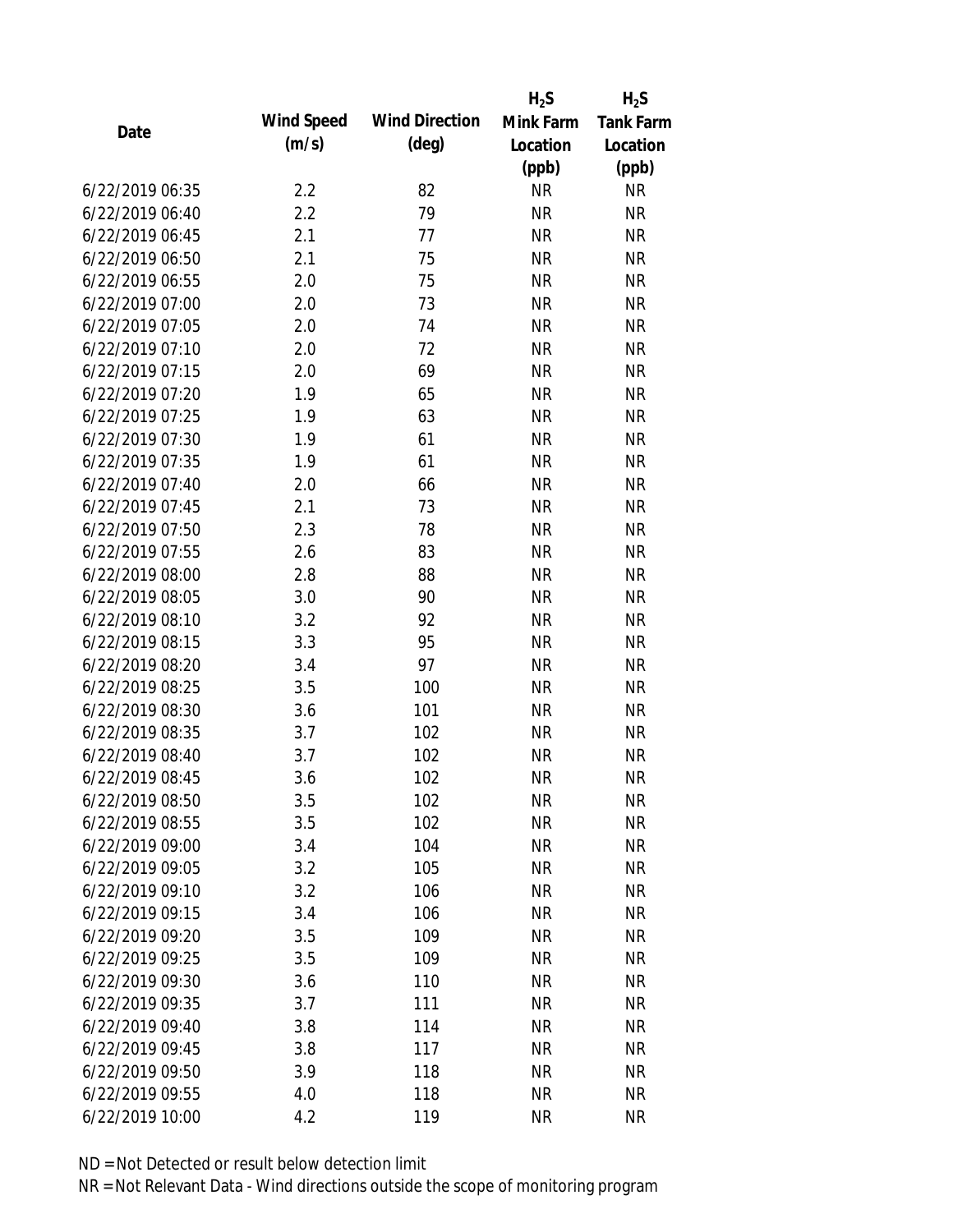| Date | Wind Speed (m/s) | Wind Direction (deg) | $H_2S$ Mink Farm Location (ppb) | $H_2S$ Tank Farm Location (ppb) |
|---|---|---|---|---|
| 6/22/2019 06:35 | 2.2 | 82 | NR | NR |
| 6/22/2019 06:40 | 2.2 | 79 | NR | NR |
| 6/22/2019 06:45 | 2.1 | 77 | NR | NR |
| 6/22/2019 06:50 | 2.1 | 75 | NR | NR |
| 6/22/2019 06:55 | 2.0 | 75 | NR | NR |
| 6/22/2019 07:00 | 2.0 | 73 | NR | NR |
| 6/22/2019 07:05 | 2.0 | 74 | NR | NR |
| 6/22/2019 07:10 | 2.0 | 72 | NR | NR |
| 6/22/2019 07:15 | 2.0 | 69 | NR | NR |
| 6/22/2019 07:20 | 1.9 | 65 | NR | NR |
| 6/22/2019 07:25 | 1.9 | 63 | NR | NR |
| 6/22/2019 07:30 | 1.9 | 61 | NR | NR |
| 6/22/2019 07:35 | 1.9 | 61 | NR | NR |
| 6/22/2019 07:40 | 2.0 | 66 | NR | NR |
| 6/22/2019 07:45 | 2.1 | 73 | NR | NR |
| 6/22/2019 07:50 | 2.3 | 78 | NR | NR |
| 6/22/2019 07:55 | 2.6 | 83 | NR | NR |
| 6/22/2019 08:00 | 2.8 | 88 | NR | NR |
| 6/22/2019 08:05 | 3.0 | 90 | NR | NR |
| 6/22/2019 08:10 | 3.2 | 92 | NR | NR |
| 6/22/2019 08:15 | 3.3 | 95 | NR | NR |
| 6/22/2019 08:20 | 3.4 | 97 | NR | NR |
| 6/22/2019 08:25 | 3.5 | 100 | NR | NR |
| 6/22/2019 08:30 | 3.6 | 101 | NR | NR |
| 6/22/2019 08:35 | 3.7 | 102 | NR | NR |
| 6/22/2019 08:40 | 3.7 | 102 | NR | NR |
| 6/22/2019 08:45 | 3.6 | 102 | NR | NR |
| 6/22/2019 08:50 | 3.5 | 102 | NR | NR |
| 6/22/2019 08:55 | 3.5 | 102 | NR | NR |
| 6/22/2019 09:00 | 3.4 | 104 | NR | NR |
| 6/22/2019 09:05 | 3.2 | 105 | NR | NR |
| 6/22/2019 09:10 | 3.2 | 106 | NR | NR |
| 6/22/2019 09:15 | 3.4 | 106 | NR | NR |
| 6/22/2019 09:20 | 3.5 | 109 | NR | NR |
| 6/22/2019 09:25 | 3.5 | 109 | NR | NR |
| 6/22/2019 09:30 | 3.6 | 110 | NR | NR |
| 6/22/2019 09:35 | 3.7 | 111 | NR | NR |
| 6/22/2019 09:40 | 3.8 | 114 | NR | NR |
| 6/22/2019 09:45 | 3.8 | 117 | NR | NR |
| 6/22/2019 09:50 | 3.9 | 118 | NR | NR |
| 6/22/2019 09:55 | 4.0 | 118 | NR | NR |
| 6/22/2019 10:00 | 4.2 | 119 | NR | NR |

ND = Not Detected or result below detection limit

NR = Not Relevant Data - Wind directions outside the scope of monitoring program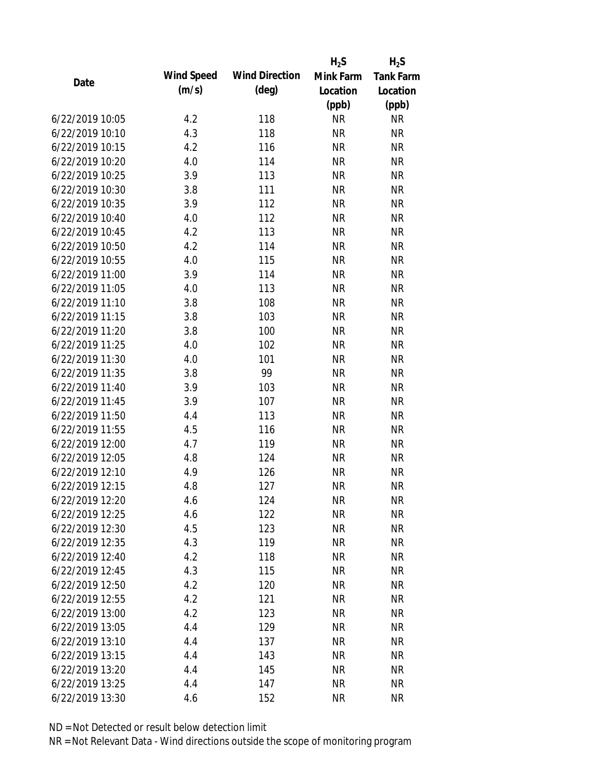| Date | Wind Speed (m/s) | Wind Direction (deg) | $H_2S$ Mink Farm Location (ppb) | $H_2S$ Tank Farm Location (ppb) |
|---|---|---|---|---|
| 6/22/2019 10:05 | 4.2 | 118 | NR | NR |
| 6/22/2019 10:10 | 4.3 | 118 | NR | NR |
| 6/22/2019 10:15 | 4.2 | 116 | NR | NR |
| 6/22/2019 10:20 | 4.0 | 114 | NR | NR |
| 6/22/2019 10:25 | 3.9 | 113 | NR | NR |
| 6/22/2019 10:30 | 3.8 | 111 | NR | NR |
| 6/22/2019 10:35 | 3.9 | 112 | NR | NR |
| 6/22/2019 10:40 | 4.0 | 112 | NR | NR |
| 6/22/2019 10:45 | 4.2 | 113 | NR | NR |
| 6/22/2019 10:50 | 4.2 | 114 | NR | NR |
| 6/22/2019 10:55 | 4.0 | 115 | NR | NR |
| 6/22/2019 11:00 | 3.9 | 114 | NR | NR |
| 6/22/2019 11:05 | 4.0 | 113 | NR | NR |
| 6/22/2019 11:10 | 3.8 | 108 | NR | NR |
| 6/22/2019 11:15 | 3.8 | 103 | NR | NR |
| 6/22/2019 11:20 | 3.8 | 100 | NR | NR |
| 6/22/2019 11:25 | 4.0 | 102 | NR | NR |
| 6/22/2019 11:30 | 4.0 | 101 | NR | NR |
| 6/22/2019 11:35 | 3.8 | 99 | NR | NR |
| 6/22/2019 11:40 | 3.9 | 103 | NR | NR |
| 6/22/2019 11:45 | 3.9 | 107 | NR | NR |
| 6/22/2019 11:50 | 4.4 | 113 | NR | NR |
| 6/22/2019 11:55 | 4.5 | 116 | NR | NR |
| 6/22/2019 12:00 | 4.7 | 119 | NR | NR |
| 6/22/2019 12:05 | 4.8 | 124 | NR | NR |
| 6/22/2019 12:10 | 4.9 | 126 | NR | NR |
| 6/22/2019 12:15 | 4.8 | 127 | NR | NR |
| 6/22/2019 12:20 | 4.6 | 124 | NR | NR |
| 6/22/2019 12:25 | 4.6 | 122 | NR | NR |
| 6/22/2019 12:30 | 4.5 | 123 | NR | NR |
| 6/22/2019 12:35 | 4.3 | 119 | NR | NR |
| 6/22/2019 12:40 | 4.2 | 118 | NR | NR |
| 6/22/2019 12:45 | 4.3 | 115 | NR | NR |
| 6/22/2019 12:50 | 4.2 | 120 | NR | NR |
| 6/22/2019 12:55 | 4.2 | 121 | NR | NR |
| 6/22/2019 13:00 | 4.2 | 123 | NR | NR |
| 6/22/2019 13:05 | 4.4 | 129 | NR | NR |
| 6/22/2019 13:10 | 4.4 | 137 | NR | NR |
| 6/22/2019 13:15 | 4.4 | 143 | NR | NR |
| 6/22/2019 13:20 | 4.4 | 145 | NR | NR |
| 6/22/2019 13:25 | 4.4 | 147 | NR | NR |
| 6/22/2019 13:30 | 4.6 | 152 | NR | NR |

ND = Not Detected or result below detection limit

NR = Not Relevant Data - Wind directions outside the scope of monitoring program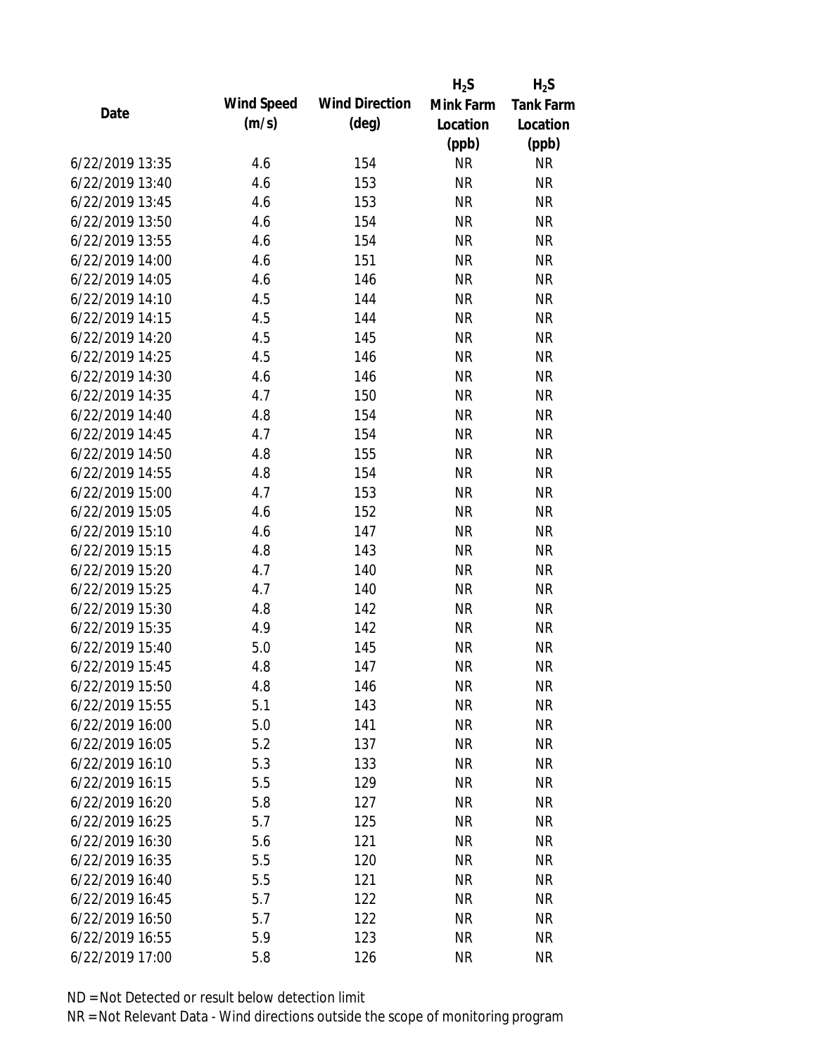| Date | Wind Speed (m/s) | Wind Direction (deg) | $H_2S$ Mink Farm Location (ppb) | $H_2S$ Tank Farm Location (ppb) |
|---|---|---|---|---|
| 6/22/2019 13:35 | 4.6 | 154 | NR | NR |
| 6/22/2019 13:40 | 4.6 | 153 | NR | NR |
| 6/22/2019 13:45 | 4.6 | 153 | NR | NR |
| 6/22/2019 13:50 | 4.6 | 154 | NR | NR |
| 6/22/2019 13:55 | 4.6 | 154 | NR | NR |
| 6/22/2019 14:00 | 4.6 | 151 | NR | NR |
| 6/22/2019 14:05 | 4.6 | 146 | NR | NR |
| 6/22/2019 14:10 | 4.5 | 144 | NR | NR |
| 6/22/2019 14:15 | 4.5 | 144 | NR | NR |
| 6/22/2019 14:20 | 4.5 | 145 | NR | NR |
| 6/22/2019 14:25 | 4.5 | 146 | NR | NR |
| 6/22/2019 14:30 | 4.6 | 146 | NR | NR |
| 6/22/2019 14:35 | 4.7 | 150 | NR | NR |
| 6/22/2019 14:40 | 4.8 | 154 | NR | NR |
| 6/22/2019 14:45 | 4.7 | 154 | NR | NR |
| 6/22/2019 14:50 | 4.8 | 155 | NR | NR |
| 6/22/2019 14:55 | 4.8 | 154 | NR | NR |
| 6/22/2019 15:00 | 4.7 | 153 | NR | NR |
| 6/22/2019 15:05 | 4.6 | 152 | NR | NR |
| 6/22/2019 15:10 | 4.6 | 147 | NR | NR |
| 6/22/2019 15:15 | 4.8 | 143 | NR | NR |
| 6/22/2019 15:20 | 4.7 | 140 | NR | NR |
| 6/22/2019 15:25 | 4.7 | 140 | NR | NR |
| 6/22/2019 15:30 | 4.8 | 142 | NR | NR |
| 6/22/2019 15:35 | 4.9 | 142 | NR | NR |
| 6/22/2019 15:40 | 5.0 | 145 | NR | NR |
| 6/22/2019 15:45 | 4.8 | 147 | NR | NR |
| 6/22/2019 15:50 | 4.8 | 146 | NR | NR |
| 6/22/2019 15:55 | 5.1 | 143 | NR | NR |
| 6/22/2019 16:00 | 5.0 | 141 | NR | NR |
| 6/22/2019 16:05 | 5.2 | 137 | NR | NR |
| 6/22/2019 16:10 | 5.3 | 133 | NR | NR |
| 6/22/2019 16:15 | 5.5 | 129 | NR | NR |
| 6/22/2019 16:20 | 5.8 | 127 | NR | NR |
| 6/22/2019 16:25 | 5.7 | 125 | NR | NR |
| 6/22/2019 16:30 | 5.6 | 121 | NR | NR |
| 6/22/2019 16:35 | 5.5 | 120 | NR | NR |
| 6/22/2019 16:40 | 5.5 | 121 | NR | NR |
| 6/22/2019 16:45 | 5.7 | 122 | NR | NR |
| 6/22/2019 16:50 | 5.7 | 122 | NR | NR |
| 6/22/2019 16:55 | 5.9 | 123 | NR | NR |
| 6/22/2019 17:00 | 5.8 | 126 | NR | NR |

ND = Not Detected or result below detection limit
NR = Not Relevant Data - Wind directions outside the scope of monitoring program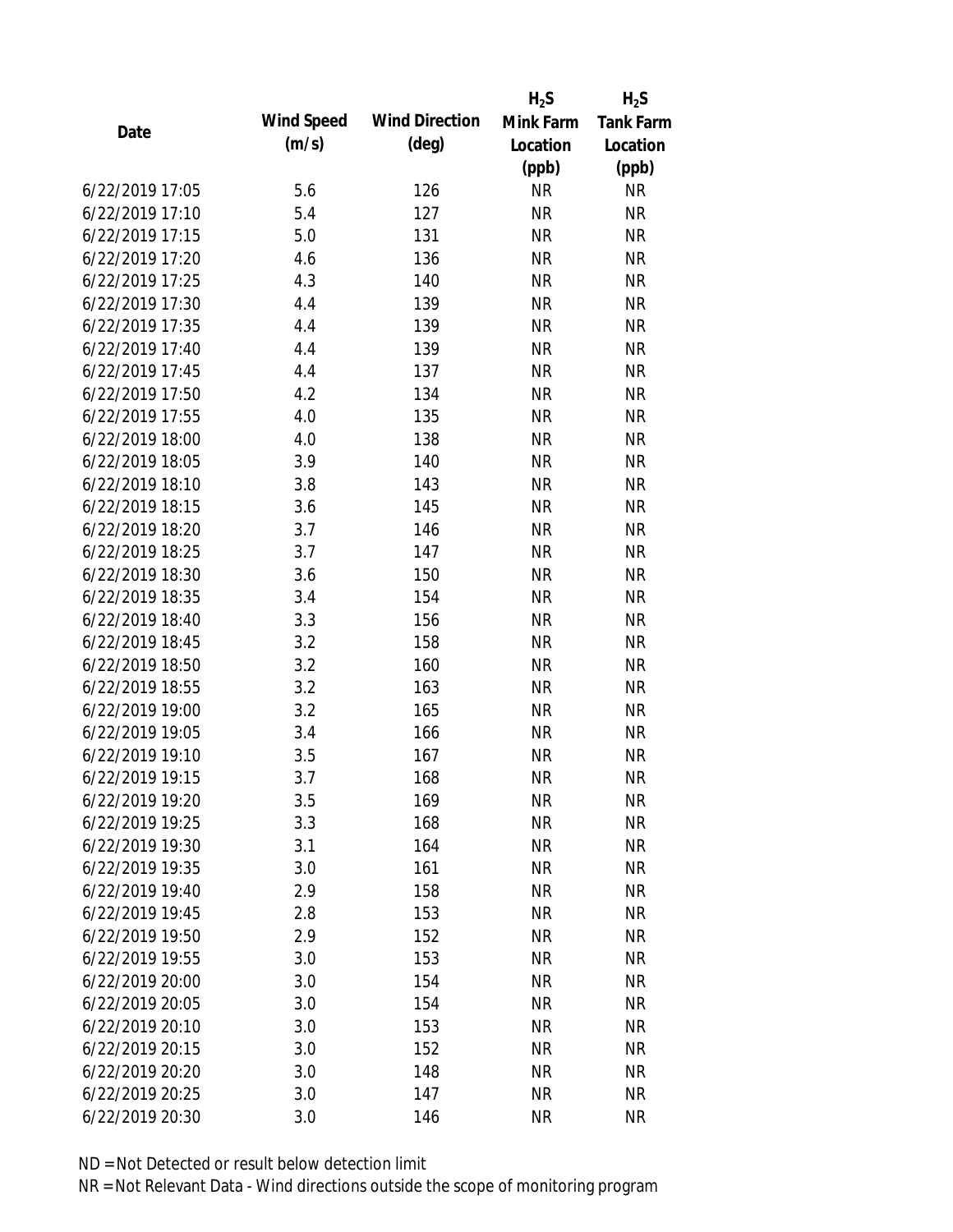| Date | Wind Speed (m/s) | Wind Direction (deg) | $H_2S$ Mink Farm Location (ppb) | $H_2S$ Tank Farm Location (ppb) |
|---|---|---|---|---|
| 6/22/2019 17:05 | 5.6 | 126 | NR | NR |
| 6/22/2019 17:10 | 5.4 | 127 | NR | NR |
| 6/22/2019 17:15 | 5.0 | 131 | NR | NR |
| 6/22/2019 17:20 | 4.6 | 136 | NR | NR |
| 6/22/2019 17:25 | 4.3 | 140 | NR | NR |
| 6/22/2019 17:30 | 4.4 | 139 | NR | NR |
| 6/22/2019 17:35 | 4.4 | 139 | NR | NR |
| 6/22/2019 17:40 | 4.4 | 139 | NR | NR |
| 6/22/2019 17:45 | 4.4 | 137 | NR | NR |
| 6/22/2019 17:50 | 4.2 | 134 | NR | NR |
| 6/22/2019 17:55 | 4.0 | 135 | NR | NR |
| 6/22/2019 18:00 | 4.0 | 138 | NR | NR |
| 6/22/2019 18:05 | 3.9 | 140 | NR | NR |
| 6/22/2019 18:10 | 3.8 | 143 | NR | NR |
| 6/22/2019 18:15 | 3.6 | 145 | NR | NR |
| 6/22/2019 18:20 | 3.7 | 146 | NR | NR |
| 6/22/2019 18:25 | 3.7 | 147 | NR | NR |
| 6/22/2019 18:30 | 3.6 | 150 | NR | NR |
| 6/22/2019 18:35 | 3.4 | 154 | NR | NR |
| 6/22/2019 18:40 | 3.3 | 156 | NR | NR |
| 6/22/2019 18:45 | 3.2 | 158 | NR | NR |
| 6/22/2019 18:50 | 3.2 | 160 | NR | NR |
| 6/22/2019 18:55 | 3.2 | 163 | NR | NR |
| 6/22/2019 19:00 | 3.2 | 165 | NR | NR |
| 6/22/2019 19:05 | 3.4 | 166 | NR | NR |
| 6/22/2019 19:10 | 3.5 | 167 | NR | NR |
| 6/22/2019 19:15 | 3.7 | 168 | NR | NR |
| 6/22/2019 19:20 | 3.5 | 169 | NR | NR |
| 6/22/2019 19:25 | 3.3 | 168 | NR | NR |
| 6/22/2019 19:30 | 3.1 | 164 | NR | NR |
| 6/22/2019 19:35 | 3.0 | 161 | NR | NR |
| 6/22/2019 19:40 | 2.9 | 158 | NR | NR |
| 6/22/2019 19:45 | 2.8 | 153 | NR | NR |
| 6/22/2019 19:50 | 2.9 | 152 | NR | NR |
| 6/22/2019 19:55 | 3.0 | 153 | NR | NR |
| 6/22/2019 20:00 | 3.0 | 154 | NR | NR |
| 6/22/2019 20:05 | 3.0 | 154 | NR | NR |
| 6/22/2019 20:10 | 3.0 | 153 | NR | NR |
| 6/22/2019 20:15 | 3.0 | 152 | NR | NR |
| 6/22/2019 20:20 | 3.0 | 148 | NR | NR |
| 6/22/2019 20:25 | 3.0 | 147 | NR | NR |
| 6/22/2019 20:30 | 3.0 | 146 | NR | NR |

ND = Not Detected or result below detection limit

NR = Not Relevant Data - Wind directions outside the scope of monitoring program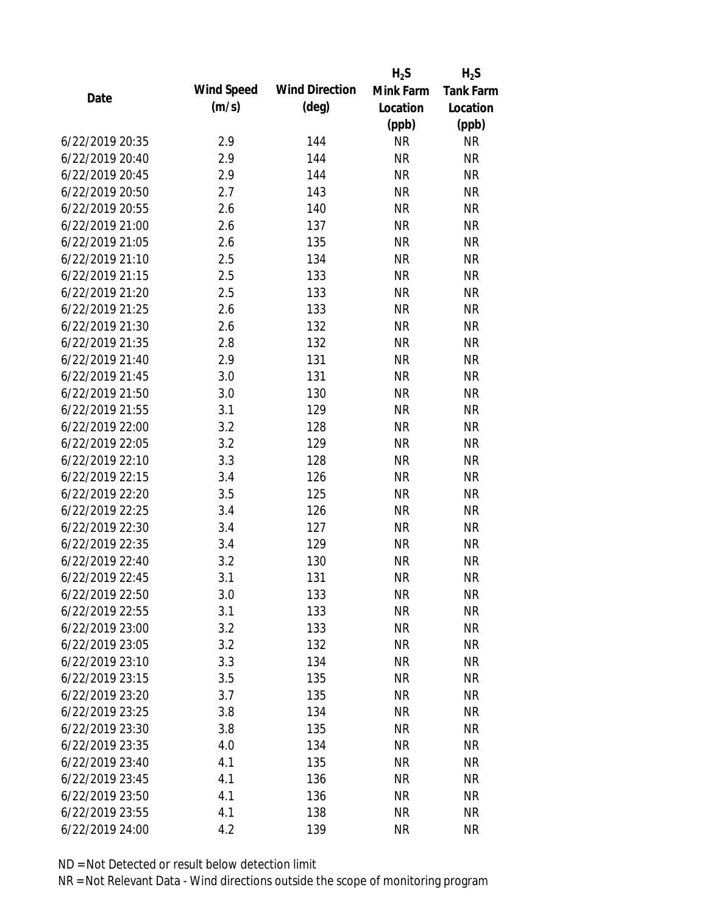| Date | Wind Speed (m/s) | Wind Direction (deg) | $H_2S$ Mink Farm Location (ppb) | $H_2S$ Tank Farm Location (ppb) |
| --- | --- | --- | --- | --- |
| 6/22/2019 20:35 | 2.9 | 144 | NR | NR |
| 6/22/2019 20:40 | 2.9 | 144 | NR | NR |
| 6/22/2019 20:45 | 2.9 | 144 | NR | NR |
| 6/22/2019 20:50 | 2.7 | 143 | NR | NR |
| 6/22/2019 20:55 | 2.6 | 140 | NR | NR |
| 6/22/2019 21:00 | 2.6 | 137 | NR | NR |
| 6/22/2019 21:05 | 2.6 | 135 | NR | NR |
| 6/22/2019 21:10 | 2.5 | 134 | NR | NR |
| 6/22/2019 21:15 | 2.5 | 133 | NR | NR |
| 6/22/2019 21:20 | 2.5 | 133 | NR | NR |
| 6/22/2019 21:25 | 2.6 | 133 | NR | NR |
| 6/22/2019 21:30 | 2.6 | 132 | NR | NR |
| 6/22/2019 21:35 | 2.8 | 132 | NR | NR |
| 6/22/2019 21:40 | 2.9 | 131 | NR | NR |
| 6/22/2019 21:45 | 3.0 | 131 | NR | NR |
| 6/22/2019 21:50 | 3.0 | 130 | NR | NR |
| 6/22/2019 21:55 | 3.1 | 129 | NR | NR |
| 6/22/2019 22:00 | 3.2 | 128 | NR | NR |
| 6/22/2019 22:05 | 3.2 | 129 | NR | NR |
| 6/22/2019 22:10 | 3.3 | 128 | NR | NR |
| 6/22/2019 22:15 | 3.4 | 126 | NR | NR |
| 6/22/2019 22:20 | 3.5 | 125 | NR | NR |
| 6/22/2019 22:25 | 3.4 | 126 | NR | NR |
| 6/22/2019 22:30 | 3.4 | 127 | NR | NR |
| 6/22/2019 22:35 | 3.4 | 129 | NR | NR |
| 6/22/2019 22:40 | 3.2 | 130 | NR | NR |
| 6/22/2019 22:45 | 3.1 | 131 | NR | NR |
| 6/22/2019 22:50 | 3.0 | 133 | NR | NR |
| 6/22/2019 22:55 | 3.1 | 133 | NR | NR |
| 6/22/2019 23:00 | 3.2 | 133 | NR | NR |
| 6/22/2019 23:05 | 3.2 | 132 | NR | NR |
| 6/22/2019 23:10 | 3.3 | 134 | NR | NR |
| 6/22/2019 23:15 | 3.5 | 135 | NR | NR |
| 6/22/2019 23:20 | 3.7 | 135 | NR | NR |
| 6/22/2019 23:25 | 3.8 | 134 | NR | NR |
| 6/22/2019 23:30 | 3.8 | 135 | NR | NR |
| 6/22/2019 23:35 | 4.0 | 134 | NR | NR |
| 6/22/2019 23:40 | 4.1 | 135 | NR | NR |
| 6/22/2019 23:45 | 4.1 | 136 | NR | NR |
| 6/22/2019 23:50 | 4.1 | 136 | NR | NR |
| 6/22/2019 23:55 | 4.1 | 138 | NR | NR |
| 6/22/2019 24:00 | 4.2 | 139 | NR | NR |

ND = Not Detected or result below detection limit

NR = Not Relevant Data - Wind directions outside the scope of monitoring program